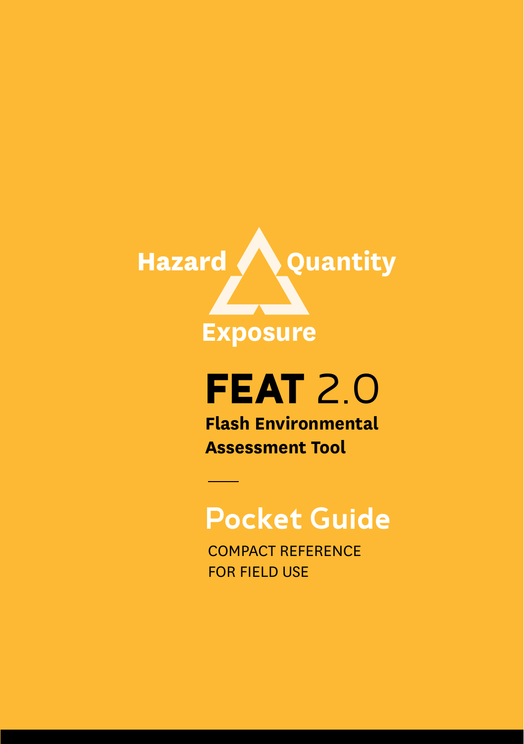Hazard

Quantity

Exposure

# FEAT 2.0

**Flash Environmental Assessment Tool**

## Pocket Guide

COMPACT REFERENCE FOR FIELD USE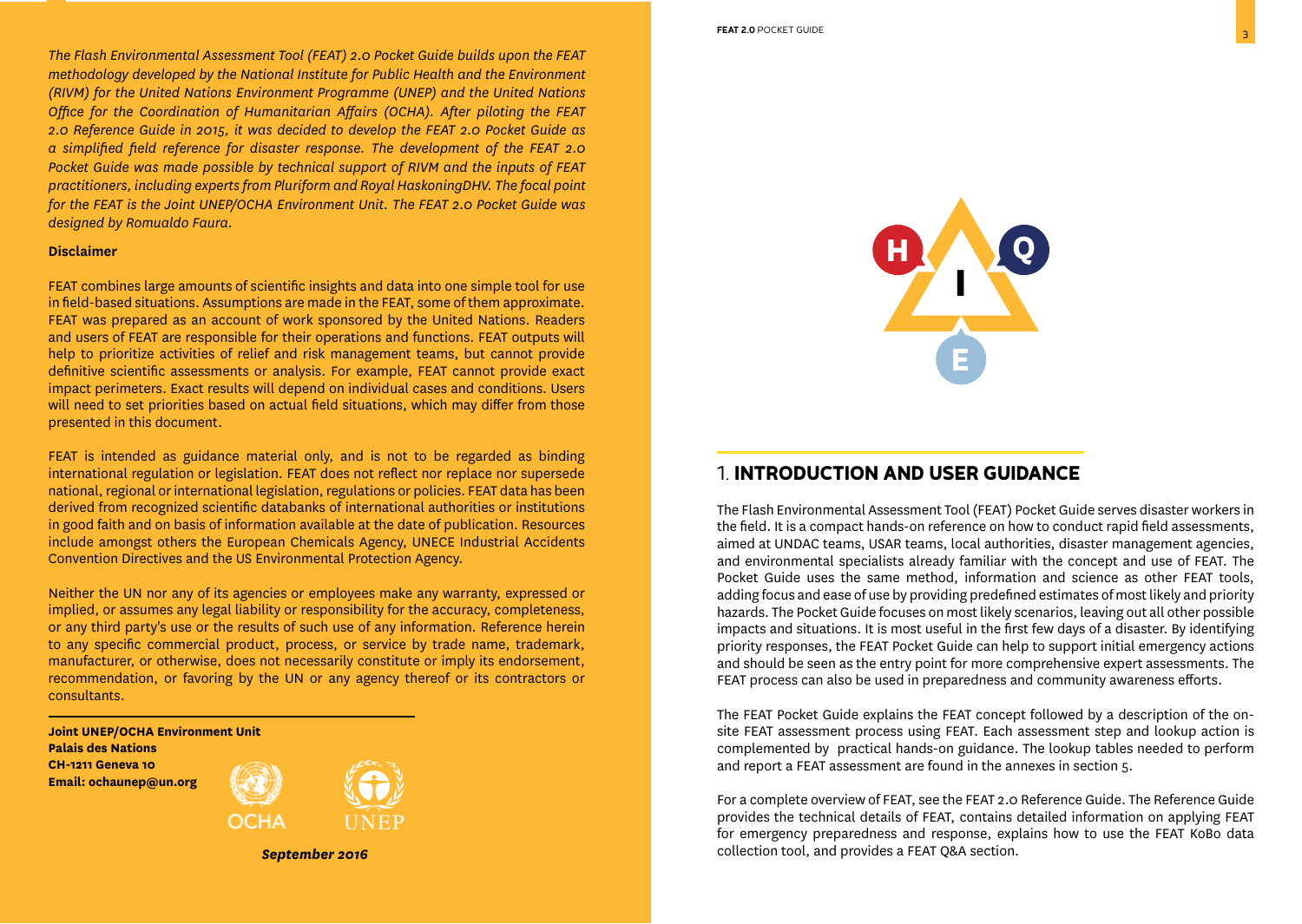*The Flash Environmental Assessment Tool (FEAT) 2.0 Pocket Guide builds upon the FEAT methodology developed by the National Institute for Public Health and the Environment (RIVM) for the United Nations Environment Programme (UNEP) and the United Nations Office for the Coordination of Humanitarian Affairs (OCHA). After piloting the FEAT 2.0 Reference Guide in 2015, it was decided to develop the FEAT 2.0 Pocket Guide as a simplified field reference for disaster response. The development of the FEAT 2.0 Pocket Guide was made possible by technical support of RIVM and the inputs of FEAT practitioners, including experts from Pluriform and Royal HaskoningDHV. The focal point for the FEAT is the Joint UNEP/OCHA Environment Unit. The FEAT 2.0 Pocket Guide was designed by Romualdo Faura.*

**Disclaimer**

FEAT combines large amounts of scientific insights and data into one simple tool for use in field-based situations. Assumptions are made in the FEAT, some of them approximate. FEAT was prepared as an account of work sponsored by the United Nations. Readers and users of FEAT are responsible for their operations and functions. FEAT outputs will help to prioritize activities of relief and risk management teams, but cannot provide definitive scientific assessments or analysis. For example, FEAT cannot provide exact impact perimeters. Exact results will depend on individual cases and conditions. Users will need to set priorities based on actual field situations, which may differ from those presented in this document.

FEAT is intended as guidance material only, and is not to be regarded as binding international regulation or legislation. FEAT does not reflect nor replace nor supersede national, regional or international legislation, regulations or policies. FEAT data has been derived from recognized scientific databanks of international authorities or institutions in good faith and on basis of information available at the date of publication. Resources include amongst others the European Chemicals Agency, UNECE Industrial Accidents Convention Directives and the US Environmental Protection Agency.

Neither the UN nor any of its agencies or employees make any warranty, expressed or implied, or assumes any legal liability or responsibility for the accuracy, completeness, or any third party's use or the results of such use of any information. Reference herein to any specific commercial product, process, or service by trade name, trademark, manufacturer, or otherwise, does not necessarily constitute or imply its endorsement, recommendation, or favoring by the UN or any agency thereof or its contractors or consultants.

**Joint UNEP/OCHA Environment Unit**
**Palais des Nations**
**CH-1211 Geneva 10**
**Email: ochaunep@un.org**

OCHA UNEP

***September 2016***

## 1. INTRODUCTION AND USER GUIDANCE

The Flash Environmental Assessment Tool (FEAT) Pocket Guide serves disaster workers in the field. It is a compact hands-on reference on how to conduct rapid field assessments, aimed at UNDAC teams, USAR teams, local authorities, disaster management agencies, and environmental specialists already familiar with the concept and use of FEAT. The Pocket Guide uses the same method, information and science as other FEAT tools, adding focus and ease of use by providing predefined estimates of most likely and priority hazards. The Pocket Guide focuses on most likely scenarios, leaving out all other possible impacts and situations. It is most useful in the first few days of a disaster. By identifying priority responses, the FEAT Pocket Guide can help to support initial emergency actions and should be seen as the entry point for more comprehensive expert assessments. The FEAT process can also be used in preparedness and community awareness efforts.

The FEAT Pocket Guide explains the FEAT concept followed by a description of the on-site FEAT assessment process using FEAT. Each assessment step and lookup action is complemented by practical hands-on guidance. The lookup tables needed to perform and report a FEAT assessment are found in the annexes in section 5.

For a complete overview of FEAT, see the FEAT 2.0 Reference Guide. The Reference Guide provides the technical details of FEAT, contains detailed information on applying FEAT for emergency preparedness and response, explains how to use the FEAT KoBo data collection tool, and provides a FEAT Q&A section.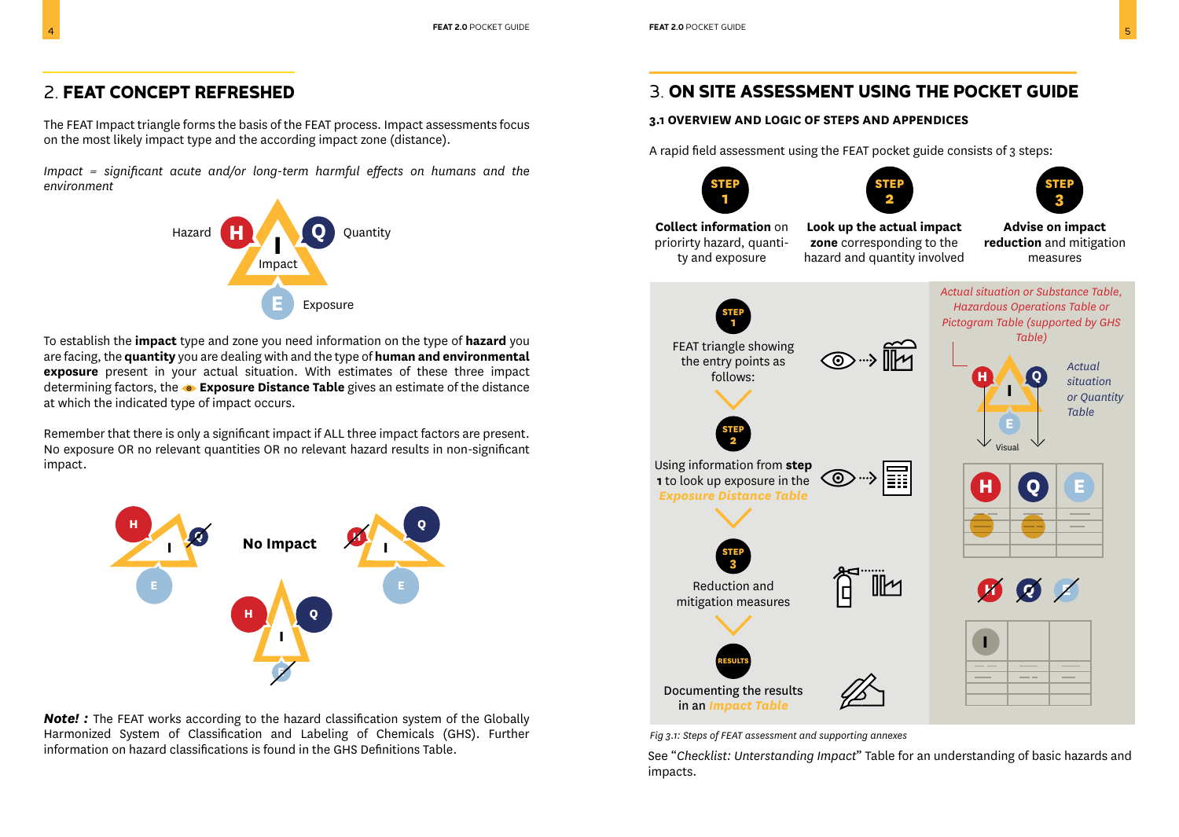## 2. **FEAT CONCEPT REFRESHED**

The FEAT Impact triangle forms the basis of the FEAT process. Impact assessments focus on the most likely impact type and the according impact zone (distance).

*Impact = significant acute and/or long-term harmful effects on humans and the environment*

Hazard H — I Impact — Q Quantity — E Exposure

To establish the **impact** type and zone you need information on the type of **hazard** you are facing, the **quantity** you are dealing with and the type of **human and environmental exposure** present in your actual situation. With estimates of these three impact determining factors, the **Exposure Distance Table** gives an estimate of the distance at which the indicated type of impact occurs.

Remember that there is only a significant impact if ALL three impact factors are present. No exposure OR no relevant quantities OR no relevant hazard results in non-significant impact.

**No Impact**

***Note! :*** The FEAT works according to the hazard classification system of the Globally Harmonized System of Classification and Labeling of Chemicals (GHS). Further information on hazard classifications is found in the GHS Definitions Table.

## 3. **ON SITE ASSESSMENT USING THE POCKET GUIDE**

### 3.1 OVERVIEW AND LOGIC OF STEPS AND APPENDICES

A rapid field assessment using the FEAT pocket guide consists of 3 steps:

- **STEP 1** — **Collect information** on priorirty hazard, quantity and exposure
- **STEP 2** — **Look up the actual impact zone** corresponding to the hazard and quantity involved
- **STEP 3** — **Advise on impact reduction** and mitigation measures

**STEP 1** — FEAT triangle showing the entry points as follows:

*Actual situation or Substance Table, Hazardous Operations Table or Pictogram Table (supported by GHS Table)*

*Actual situation or Quantity Table*

Visual

**STEP 2** — Using information from **step 1** to look up exposure in the ***Exposure Distance Table***

**STEP 3** — Reduction and mitigation measures

**RESULTS** — Documenting the results in an ***Impact Table***

*Fig 3.1: Steps of FEAT assessment and supporting annexes*

See "*Checklist: Unterstanding Impact*" Table for an understanding of basic hazards and impacts.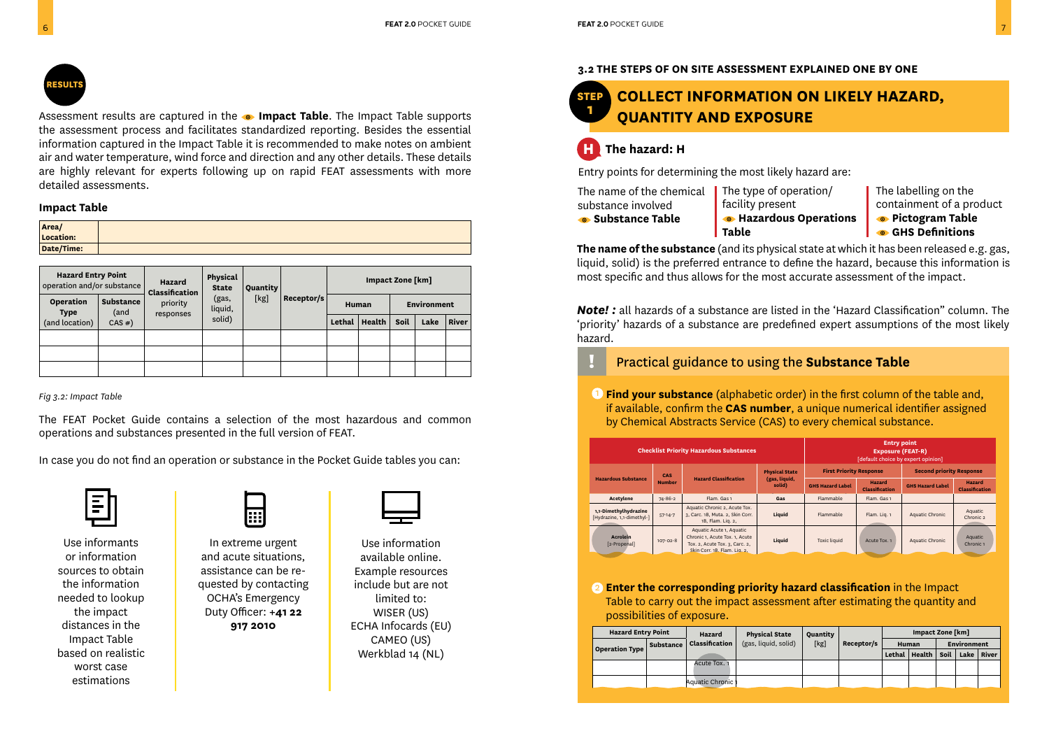## RESULTS

Assessment results are captured in the **Impact Table**. The Impact Table supports the assessment process and facilitates standardized reporting. Besides the essential information captured in the Impact Table it is recommended to make notes on ambient air and water temperature, wind force and direction and any other details. These details are highly relevant for experts following up on rapid FEAT assessments with more detailed assessments.

**Impact Table**

| Area/ Location: | |
|---|---|
| Date/Time: | |

| Hazard Entry Point operation and/or substance | | Hazard Classification priority responses | Physical State (gas, liquid, solid) | Quantity [kg] | Receptor/s | Impact Zone [km] | | | | |
|---|---|---|---|---|---|---|---|---|---|---|
| | | | | | | Human | | Environment | | |
| Operation Type (and location) | Substance (and CAS #) | | | | | Lethal | Health | Soil | Lake | River |
| | | | | | | | | | | |
| | | | | | | | | | | |
| | | | | | | | | | | |

*Fig 3.2: Impact Table*

The FEAT Pocket Guide contains a selection of the most hazardous and common operations and substances presented in the full version of FEAT.

In case you do not find an operation or substance in the Pocket Guide tables you can:

Use informants or information sources to obtain the information needed to lookup the impact distances in the Impact Table based on realistic worst case estimations

In extreme urgent and acute situations, assistance can be requested by contacting OCHA's Emergency Duty Officer: **+41 22 917 2010**

Use information available online. Example resources include but are not limited to: WISER (US) ECHA Infocards (EU) CAMEO (US) Werkblad 14 (NL)

### 3.2 THE STEPS OF ON SITE ASSESSMENT EXPLAINED ONE BY ONE

## STEP 1 COLLECT INFORMATION ON LIKELY HAZARD, QUANTITY AND EXPOSURE

### H The hazard: H

Entry points for determining the most likely hazard are:

- The name of the chemical substance involved — **Substance Table**
- The type of operation/ facility present — **Hazardous Operations Table**
- The labelling on the containment of a product — **Pictogram Table**, **GHS Definitions**

**The name of the substance** (and its physical state at which it has been released e.g. gas, liquid, solid) is the preferred entrance to define the hazard, because this information is most specific and thus allows for the most accurate assessment of the impact.

***Note! :*** all hazards of a substance are listed in the 'Hazard Classification" column. The 'priority' hazards of a substance are predefined expert assumptions of the most likely hazard.

**!** Practical guidance to using the **Substance Table**

1. **Find your substance** (alphabetic order) in the first column of the table and, if available, confirm the **CAS number**, a unique numerical identifier assigned by Chemical Abstracts Service (CAS) to every chemical substance.

| Checklist Priority Hazardous Substances | | | | Entry point Exposure (FEAT-R) [default choice by expert opinion] | | | |
|---|---|---|---|---|---|---|---|
| Hazardous Substance | CAS Number | Hazard Classification | Physical State (gas, liquid, solid) | First Priority Response | | Second priority Response | |
| | | | | GHS Hazard Label | Hazard Classification | GHS Hazard Label | Hazard Classification |
| Acetylene | 74-86-2 | Flam. Gas 1 | Gas | Flammable | Flam. Gas 1 | | |
| 1,1-Dimethylhydrazine [Hydrazine, 1,1-dimethyl-] | 57-14-7 | Aquatic Chronic 2, Acute Tox. 3, Carc. 1B, Muta. 2, Skin Corr. 1B, Flam. Liq. 2, | Liquid | Flammable | Flam. Liq. 1 | Aquatic Chronic | Aquatic Chronic 2 |
| Acrolein [2-Propenal] | 107-02-8 | Aquatic Acute 1, Aquatic Chronic 1, Acute Tox. 1, Acute Tox. 2, Acute Tox. 3, Carc. 2, Skin Corr. 1B, Flam. Liq. 2, | Liquid | Toxic liquid | Acute Tox. 1 | Aquatic Chronic | Aquatic Chronic 1 |

2. **Enter the corresponding priority hazard classification** in the Impact Table to carry out the impact assessment after estimating the quantity and possibilities of exposure.

| Hazard Entry Point | | Hazard Classification | Physical State (gas, liquid, solid) | Quantity [kg] | Receptor/s | Impact Zone [km] | | | | |
|---|---|---|---|---|---|---|---|---|---|---|
| | | | | | | Human | | Environment | | |
| Operation Type | Substance | | | | | Lethal | Health | Soil | Lake | River |
| | | Acute Tox. 1 | | | | | | | | |
| | | Aquatic Chronic 1 | | | | | | | | |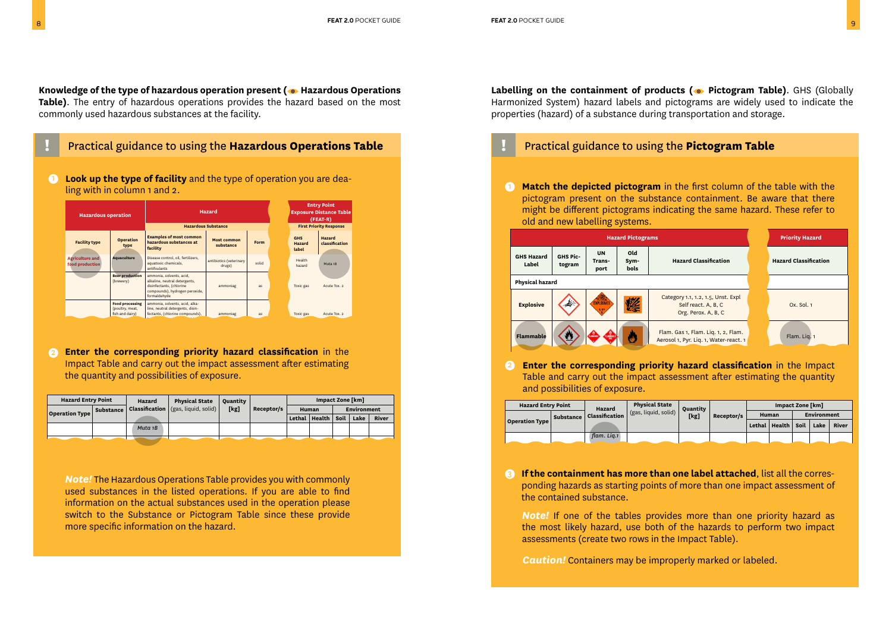**Knowledge of the type of hazardous operation present ( Hazardous Operations Table)**. The entry of hazardous operations provides the hazard based on the most commonly used hazardous substances at the facility.

## ! Practical guidance to using the **Hazardous Operations Table**

1. **Look up the type of facility** and the type of operation you are dealing with in column 1 and 2.

| Hazardous operation | | Hazard | | | Entry Point Exposure Distance Table (FEAT-R) | |
|---|---|---|---|---|---|---|
| | | Hazardous Substance | | | First Priority Response | |
| Facility type | Operation type | Examples of most common hazardous substances at facility | Most common substance | Form | GHS Hazard label | Hazard classification |
| Agriculture and food production | Aquaculture | Disease control, oil, fertilizers, aquatoxic chemicals, antifoulants | antibiotics (veterinary drugs) | solid | Health hazard | Muta 1B |
| | Beer production (brewery) | ammonia, solvents, acid, alkaline, neutral detergents, disinfectants, (chlorine compounds), hydrogen peroxide, formaldehyde | ammoniac | as | Toxic gas | Acute Tox. 2 |
| | Food processing (poultry, meat, fish and dairy) | ammonia, solvents, acid, alkaline, neutral detergents, disinfectants, (chlorine compounds), | ammoniac | as | Toxic gas | Acute Tox. 2 |

2. **Enter the corresponding priority hazard classification** in the Impact Table and carry out the impact assessment after estimating the quantity and possibilities of exposure.

| Hazard Entry Point | | Hazard Classification | Physical State (gas, liquid, solid) | Quantity [kg] | Receptor/s | Impact Zone [km] | | | | |
|---|---|---|---|---|---|---|---|---|---|---|
| | | | | | | Human | | Environment | | |
| Operation Type | Substance | | | | | Lethal | Health | Soil | Lake | River |
| | | Muta 1B | | | | | | | | |

***Note!*** The Hazardous Operations Table provides you with commonly used substances in the listed operations. If you are able to find information on the actual substances used in the operation please switch to the Substance or Pictogram Table since these provide more specific information on the hazard.

**Labelling on the containment of products ( Pictogram Table)**. GHS (Globally Harmonized System) hazard labels and pictograms are widely used to indicate the properties (hazard) of a substance during transportation and storage.

## ! Practical guidance to using the **Pictogram Table**

1. **Match the depicted pictogram** in the first column of the table with the pictogram present on the substance containment. Be aware that there might be different pictograms indicating the same hazard. These refer to old and new labelling systems.

| Hazard Pictograms | | | | | Priority Hazard |
|---|---|---|---|---|---|
| GHS Hazard Label | GHS Pictogram | UN Transport | Old Symbols | Hazard Classification | Hazard Classification |
| Physical hazard | | | | | |
| Explosive | | | | Category 1.1, 1.2, 1.5, Unst. Expl Self react. A, B, C Org. Perox. A, B, C | Ox. Sol. 1 |
| Flammable | | | | Flam. Gas 1, Flam. Liq. 1, 2, Flam. Aerosol 1, Pyr. Liq. 1, Water-react. 1 | Flam. Liq. 1 |

2. **Enter the corresponding priority hazard classification** in the Impact Table and carry out the impact assessment after estimating the quantity and possibilities of exposure.

| Hazard Entry Point | | Hazard Classification | Physical State (gas, liquid, solid) | Quantity [kg] | Receptor/s | Impact Zone [km] | | | | |
|---|---|---|---|---|---|---|---|---|---|---|
| | | | | | | Human | | Environment | | |
| Operation Type | Substance | | | | | Lethal | Health | Soil | Lake | River |
| | | flam. Liq.1 | | | | | | | | |

3. **If the containment has more than one label attached**, list all the corresponding hazards as starting points of more than one impact assessment of the contained substance.

***Note!*** If one of the tables provides more than one priority hazard as the most likely hazard, use both of the hazards to perform two impact assessments (create two rows in the Impact Table).

***Caution!*** Containers may be improperly marked or labeled.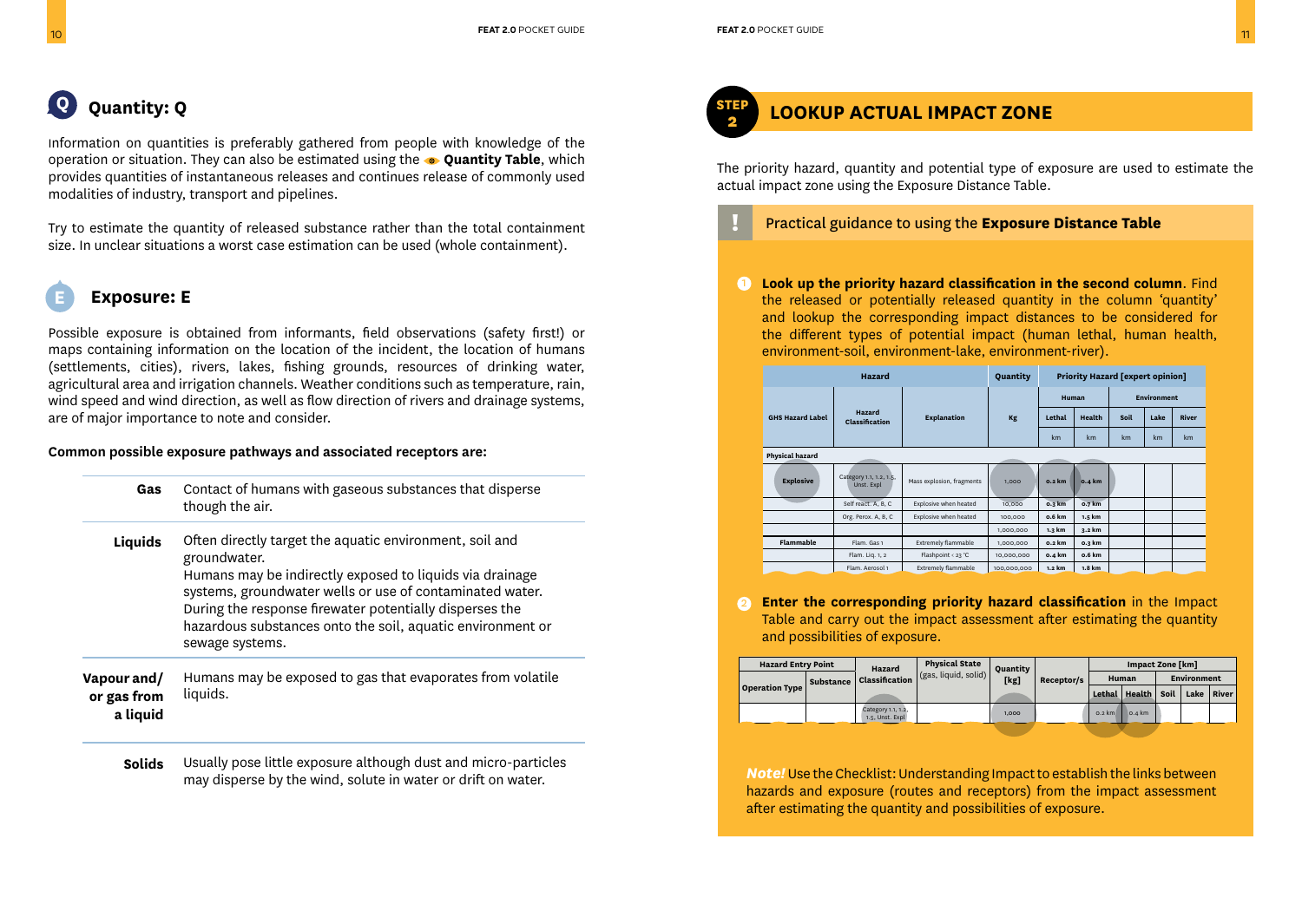## Q Quantity: Q

Information on quantities is preferably gathered from people with knowledge of the operation or situation. They can also be estimated using the **Quantity Table**, which provides quantities of instantaneous releases and continues release of commonly used modalities of industry, transport and pipelines.

Try to estimate the quantity of released substance rather than the total containment size. In unclear situations a worst case estimation can be used (whole containment).

## E Exposure: E

Possible exposure is obtained from informants, field observations (safety first!) or maps containing information on the location of the incident, the location of humans (settlements, cities), rivers, lakes, fishing grounds, resources of drinking water, agricultural area and irrigation channels. Weather conditions such as temperature, rain, wind speed and wind direction, as well as flow direction of rivers and drainage systems, are of major importance to note and consider.

**Common possible exposure pathways and associated receptors are:**

| | |
|---|---|
| **Gas** | Contact of humans with gaseous substances that disperse though the air. |
| **Liquids** | Often directly target the aquatic environment, soil and groundwater. Humans may be indirectly exposed to liquids via drainage systems, groundwater wells or use of contaminated water. During the response firewater potentially disperses the hazardous substances onto the soil, aquatic environment or sewage systems. |
| **Vapour and/ or gas from a liquid** | Humans may be exposed to gas that evaporates from volatile liquids. |
| **Solids** | Usually pose little exposure although dust and micro-particles may disperse by the wind, solute in water or drift on water. |

## STEP 2 LOOKUP ACTUAL IMPACT ZONE

The priority hazard, quantity and potential type of exposure are used to estimate the actual impact zone using the Exposure Distance Table.

**!** Practical guidance to using the **Exposure Distance Table**

1. **Look up the priority hazard classification in the second column**. Find the released or potentially released quantity in the column 'quantity' and lookup the corresponding impact distances to be considered for the different types of potential impact (human lethal, human health, environment-soil, environment-lake, environment-river).

| Hazard | | | Quantity | Priority Hazard [expert opinion] | | | | |
|---|---|---|---|---|---|---|---|---|
| | | | | Human | | Environment | | |
| GHS Hazard Label | Hazard Classification | Explanation | Kg | Lethal | Health | Soil | Lake | River |
| | | | | km | km | km | km | km |
| Physical hazard | | | | | | | | |
| Explosive | Category 1.1, 1.2, 1.5, Unst. Expl | Mass explosion, fragments | 1,000 | 0.2 km | 0.4 km | | | |
| | Self react. A, B, C | Explosive when heated | 10,000 | 0.3 km | 0.7 km | | | |
| | Org. Perox. A, B, C | Explosive when heated | 100,000 | 0.6 km | 1.5 km | | | |
| | | | 1,000,000 | 1.3 km | 3.2 km | | | |
| Flammable | Flam. Gas 1 | Extremely flammable | 1,000,000 | 0.2 km | 0.3 km | | | |
| | Flam. Liq. 1, 2 | Flashpoint < 23 °C | 10,000,000 | 0.4 km | 0.6 km | | | |
| | Flam. Aerosol 1 | Extremely flammable | 100,000,000 | 1.2 km | 1.8 km | | | |

2. **Enter the corresponding priority hazard classification** in the Impact Table and carry out the impact assessment after estimating the quantity and possibilities of exposure.

| Hazard Entry Point | | Hazard Classification | Physical State (gas, liquid, solid) | Quantity [kg] | Receptor/s | Impact Zone [km] | | | | |
|---|---|---|---|---|---|---|---|---|---|---|
| | | | | | | Human | | Environment | | |
| Operation Type | Substance | | | | | Lethal | Health | Soil | Lake | River |
| | | Category 1.1, 1.2, 1.5, Unst. Expl | | 1,000 | | 0.2 km | 0.4 km | | | |

***Note!*** Use the Checklist: Understanding Impact to establish the links between hazards and exposure (routes and receptors) from the impact assessment after estimating the quantity and possibilities of exposure.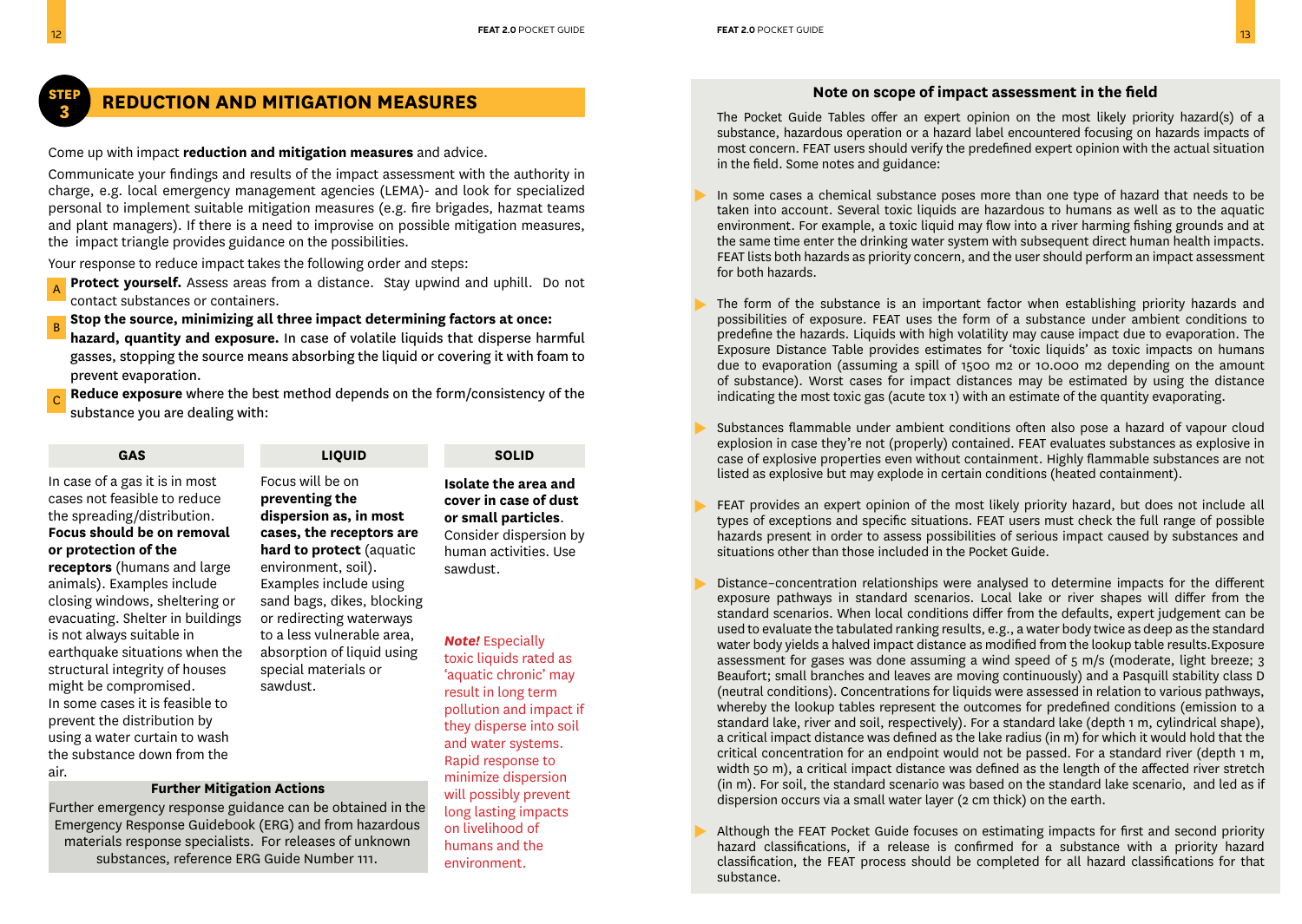## STEP 3 REDUCTION AND MITIGATION MEASURES

Come up with impact **reduction and mitigation measures** and advice.

Communicate your findings and results of the impact assessment with the authority in charge, e.g. local emergency management agencies (LEMA)- and look for specialized personal to implement suitable mitigation measures (e.g. fire brigades, hazmat teams and plant managers). If there is a need to improvise on possible mitigation measures, the impact triangle provides guidance on the possibilities.

Your response to reduce impact takes the following order and steps:

A **Protect yourself.** Assess areas from a distance. Stay upwind and uphill. Do not contact substances or containers.

B **Stop the source, minimizing all three impact determining factors at once: hazard, quantity and exposure.** In case of volatile liquids that disperse harmful gasses, stopping the source means absorbing the liquid or covering it with foam to prevent evaporation.

C **Reduce exposure** where the best method depends on the form/consistency of the substance you are dealing with:

| GAS | LIQUID | SOLID |
|---|---|---|
| In case of a gas it is in most cases not feasible to reduce the spreading/distribution. **Focus should be on removal or protection of the receptors** (humans and large animals). Examples include closing windows, sheltering or evacuating. Shelter in buildings is not always suitable in earthquake situations when the structural integrity of houses might be compromised. In some cases it is feasible to prevent the distribution by using a water curtain to wash the substance down from the air. | Focus will be on **preventing the dispersion as, in most cases, the receptors are hard to protect** (aquatic environment, soil). Examples include using sand bags, dikes, blocking or redirecting waterways to a less vulnerable area, absorption of liquid using special materials or sawdust. | **Isolate the area and cover in case of dust or small particles**. Consider dispersion by human activities. Use sawdust. |

***Note!*** Especially toxic liquids rated as 'aquatic chronic' may result in long term pollution and impact if they disperse into soil and water systems. Rapid response to minimize dispersion will possibly prevent long lasting impacts on livelihood of humans and the environment.

**Further Mitigation Actions**

Further emergency response guidance can be obtained in the Emergency Response Guidebook (ERG) and from hazardous materials response specialists. For releases of unknown substances, reference ERG Guide Number 111.

### Note on scope of impact assessment in the field

The Pocket Guide Tables offer an expert opinion on the most likely priority hazard(s) of a substance, hazardous operation or a hazard label encountered focusing on hazards impacts of most concern. FEAT users should verify the predefined expert opinion with the actual situation in the field. Some notes and guidance:

- In some cases a chemical substance poses more than one type of hazard that needs to be taken into account. Several toxic liquids are hazardous to humans as well as to the aquatic environment. For example, a toxic liquid may flow into a river harming fishing grounds and at the same time enter the drinking water system with subsequent direct human health impacts. FEAT lists both hazards as priority concern, and the user should perform an impact assessment for both hazards.
- The form of the substance is an important factor when establishing priority hazards and possibilities of exposure. FEAT uses the form of a substance under ambient conditions to predefine the hazards. Liquids with high volatility may cause impact due to evaporation. The Exposure Distance Table provides estimates for 'toxic liquids' as toxic impacts on humans due to evaporation (assuming a spill of 1500 m2 or 10.000 m2 depending on the amount of substance). Worst cases for impact distances may be estimated by using the distance indicating the most toxic gas (acute tox 1) with an estimate of the quantity evaporating.
- Substances flammable under ambient conditions often also pose a hazard of vapour cloud explosion in case they're not (properly) contained. FEAT evaluates substances as explosive in case of explosive properties even without containment. Highly flammable substances are not listed as explosive but may explode in certain conditions (heated containment).
- FEAT provides an expert opinion of the most likely priority hazard, but does not include all types of exceptions and specific situations. FEAT users must check the full range of possible hazards present in order to assess possibilities of serious impact caused by substances and situations other than those included in the Pocket Guide.
- Distance–concentration relationships were analysed to determine impacts for the different exposure pathways in standard scenarios. Local lake or river shapes will differ from the standard scenarios. When local conditions differ from the defaults, expert judgement can be used to evaluate the tabulated ranking results, e.g., a water body twice as deep as the standard water body yields a halved impact distance as modified from the lookup table results.Exposure assessment for gases was done assuming a wind speed of 5 m/s (moderate, light breeze; 3 Beaufort; small branches and leaves are moving continuously) and a Pasquill stability class D (neutral conditions). Concentrations for liquids were assessed in relation to various pathways, whereby the lookup tables represent the outcomes for predefined conditions (emission to a standard lake, river and soil, respectively). For a standard lake (depth 1 m, cylindrical shape), a critical impact distance was defined as the lake radius (in m) for which it would hold that the critical concentration for an endpoint would not be passed. For a standard river (depth 1 m, width 50 m), a critical impact distance was defined as the length of the affected river stretch (in m). For soil, the standard scenario was based on the standard lake scenario, and led as if dispersion occurs via a small water layer (2 cm thick) on the earth.
- Although the FEAT Pocket Guide focuses on estimating impacts for first and second priority hazard classifications, if a release is confirmed for a substance with a priority hazard classification, the FEAT process should be completed for all hazard classifications for that substance.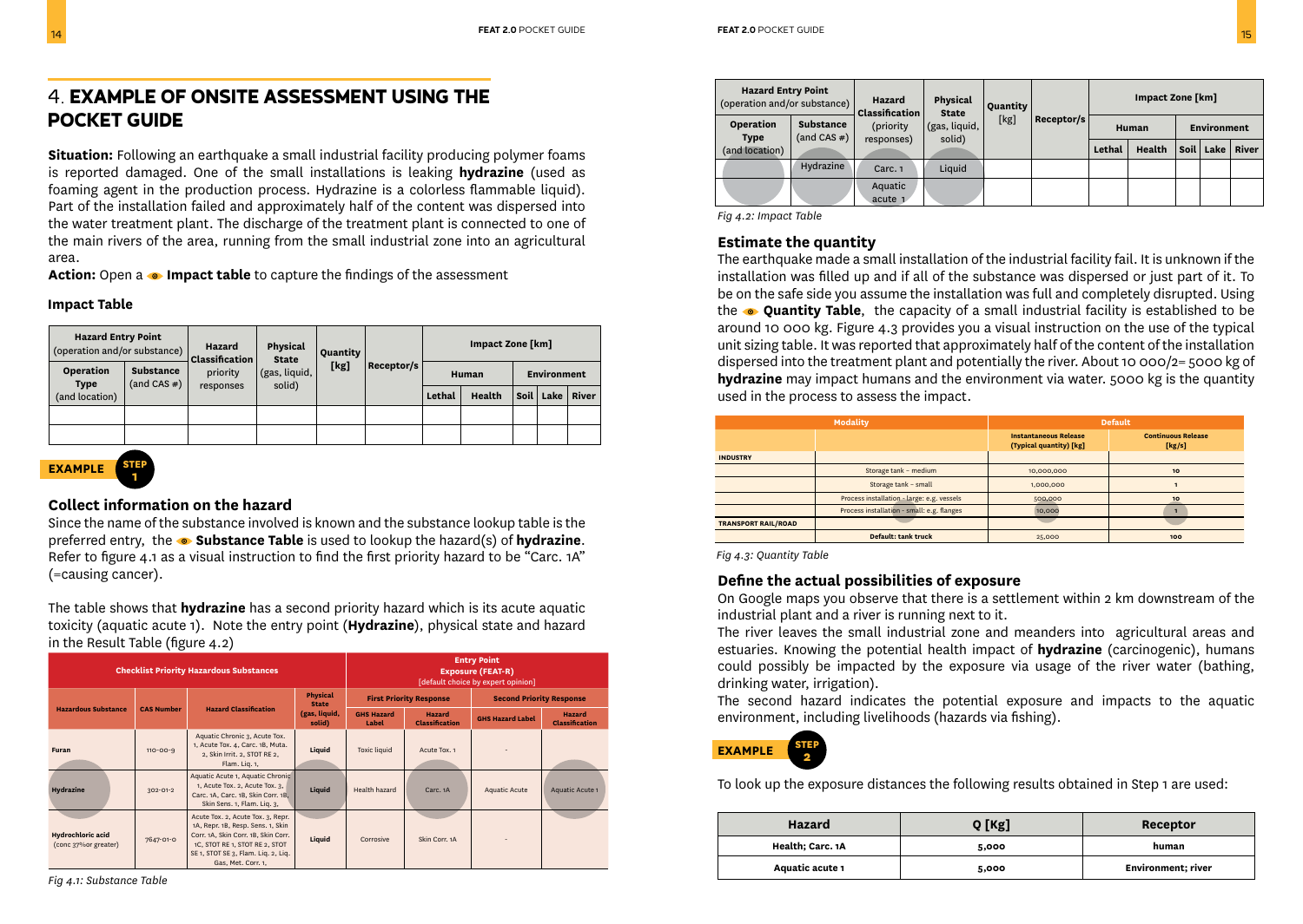# 4. EXAMPLE OF ONSITE ASSESSMENT USING THE POCKET GUIDE

**Situation:** Following an earthquake a small industrial facility producing polymer foams is reported damaged. One of the small installations is leaking **hydrazine** (used as foaming agent in the production process. Hydrazine is a colorless flammable liquid). Part of the installation failed and approximately half of the content was dispersed into the water treatment plant. The discharge of the treatment plant is connected to one of the main rivers of the area, running from the small industrial zone into an agricultural area.

**Action:** Open a **Impact table** to capture the findings of the assessment

### Impact Table

| Hazard Entry Point (operation and/or substance) | | Hazard Classification (priority responses) | Physical State (gas, liquid, solid) | Quantity [kg] | Receptor/s | Impact Zone [km] | | | | |
|---|---|---|---|---|---|---|---|---|---|---|
| | | | | | | Human | | Environment | | |
| Operation Type (and location) | Substance (and CAS #) | | | | | Lethal | Health | Soil | Lake | River |
| | | | | | | | | | | |
| | | | | | | | | | | |

**EXAMPLE STEP 1**

### Collect information on the hazard

Since the name of the substance involved is known and the substance lookup table is the preferred entry, the **Substance Table** is used to lookup the hazard(s) of **hydrazine**. Refer to figure 4.1 as a visual instruction to find the first priority hazard to be "Carc. 1A" (=causing cancer).

The table shows that **hydrazine** has a second priority hazard which is its acute aquatic toxicity (aquatic acute 1). Note the entry point (**Hydrazine**), physical state and hazard in the Result Table (figure 4.2)

| Checklist Priority Hazardous Substances | | | | Entry Point Exposure (FEAT-R) [default choice by expert opinion] | | | |
|---|---|---|---|---|---|---|---|
| Hazardous Substance | CAS Number | Hazard Classification | Physical State (gas, liquid, solid) | First Priority Response | | Second Priority Response | |
| | | | | GHS Hazard Label | Hazard Classification | GHS Hazard Label | Hazard Classification |
| Furan | 110-00-9 | Aquatic Chronic 3, Acute Tox. 1, Acute Tox. 4, Carc. 1B, Muta. 2, Skin Irrit. 2, STOT RE 2, Flam. Liq. 1, | Liquid | Toxic liquid | Acute Tox. 1 | - | |
| Hydrazine | 302-01-2 | Aquatic Acute 1, Aquatic Chronic 1, Acute Tox. 2, Acute Tox. 3, Carc. 1A, Carc. 1B, Skin Corr. 1B, Skin Sens. 1, Flam. Liq. 3, | Liquid | Health hazard | Carc. 1A | Aquatic Acute | Aquatic Acute 1 |
| Hydrochloric acid (conc 37%or greater) | 7647-01-0 | Acute Tox. 2, Acute Tox. 3, Repr. 1A, Repr. 1B, Resp. Sens. 1, Skin Corr. 1A, Skin Corr. 1B, Skin Corr. 1C, STOT RE 1, STOT RE 2, STOT SE 1, STOT SE 3, Flam. Liq. 2, Liq. Gas, Met. Corr. 1, | Liquid | Corrosive | Skin Corr. 1A | - | |

*Fig 4.1: Substance Table*

| Hazard Entry Point (operation and/or substance) | | Hazard Classification (priority responses) | Physical State (gas, liquid, solid) | Quantity [kg] | Receptor/s | Impact Zone [km] | | | | |
|---|---|---|---|---|---|---|---|---|---|---|
| | | | | | | Human | | Environment | | |
| Operation Type (and location) | Substance (and CAS #) | | | | | Lethal | Health | Soil | Lake | River |
| | Hydrazine | Carc. 1 | Liquid | | | | | | | |
| | | Aquatic acute 1 | | | | | | | | |

*Fig 4.2: Impact Table*

### Estimate the quantity

The earthquake made a small installation of the industrial facility fail. It is unknown if the installation was filled up and if all of the substance was dispersed or just part of it. To be on the safe side you assume the installation was full and completely disrupted. Using the **Quantity Table**, the capacity of a small industrial facility is established to be around 10 000 kg. Figure 4.3 provides you a visual instruction on the use of the typical unit sizing table. It was reported that approximately half of the content of the installation dispersed into the treatment plant and potentially the river. About 10 000/2= 5000 kg of **hydrazine** may impact humans and the environment via water. 5000 kg is the quantity used in the process to assess the impact.

| Modality | | Default | |
|---|---|---|---|
| | | Instantaneous Release (Typical quantity) [kg] | Continuous Release [kg/s] |
| INDUSTRY | | | |
| | Storage tank – medium | 10,000,000 | 10 |
| | Storage tank – small | 1,000,000 | 1 |
| | Process installation - large: e.g. vessels | 500,000 | 10 |
| | Process installation - small: e.g. flanges | 10,000 | 1 |
| TRANSPORT RAIL/ROAD | | | |
| | Default: tank truck | 25,000 | 100 |

*Fig 4.3: Quantity Table*

### Define the actual possibilities of exposure

On Google maps you observe that there is a settlement within 2 km downstream of the industrial plant and a river is running next to it.

The river leaves the small industrial zone and meanders into agricultural areas and estuaries. Knowing the potential health impact of **hydrazine** (carcinogenic), humans could possibly be impacted by the exposure via usage of the river water (bathing, drinking water, irrigation).

The second hazard indicates the potential exposure and impacts to the aquatic environment, including livelihoods (hazards via fishing).

**EXAMPLE STEP 2**

To look up the exposure distances the following results obtained in Step 1 are used:

| Hazard | Q [Kg] | Receptor |
|---|---|---|
| Health; Carc. 1A | 5,000 | human |
| Aquatic acute 1 | 5,000 | Environment; river |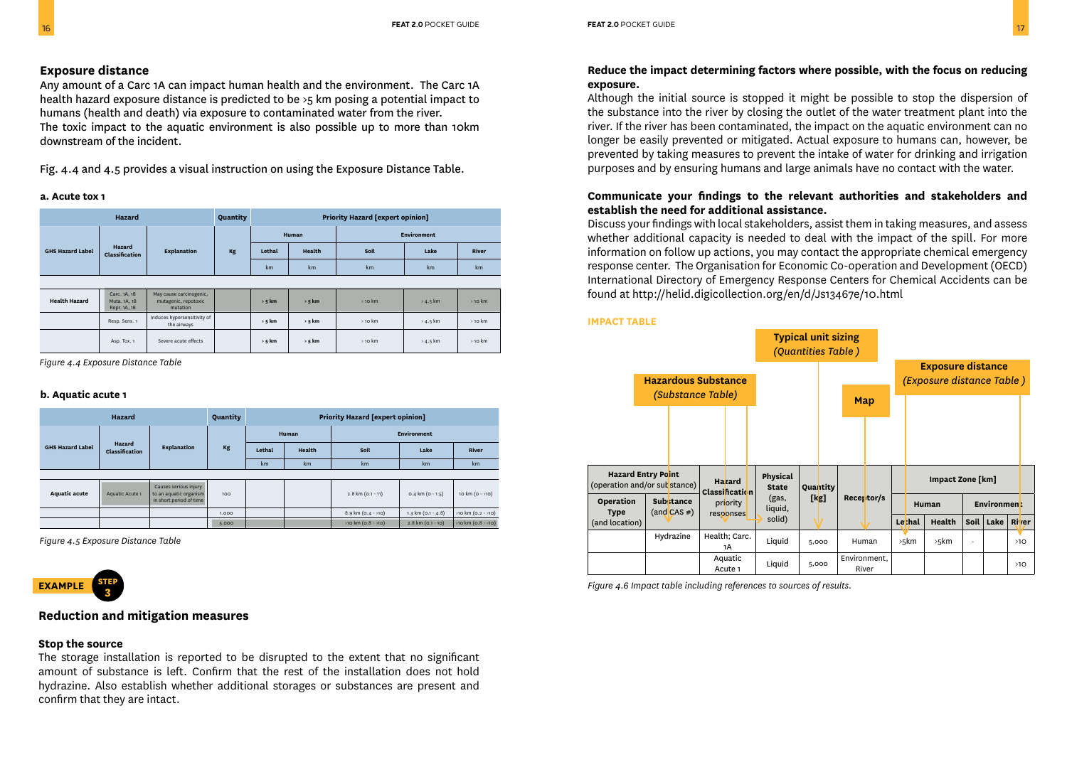### Exposure distance

Any amount of a Carc 1A can impact human health and the environment. The Carc 1A health hazard exposure distance is predicted to be >5 km posing a potential impact to humans (health and death) via exposure to contaminated water from the river.
The toxic impact to the aquatic environment is also possible up to more than 10km downstream of the incident.

Fig. 4.4 and 4.5 provides a visual instruction on using the Exposure Distance Table.

**a. Acute tox 1**

| Hazard | | | Quantity | Priority Hazard [expert opinion] | | | | |
|---|---|---|---|---|---|---|---|---|
| | | | | Human | | Environment | | |
| GHS Hazard Label | Hazard Classification | Explanation | Kg | Lethal | Health | Soil | Lake | River |
| | | | | km | km | km | km | km |
| Health Hazard | Carc. 1A, 1B Muta. 1A, 1B Repr. 1A, 1B | May cause carcinogenic, mutagenic, repotoxic mutation | | > 5 km | > 5 km | > 10 km | > 4.5 km | > 10 km |
| | Resp. Sens. 1 | Induces hypersensitivity of the airways | | > 5 km | > 5 km | > 10 km | > 4.5 km | > 10 km |
| | Asp. Tox. 1 | Severe acute effects | | > 5 km | > 5 km | > 10 km | > 4.5 km | > 10 km |

*Figure 4.4 Exposure Distance Table*

**b. Aquatic acute 1**

| Hazard | | | Quantity | Priority Hazard [expert opinion] | | | | |
|---|---|---|---|---|---|---|---|---|
| | | | | Human | | Environment | | |
| GHS Hazard Label | Hazard Classification | Explanation | Kg | Lethal | Health | Soil | Lake | River |
| | | | | km | km | km | km | km |
| Aquatic acute | Aquatic Acute 1 | Causes serious injury to an aquatic organism in short period of time | 100 | | | 2.8 km (0.1 - 11) | 0.4 km (0 - 1.5) | 10 km (0 - >10) |
| | | | 1.000 | | | 8.9 km (0.4 - >10) | 1.3 km (0.1 - 4.8) | >10 km (0.2 - >10) |
| | | | 5.000 | | | >10 km (0.8 - >10) | 2.8 km (0.1 - 10) | >10 km (0.8 - >10) |

*Figure 4.5 Exposure Distance Table*

**EXAMPLE STEP 3**

### Reduction and mitigation measures

**Stop the source**

The storage installation is reported to be disrupted to the extent that no significant amount of substance is left. Confirm that the rest of the installation does not hold hydrazine. Also establish whether additional storages or substances are present and confirm that they are intact.

**Reduce the impact determining factors where possible, with the focus on reducing exposure.**

Although the initial source is stopped it might be possible to stop the dispersion of the substance into the river by closing the outlet of the water treatment plant into the river. If the river has been contaminated, the impact on the aquatic environment can no longer be easily prevented or mitigated. Actual exposure to humans can, however, be prevented by taking measures to prevent the intake of water for drinking and irrigation purposes and by ensuring humans and large animals have no contact with the water.

**Communicate your findings to the relevant authorities and stakeholders and establish the need for additional assistance.**

Discuss your findings with local stakeholders, assist them in taking measures, and assess whether additional capacity is needed to deal with the impact of the spill. For more information on follow up actions, you may contact the appropriate chemical emergency response center. The Organisation for Economic Co-operation and Development (OECD) International Directory of Emergency Response Centers for Chemical Accidents can be found at http://helid.digicollection.org/en/d/Js13467e/10.html

**IMPACT TABLE**

Hazardous Substance (Substance Table) — Typical unit sizing (Quantities Table) — Map — Exposure distance (Exposure distance Table)

| Hazard Entry Point (operation and/or substance) | | Hazard Classification priority responses | Physical State (gas, liquid, solid) | Quantity [kg] | Receptor/s | Impact Zone [km] | | | | |
|---|---|---|---|---|---|---|---|---|---|---|
| | | | | | | Human | | Environment | | |
| Operation Type (and location) | Substance (and CAS #) | | | | | Lethal | Health | Soil | Lake | River |
| | Hydrazine | Health; Carc. 1A | Liquid | 5,000 | Human | >5km | >5km | - | | >10 |
| | | Aquatic Acute 1 | Liquid | 5,000 | Environment, River | | | | | >10 |

*Figure 4.6 Impact table including references to sources of results.*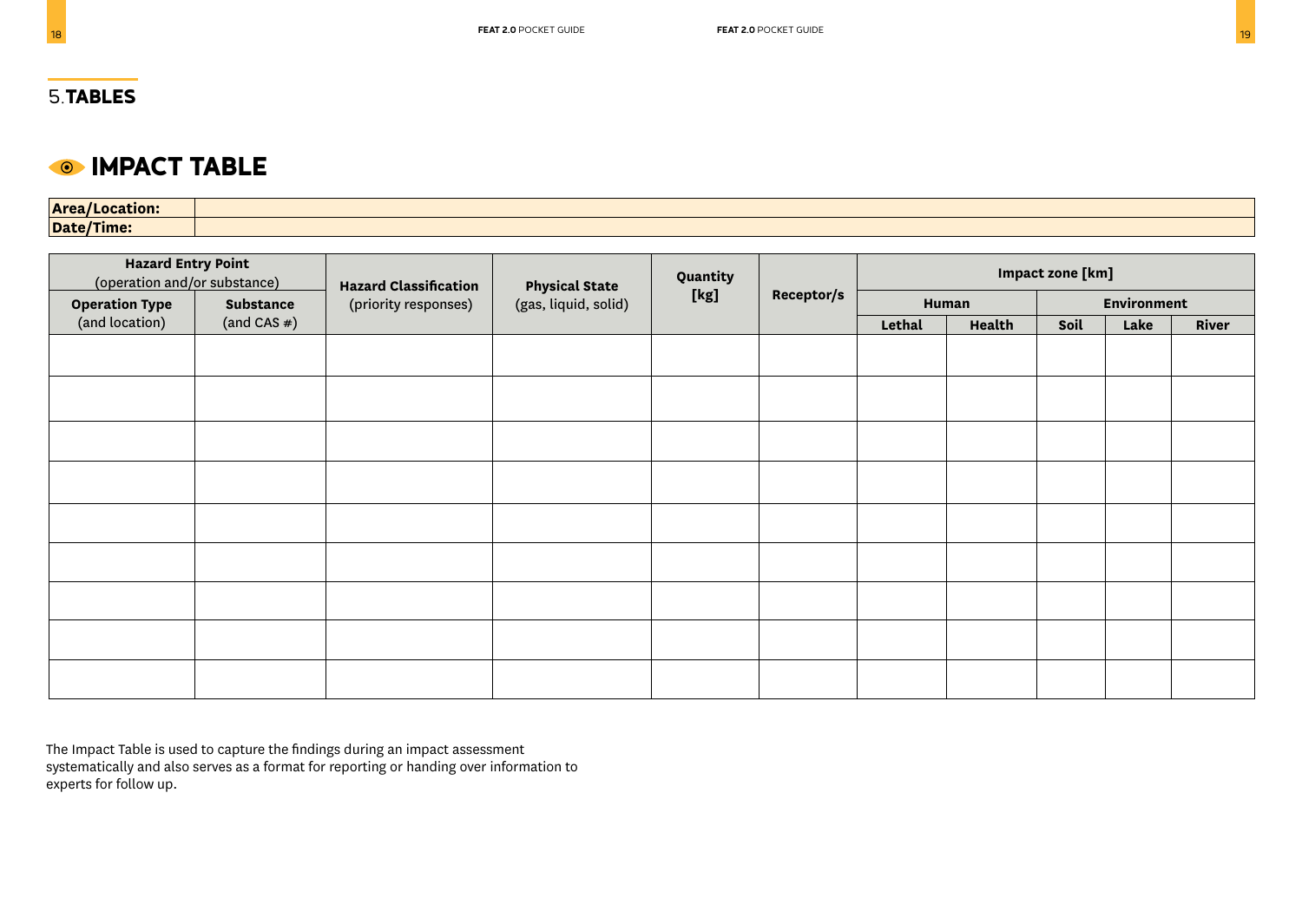## 5. TABLES

### IMPACT TABLE

| **Area/Location:** | |
|---|---|
| **Date/Time:** | |

| **Hazard Entry Point** (operation and/or substance) | | **Hazard Classification** (priority responses) | **Physical State** (gas, liquid, solid) | **Quantity [kg]** | **Receptor/s** | **Impact zone [km]** | | | | |
|---|---|---|---|---|---|---|---|---|---|---|
| **Operation Type** (and location) | **Substance** (and CAS #) | | | | | **Human** | | **Environment** | | |
| | | | | | | **Lethal** | **Health** | **Soil** | **Lake** | **River** |
| | | | | | | | | | | |
| | | | | | | | | | | |
| | | | | | | | | | | |
| | | | | | | | | | | |
| | | | | | | | | | | |
| | | | | | | | | | | |
| | | | | | | | | | | |
| | | | | | | | | | | |
| | | | | | | | | | | |

The Impact Table is used to capture the findings during an impact assessment systematically and also serves as a format for reporting or handing over information to experts for follow up.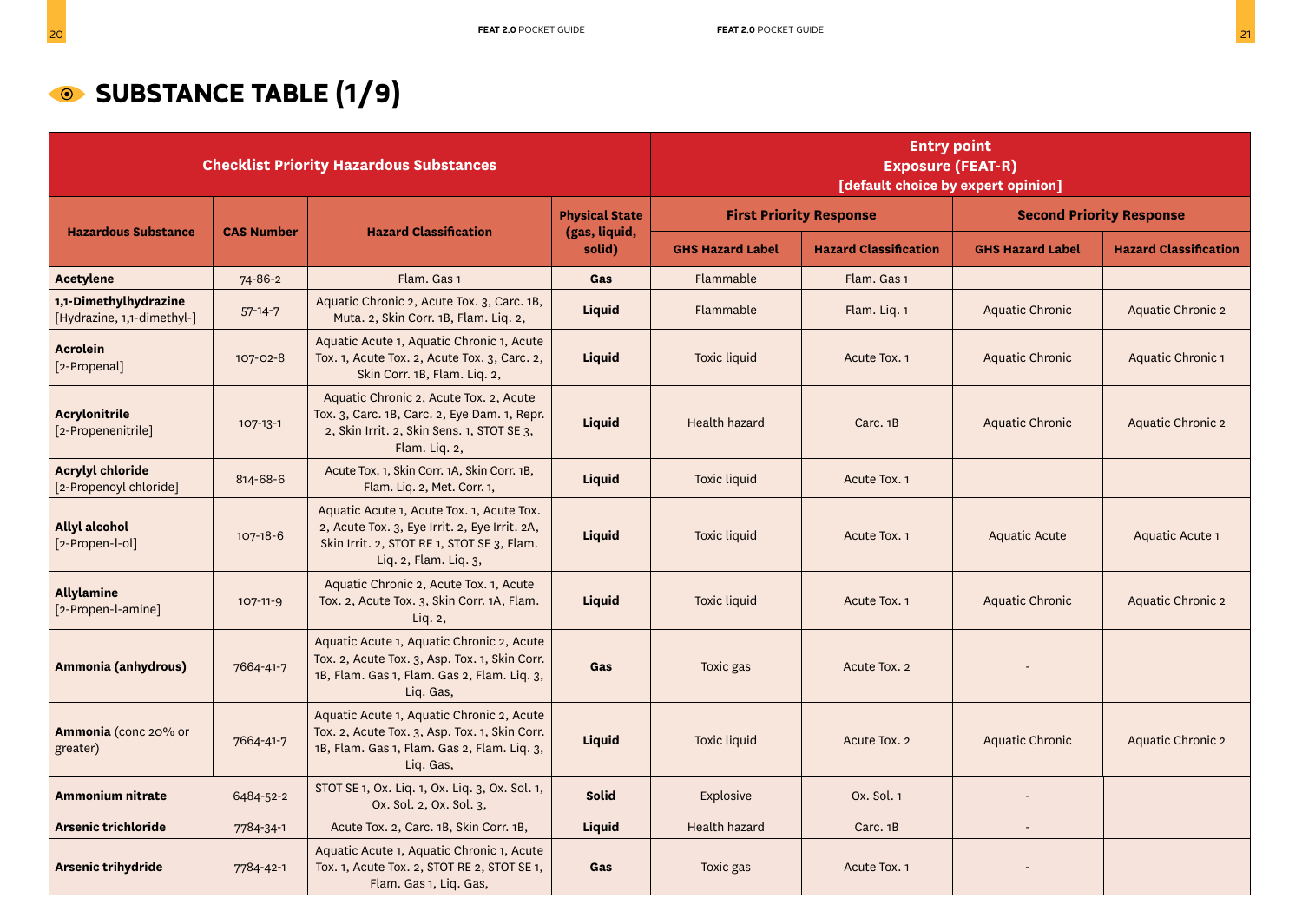# SUBSTANCE TABLE (1/9)

| Checklist Priority Hazardous Substances | | | | Entry point Exposure (FEAT-R) [default choice by expert opinion] | | | |
|---|---|---|---|---|---|---|---|
| Hazardous Substance | CAS Number | Hazard Classification | Physical State (gas, liquid, solid) | First Priority Response | | Second Priority Response | |
| | | | | GHS Hazard Label | Hazard Classification | GHS Hazard Label | Hazard Classification |
| **Acetylene** | 74-86-2 | Flam. Gas 1 | **Gas** | Flammable | Flam. Gas 1 | | |
| **1,1-Dimethylhydrazine** [Hydrazine, 1,1-dimethyl-] | 57-14-7 | Aquatic Chronic 2, Acute Tox. 3, Carc. 1B, Muta. 2, Skin Corr. 1B, Flam. Liq. 2, | **Liquid** | Flammable | Flam. Liq. 1 | Aquatic Chronic | Aquatic Chronic 2 |
| **Acrolein** [2-Propenal] | 107-02-8 | Aquatic Acute 1, Aquatic Chronic 1, Acute Tox. 1, Acute Tox. 2, Acute Tox. 3, Carc. 2, Skin Corr. 1B, Flam. Liq. 2, | **Liquid** | Toxic liquid | Acute Tox. 1 | Aquatic Chronic | Aquatic Chronic 1 |
| **Acrylonitrile** [2-Propenenitrile] | 107-13-1 | Aquatic Chronic 2, Acute Tox. 2, Acute Tox. 3, Carc. 1B, Carc. 2, Eye Dam. 1, Repr. 2, Skin Irrit. 2, Skin Sens. 1, STOT SE 3, Flam. Liq. 2, | **Liquid** | Health hazard | Carc. 1B | Aquatic Chronic | Aquatic Chronic 2 |
| **Acrylyl chloride** [2-Propenoyl chloride] | 814-68-6 | Acute Tox. 1, Skin Corr. 1A, Skin Corr. 1B, Flam. Liq. 2, Met. Corr. 1, | **Liquid** | Toxic liquid | Acute Tox. 1 | | |
| **Allyl alcohol** [2-Propen-l-ol] | 107-18-6 | Aquatic Acute 1, Acute Tox. 1, Acute Tox. 2, Acute Tox. 3, Eye Irrit. 2, Eye Irrit. 2A, Skin Irrit. 2, STOT RE 1, STOT SE 3, Flam. Liq. 2, Flam. Liq. 3, | **Liquid** | Toxic liquid | Acute Tox. 1 | Aquatic Acute | Aquatic Acute 1 |
| **Allylamine** [2-Propen-l-amine] | 107-11-9 | Aquatic Chronic 2, Acute Tox. 1, Acute Tox. 2, Acute Tox. 3, Skin Corr. 1A, Flam. Liq. 2, | **Liquid** | Toxic liquid | Acute Tox. 1 | Aquatic Chronic | Aquatic Chronic 2 |
| **Ammonia (anhydrous)** | 7664-41-7 | Aquatic Acute 1, Aquatic Chronic 2, Acute Tox. 2, Acute Tox. 3, Asp. Tox. 1, Skin Corr. 1B, Flam. Gas 1, Flam. Gas 2, Flam. Liq. 3, Liq. Gas, | **Gas** | Toxic gas | Acute Tox. 2 | - | |
| **Ammonia** (conc 20% or greater) | 7664-41-7 | Aquatic Acute 1, Aquatic Chronic 2, Acute Tox. 2, Acute Tox. 3, Asp. Tox. 1, Skin Corr. 1B, Flam. Gas 1, Flam. Gas 2, Flam. Liq. 3, Liq. Gas, | **Liquid** | Toxic liquid | Acute Tox. 2 | Aquatic Chronic | Aquatic Chronic 2 |
| **Ammonium nitrate** | 6484-52-2 | STOT SE 1, Ox. Liq. 1, Ox. Liq. 3, Ox. Sol. 1, Ox. Sol. 2, Ox. Sol. 3, | **Solid** | Explosive | Ox. Sol. 1 | - | |
| **Arsenic trichloride** | 7784-34-1 | Acute Tox. 2, Carc. 1B, Skin Corr. 1B, | **Liquid** | Health hazard | Carc. 1B | - | |
| **Arsenic trihydride** | 7784-42-1 | Aquatic Acute 1, Aquatic Chronic 1, Acute Tox. 1, Acute Tox. 2, STOT RE 2, STOT SE 1, Flam. Gas 1, Liq. Gas, | **Gas** | Toxic gas | Acute Tox. 1 | - | |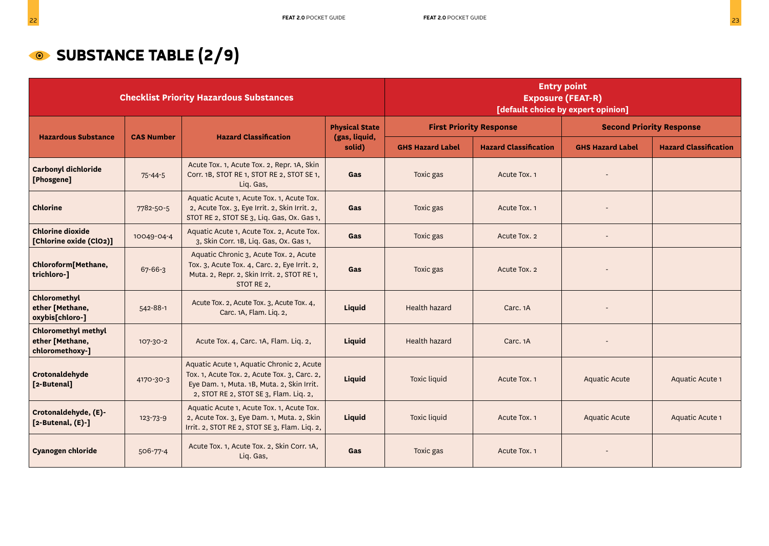# SUBSTANCE TABLE (2/9)

| Checklist Priority Hazardous Substances | | | | Entry point Exposure (FEAT-R) [default choice by expert opinion] | | | |
|---|---|---|---|---|---|---|---|
| Hazardous Substance | CAS Number | Hazard Classification | Physical State (gas, liquid, solid) | First Priority Response | | Second Priority Response | |
| | | | | GHS Hazard Label | Hazard Classification | GHS Hazard Label | Hazard Classification |
| **Carbonyl dichloride [Phosgene]** | 75-44-5 | Acute Tox. 1, Acute Tox. 2, Repr. 1A, Skin Corr. 1B, STOT RE 1, STOT RE 2, STOT SE 1, Liq. Gas, | **Gas** | Toxic gas | Acute Tox. 1 | - | |
| **Chlorine** | 7782-50-5 | Aquatic Acute 1, Acute Tox. 1, Acute Tox. 2, Acute Tox. 3, Eye Irrit. 2, Skin Irrit. 2, STOT RE 2, STOT SE 3, Liq. Gas, Ox. Gas 1, | **Gas** | Toxic gas | Acute Tox. 1 | - | |
| **Chlorine dioxide [Chlorine oxide (ClO2)]** | 10049-04-4 | Aquatic Acute 1, Acute Tox. 2, Acute Tox. 3, Skin Corr. 1B, Liq. Gas, Ox. Gas 1, | **Gas** | Toxic gas | Acute Tox. 2 | - | |
| **Chloroform[Methane, trichloro-]** | 67-66-3 | Aquatic Chronic 3, Acute Tox. 2, Acute Tox. 3, Acute Tox. 4, Carc. 2, Eye Irrit. 2, Muta. 2, Repr. 2, Skin Irrit. 2, STOT RE 1, STOT RE 2, | **Gas** | Toxic gas | Acute Tox. 2 | - | |
| **Chloromethyl ether [Methane, oxybis[chloro-]** | 542-88-1 | Acute Tox. 2, Acute Tox. 3, Acute Tox. 4, Carc. 1A, Flam. Liq. 2, | **Liquid** | Health hazard | Carc. 1A | - | |
| **Chloromethyl methyl ether [Methane, chloromethoxy-]** | 107-30-2 | Acute Tox. 4, Carc. 1A, Flam. Liq. 2, | **Liquid** | Health hazard | Carc. 1A | - | |
| **Crotonaldehyde [2-Butenal]** | 4170-30-3 | Aquatic Acute 1, Aquatic Chronic 2, Acute Tox. 1, Acute Tox. 2, Acute Tox. 3, Carc. 2, Eye Dam. 1, Muta. 1B, Muta. 2, Skin Irrit. 2, STOT RE 2, STOT SE 3, Flam. Liq. 2, | **Liquid** | Toxic liquid | Acute Tox. 1 | Aquatic Acute | Aquatic Acute 1 |
| **Crotonaldehyde, (E)- [2-Butenal, (E)-]** | 123-73-9 | Aquatic Acute 1, Acute Tox. 1, Acute Tox. 2, Acute Tox. 3, Eye Dam. 1, Muta. 2, Skin Irrit. 2, STOT RE 2, STOT SE 3, Flam. Liq. 2, | **Liquid** | Toxic liquid | Acute Tox. 1 | Aquatic Acute | Aquatic Acute 1 |
| **Cyanogen chloride** | 506-77-4 | Acute Tox. 1, Acute Tox. 2, Skin Corr. 1A, Liq. Gas, | **Gas** | Toxic gas | Acute Tox. 1 | - | |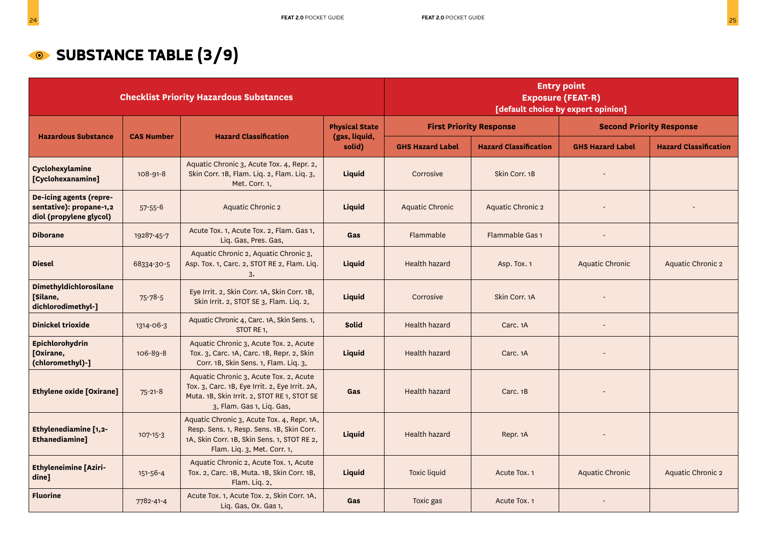# SUBSTANCE TABLE (3/9)

| Checklist Priority Hazardous Substances | | | | Entry point Exposure (FEAT-R) [default choice by expert opinion] | | | |
|---|---|---|---|---|---|---|---|
| Hazardous Substance | CAS Number | Hazard Classification | Physical State (gas, liquid, solid) | First Priority Response | | Second Priority Response | |
| | | | | GHS Hazard Label | Hazard Classification | GHS Hazard Label | Hazard Classification |
| **Cyclohexylamine [Cyclohexanamine]** | 108-91-8 | Aquatic Chronic 3, Acute Tox. 4, Repr. 2, Skin Corr. 1B, Flam. Liq. 3, Met. Corr. 1, | **Liquid** | Corrosive | Skin Corr. 1B | - | |
| **De-icing agents (representative): propane-1,2 diol (propylene glycol)** | 57-55-6 | Aquatic Chronic 2 | **Liquid** | Aquatic Chronic | Aquatic Chronic 2 | - | - |
| **Diborane** | 19287-45-7 | Acute Tox. 1, Acute Tox. 2, Flam. Gas 1, Liq. Gas, Pres. Gas, | **Gas** | Flammable | Flammable Gas 1 | - | |
| **Diesel** | 68334-30-5 | Aquatic Chronic 2, Aquatic Chronic 3, Asp. Tox. 1, Carc. 2, STOT RE 2, Flam. Liq. 3, | **Liquid** | Health hazard | Asp. Tox. 1 | Aquatic Chronic | Aquatic Chronic 2 |
| **Dimethyldichlorosilane [Silane, dichlorodimethyl-]** | 75-78-5 | Eye Irrit. 2, Skin Corr. 1A, Skin Corr. 1B, Skin Irrit. 2, STOT SE 3, Flam. Liq. 2, | **Liquid** | Corrosive | Skin Corr. 1A | - | |
| **Dinickel trioxide** | 1314-06-3 | Aquatic Chronic 4, Carc. 1A, Skin Sens. 1, STOT RE 1, | **Solid** | Health hazard | Carc. 1A | - | |
| **Epichlorohydrin [Oxirane, (chloromethyl)-]** | 106-89-8 | Aquatic Chronic 3, Acute Tox. 2, Acute Tox. 3, Carc. 1A, Carc. 1B, Repr. 2, Skin Corr. 1B, Skin Sens. 1, Flam. Liq. 3, | **Liquid** | Health hazard | Carc. 1A | - | |
| **Ethylene oxide [Oxirane]** | 75-21-8 | Aquatic Chronic 3, Acute Tox. 2, Acute Tox. 3, Carc. 1B, Eye Irrit. 2, Eye Irrit. 2A, Muta. 1B, Skin Irrit. 2, STOT RE 1, STOT SE 3, Flam. Gas 1, Liq. Gas, | **Gas** | Health hazard | Carc. 1B | - | |
| **Ethylenediamine [1,2-Ethanediamine]** | 107-15-3 | Aquatic Chronic 3, Acute Tox. 4, Repr. 1A, Resp. Sens. 1, Resp. Sens. 1B, Skin Corr. 1A, Skin Corr. 1B, Skin Sens. 1, STOT RE 2, Flam. Liq. 3, Met. Corr. 1, | **Liquid** | Health hazard | Repr. 1A | - | |
| **Ethyleneimine [Aziridine]** | 151-56-4 | Aquatic Chronic 2, Acute Tox. 1, Acute Tox. 2, Carc. 1B, Muta. 1B, Skin Corr. 1B, Flam. Liq. 2, | **Liquid** | Toxic liquid | Acute Tox. 1 | Aquatic Chronic | Aquatic Chronic 2 |
| **Fluorine** | 7782-41-4 | Acute Tox. 1, Acute Tox. 2, Skin Corr. 1A, Liq. Gas, Ox. Gas 1, | **Gas** | Toxic gas | Acute Tox. 1 | - | |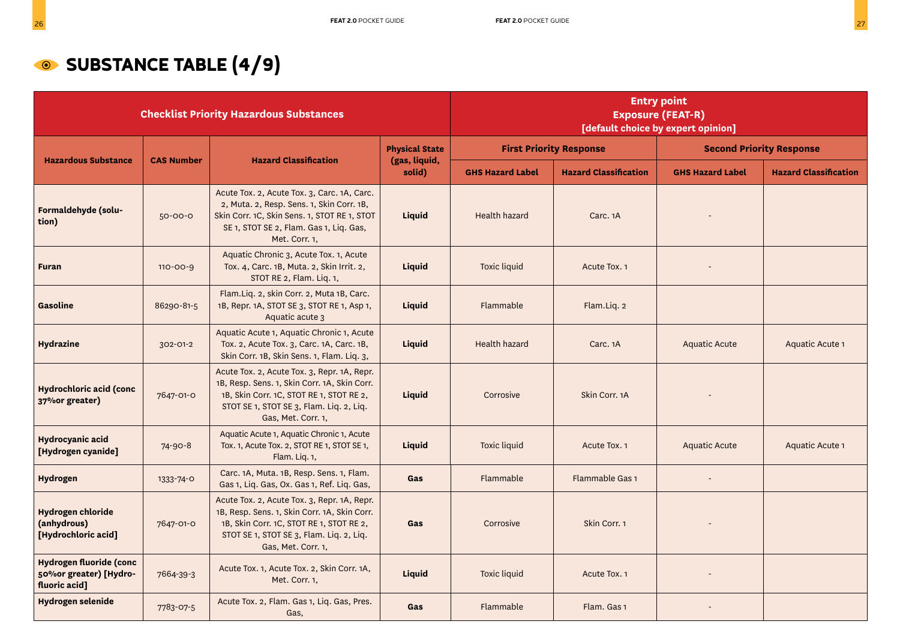# SUBSTANCE TABLE (4/9)

| Checklist Priority Hazardous Substances | | | | Entry point Exposure (FEAT-R) [default choice by expert opinion] | | | |
|---|---|---|---|---|---|---|---|
| Hazardous Substance | CAS Number | Hazard Classification | Physical State (gas, liquid, solid) | First Priority Response | | Second Priority Response | |
| | | | | GHS Hazard Label | Hazard Classification | GHS Hazard Label | Hazard Classification |
| **Formaldehyde (solution)** | 50-00-0 | Acute Tox. 2, Acute Tox. 3, Carc. 1A, Carc. 2, Muta. 2, Resp. Sens. 1, Skin Corr. 1B, Skin Corr. 1C, Skin Sens. 1, STOT RE 1, STOT SE 1, STOT SE 2, Flam. Gas 1, Liq. Gas, Met. Corr. 1, | **Liquid** | Health hazard | Carc. 1A | - | |
| **Furan** | 110-00-9 | Aquatic Chronic 3, Acute Tox. 1, Acute Tox. 4, Carc. 1B, Muta. 2, Skin Irrit. 2, STOT RE 2, Flam. Liq. 1, | **Liquid** | Toxic liquid | Acute Tox. 1 | - | |
| **Gasoline** | 86290-81-5 | Flam.Liq. 2, skin Corr. 2, Muta 1B, Carc. 1B, Repr. 1A, STOT SE 3, STOT RE 1, Asp 1, Aquatic acute 3 | **Liquid** | Flammable | Flam.Liq. 2 | | |
| **Hydrazine** | 302-01-2 | Aquatic Acute 1, Aquatic Chronic 1, Acute Tox. 2, Acute Tox. 3, Carc. 1A, Carc. 1B, Skin Corr. 1B, Skin Sens. 1, Flam. Liq. 3, | **Liquid** | Health hazard | Carc. 1A | Aquatic Acute | Aquatic Acute 1 |
| **Hydrochloric acid (conc 37%or greater)** | 7647-01-0 | Acute Tox. 2, Acute Tox. 3, Repr. 1A, Repr. 1B, Resp. Sens. 1, Skin Corr. 1A, Skin Corr. 1B, Skin Corr. 1C, STOT RE 1, STOT RE 2, STOT SE 1, STOT SE 3, Flam. Liq. 2, Liq. Gas, Met. Corr. 1, | **Liquid** | Corrosive | Skin Corr. 1A | - | |
| **Hydrocyanic acid [Hydrogen cyanide]** | 74-90-8 | Aquatic Acute 1, Aquatic Chronic 1, Acute Tox. 1, Acute Tox. 2, STOT RE 1, STOT SE 1, Flam. Liq. 1, | **Liquid** | Toxic liquid | Acute Tox. 1 | Aquatic Acute | Aquatic Acute 1 |
| **Hydrogen** | 1333-74-0 | Carc. 1A, Muta. 1B, Resp. Sens. 1, Flam. Gas 1, Liq. Gas, Ox. Gas 1, Ref. Liq. Gas, | **Gas** | Flammable | Flammable Gas 1 | - | |
| **Hydrogen chloride (anhydrous) [Hydrochloric acid]** | 7647-01-0 | Acute Tox. 2, Acute Tox. 3, Repr. 1A, Repr. 1B, Resp. Sens. 1, Skin Corr. 1A, Skin Corr. 1B, Skin Corr. 1C, STOT RE 1, STOT RE 2, STOT SE 1, STOT SE 3, Flam. Liq. 2, Liq. Gas, Met. Corr. 1, | **Gas** | Corrosive | Skin Corr. 1 | - | |
| **Hydrogen fluoride (conc 50%or greater) [Hydrofluoric acid]** | 7664-39-3 | Acute Tox. 1, Acute Tox. 2, Skin Corr. 1A, Met. Corr. 1, | **Liquid** | Toxic liquid | Acute Tox. 1 | - | |
| **Hydrogen selenide** | 7783-07-5 | Acute Tox. 2, Flam. Gas 1, Liq. Gas, Pres. Gas, | **Gas** | Flammable | Flam. Gas 1 | - | |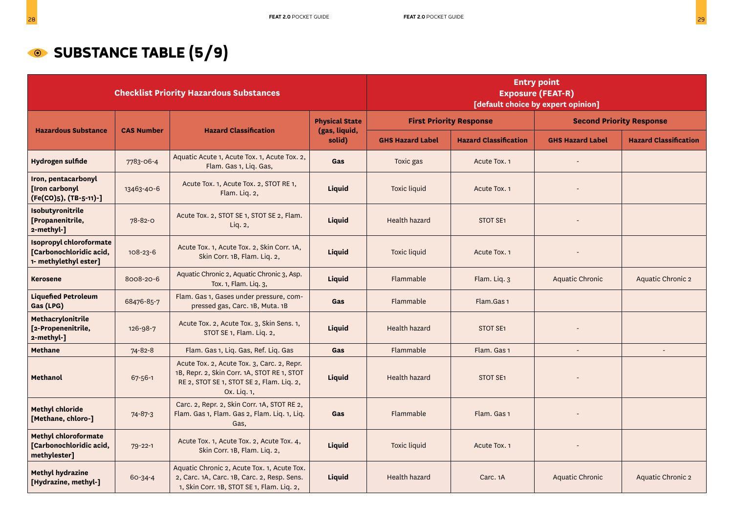# SUBSTANCE TABLE (5/9)

| Checklist Priority Hazardous Substances | | | | Entry point Exposure (FEAT-R) [default choice by expert opinion] | | | |
|---|---|---|---|---|---|---|---|
| Hazardous Substance | CAS Number | Hazard Classification | Physical State (gas, liquid, solid) | First Priority Response | | Second Priority Response | |
| | | | | GHS Hazard Label | Hazard Classification | GHS Hazard Label | Hazard Classification |
| **Hydrogen sulfide** | 7783-06-4 | Aquatic Acute 1, Acute Tox. 1, Acute Tox. 2, Flam. Gas 1, Liq. Gas, | **Gas** | Toxic gas | Acute Tox. 1 | - | |
| **Iron, pentacarbonyl [Iron carbonyl (Fe(CO)5), (TB-5-11)-]** | 13463-40-6 | Acute Tox. 1, Acute Tox. 2, STOT RE 1, Flam. Liq. 2, | **Liquid** | Toxic liquid | Acute Tox. 1 | - | |
| **Isobutyronitrile [Propanenitrile, 2-methyl-]** | 78-82-0 | Acute Tox. 2, STOT SE 1, STOT SE 2, Flam. Liq. 2, | **Liquid** | Health hazard | STOT SE1 | - | |
| **Isopropyl chloroformate [Carbonochloridic acid, 1- methylethyl ester]** | 108-23-6 | Acute Tox. 1, Acute Tox. 2, Skin Corr. 1A, Skin Corr. 1B, Flam. Liq. 2, | **Liquid** | Toxic liquid | Acute Tox. 1 | - | |
| **Kerosene** | 8008-20-6 | Aquatic Chronic 2, Aquatic Chronic 3, Asp. Tox. 1, Flam. Liq. 3, | **Liquid** | Flammable | Flam. Liq. 3 | Aquatic Chronic | Aquatic Chronic 2 |
| **Liquefied Petroleum Gas (LPG)** | 68476-85-7 | Flam. Gas 1, Gases under pressure, compressed gas, Carc. 1B, Muta. 1B | **Gas** | Flammable | Flam.Gas 1 | | |
| **Methacrylonitrile [2-Propenenitrile, 2-methyl-]** | 126-98-7 | Acute Tox. 2, Acute Tox. 3, Skin Sens. 1, STOT SE 1, Flam. Liq. 2, | **Liquid** | Health hazard | STOT SE1 | - | |
| **Methane** | 74-82-8 | Flam. Gas 1, Liq. Gas, Ref. Liq. Gas | **Gas** | Flammable | Flam. Gas 1 | - | - |
| **Methanol** | 67-56-1 | Acute Tox. 2, Acute Tox. 3, Carc. 2, Repr. 1B, Repr. 2, Skin Corr. 1A, STOT RE 1, STOT RE 2, STOT SE 1, STOT SE 2, Flam. Liq. 2, Ox. Liq. 1, | **Liquid** | Health hazard | STOT SE1 | - | |
| **Methyl chloride [Methane, chloro-]** | 74-87-3 | Carc. 2, Repr. 2, Skin Corr. 1A, STOT RE 2, Flam. Gas 1, Flam. Gas 2, Flam. Liq. 1, Liq. Gas, | **Gas** | Flammable | Flam. Gas 1 | - | |
| **Methyl chloroformate [Carbonochloridic acid, methylester]** | 79-22-1 | Acute Tox. 1, Acute Tox. 2, Acute Tox. 4, Skin Corr. 1B, Flam. Liq. 2, | **Liquid** | Toxic liquid | Acute Tox. 1 | - | |
| **Methyl hydrazine [Hydrazine, methyl-]** | 60-34-4 | Aquatic Chronic 2, Acute Tox. 1, Acute Tox. 2, Carc. 1A, Carc. 1B, Carc. 2, Resp. Sens. 1, Skin Corr. 1B, STOT SE 1, Flam. Liq. 2, | **Liquid** | Health hazard | Carc. 1A | Aquatic Chronic | Aquatic Chronic 2 |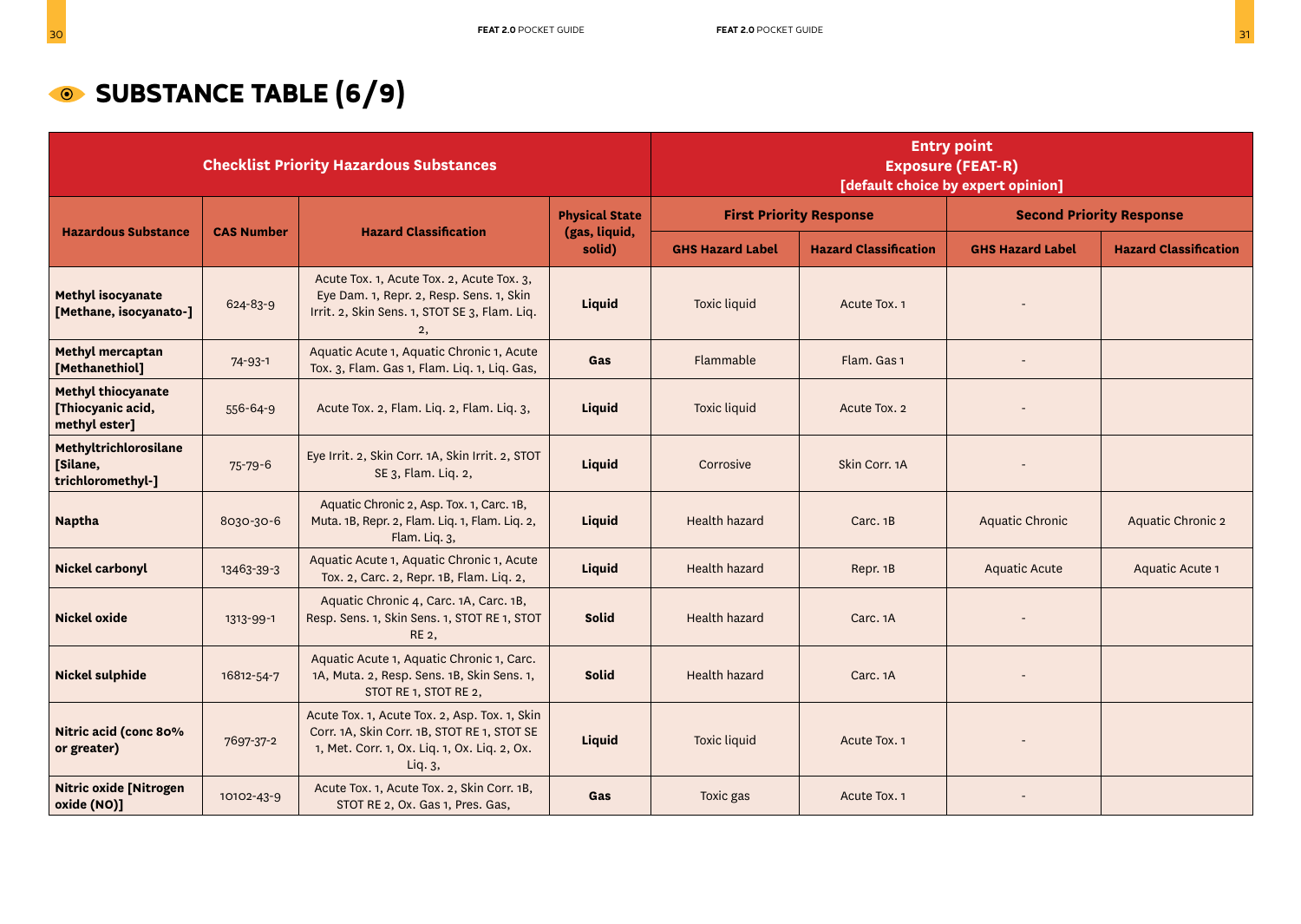# SUBSTANCE TABLE (6/9)

| Checklist Priority Hazardous Substances | | | | Entry point Exposure (FEAT-R) [default choice by expert opinion] | | | |
|---|---|---|---|---|---|---|---|
| Hazardous Substance | CAS Number | Hazard Classification | Physical State (gas, liquid, solid) | First Priority Response | | Second Priority Response | |
| | | | | GHS Hazard Label | Hazard Classification | GHS Hazard Label | Hazard Classification |
| **Methyl isocyanate [Methane, isocyanato-]** | 624-83-9 | Acute Tox. 1, Acute Tox. 2, Acute Tox. 3, Eye Dam. 1, Repr. 2, Resp. Sens. 1, Skin Irrit. 2, Skin Sens. 1, STOT SE 3, Flam. Liq. 2, | **Liquid** | Toxic liquid | Acute Tox. 1 | - | |
| **Methyl mercaptan [Methanethiol]** | 74-93-1 | Aquatic Acute 1, Aquatic Chronic 1, Acute Tox. 3, Flam. Gas 1, Flam. Liq. 1, Liq. Gas, | **Gas** | Flammable | Flam. Gas 1 | - | |
| **Methyl thiocyanate [Thiocyanic acid, methyl ester]** | 556-64-9 | Acute Tox. 2, Flam. Liq. 2, Flam. Liq. 3, | **Liquid** | Toxic liquid | Acute Tox. 2 | - | |
| **Methyltrichlorosilane [Silane, trichloromethyl-]** | 75-79-6 | Eye Irrit. 2, Skin Corr. 1A, Skin Irrit. 2, STOT SE 3, Flam. Liq. 2, | **Liquid** | Corrosive | Skin Corr. 1A | - | |
| **Naptha** | 8030-30-6 | Aquatic Chronic 2, Asp. Tox. 1, Carc. 1B, Muta. 1B, Repr. 2, Flam. Liq. 1, Flam. Liq. 2, Flam. Liq. 3, | **Liquid** | Health hazard | Carc. 1B | Aquatic Chronic | Aquatic Chronic 2 |
| **Nickel carbonyl** | 13463-39-3 | Aquatic Acute 1, Aquatic Chronic 1, Acute Tox. 2, Carc. 2, Repr. 1B, Flam. Liq. 2, | **Liquid** | Health hazard | Repr. 1B | Aquatic Acute | Aquatic Acute 1 |
| **Nickel oxide** | 1313-99-1 | Aquatic Chronic 4, Carc. 1A, Carc. 1B, Resp. Sens. 1, Skin Sens. 1, STOT RE 1, STOT RE 2, | **Solid** | Health hazard | Carc. 1A | - | |
| **Nickel sulphide** | 16812-54-7 | Aquatic Acute 1, Aquatic Chronic 1, Carc. 1A, Muta. 2, Resp. Sens. 1B, Skin Sens. 1, STOT RE 1, STOT RE 2, | **Solid** | Health hazard | Carc. 1A | - | |
| **Nitric acid (conc 80% or greater)** | 7697-37-2 | Acute Tox. 1, Acute Tox. 2, Asp. Tox. 1, Skin Corr. 1A, Skin Corr. 1B, STOT RE 1, STOT SE 1, Met. Corr. 1, Ox. Liq. 1, Ox. Liq. 2, Ox. Liq. 3, | **Liquid** | Toxic liquid | Acute Tox. 1 | - | |
| **Nitric oxide [Nitrogen oxide (NO)]** | 10102-43-9 | Acute Tox. 1, Acute Tox. 2, Skin Corr. 1B, STOT RE 2, Ox. Gas 1, Pres. Gas, | **Gas** | Toxic gas | Acute Tox. 1 | - | |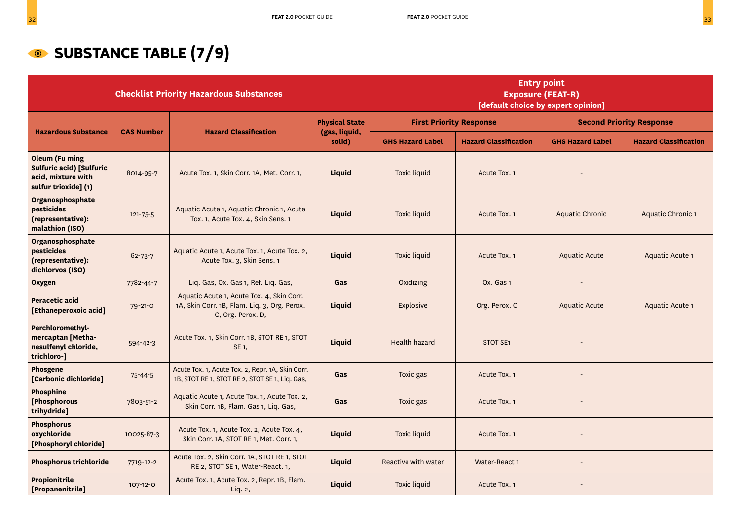## SUBSTANCE TABLE (7/9)

| Checklist Priority Hazardous Substances | | | | Entry point Exposure (FEAT-R) [default choice by expert opinion] | | | |
|---|---|---|---|---|---|---|---|
| Hazardous Substance | CAS Number | Hazard Classification | Physical State (gas, liquid, solid) | First Priority Response | | Second Priority Response | |
| | | | | GHS Hazard Label | Hazard Classification | GHS Hazard Label | Hazard Classification |
| **Oleum (Fu ming Sulfuric acid) [Sulfuric acid, mixture with sulfur trioxide] (1)** | 8014-95-7 | Acute Tox. 1, Skin Corr. 1A, Met. Corr. 1, | **Liquid** | Toxic liquid | Acute Tox. 1 | - | |
| **Organosphosphate pesticides (representative): malathion (ISO)** | 121-75-5 | Aquatic Acute 1, Aquatic Chronic 1, Acute Tox. 1, Acute Tox. 4, Skin Sens. 1 | **Liquid** | Toxic liquid | Acute Tox. 1 | Aquatic Chronic | Aquatic Chronic 1 |
| **Organosphosphate pesticides (representative): dichlorvos (ISO)** | 62-73-7 | Aquatic Acute 1, Acute Tox. 1, Acute Tox. 2, Acute Tox. 3, Skin Sens. 1 | **Liquid** | Toxic liquid | Acute Tox. 1 | Aquatic Acute | Aquatic Acute 1 |
| **Oxygen** | 7782-44-7 | Liq. Gas, Ox. Gas 1, Ref. Liq. Gas, | **Gas** | Oxidizing | Ox. Gas 1 | - | |
| **Peracetic acid [Ethaneperoxoic acid]** | 79-21-0 | Aquatic Acute 1, Acute Tox. 4, Skin Corr. 1A, Skin Corr. 1B, Flam. Liq. 3, Org. Perox. C, Org. Perox. D, | **Liquid** | Explosive | Org. Perox. C | Aquatic Acute | Aquatic Acute 1 |
| **Perchloromethyl-mercaptan [Metha-nesulfenyl chloride, trichloro-]** | 594-42-3 | Acute Tox. 1, Skin Corr. 1B, STOT RE 1, STOT SE 1, | **Liquid** | Health hazard | STOT SE1 | - | |
| **Phosgene [Carbonic dichloride]** | 75-44-5 | Acute Tox. 1, Acute Tox. 2, Repr. 1A, Skin Corr. 1B, STOT RE 1, STOT RE 2, STOT SE 1, Liq. Gas, | **Gas** | Toxic gas | Acute Tox. 1 | - | |
| **Phosphine [Phosphorous trihydride]** | 7803-51-2 | Aquatic Acute 1, Acute Tox. 1, Acute Tox. 2, Skin Corr. 1B, Flam. Gas 1, Liq. Gas, | **Gas** | Toxic gas | Acute Tox. 1 | - | |
| **Phosphorus oxychloride [Phosphoryl chloride]** | 10025-87-3 | Acute Tox. 1, Acute Tox. 2, Acute Tox. 4, Skin Corr. 1A, STOT RE 1, Met. Corr. 1, | **Liquid** | Toxic liquid | Acute Tox. 1 | - | |
| **Phosphorus trichloride** | 7719-12-2 | Acute Tox. 2, Skin Corr. 1A, STOT RE 1, STOT RE 2, STOT SE 1, Water-React. 1, | **Liquid** | Reactive with water | Water-React 1 | - | |
| **Propionitrile [Propanenitrile]** | 107-12-0 | Acute Tox. 1, Acute Tox. 2, Repr. 1B, Flam. Liq. 2, | **Liquid** | Toxic liquid | Acute Tox. 1 | - | |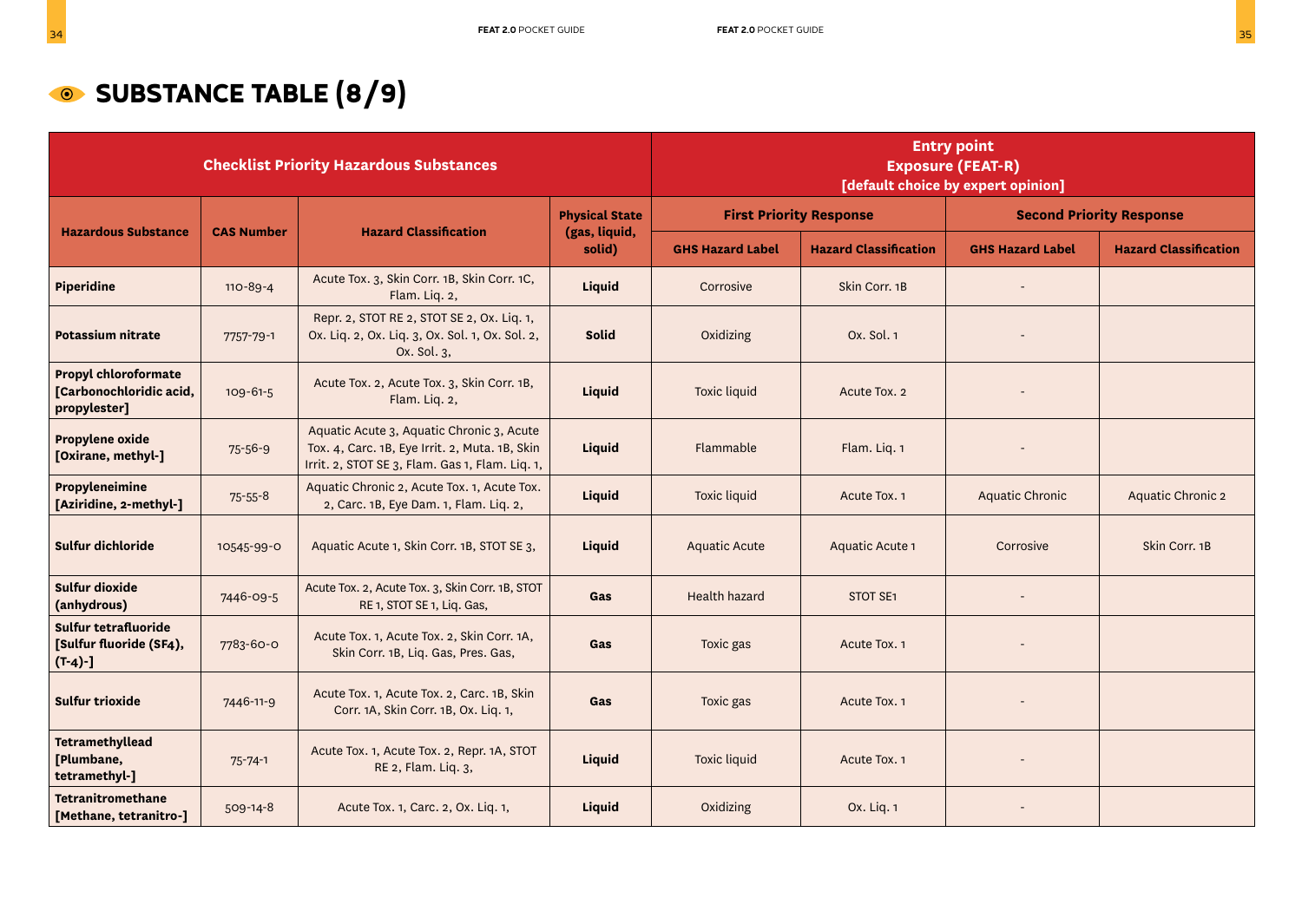# SUBSTANCE TABLE (8/9)

| Checklist Priority Hazardous Substances | | | | Entry point Exposure (FEAT-R) [default choice by expert opinion] | | | |
|---|---|---|---|---|---|---|---|
| Hazardous Substance | CAS Number | Hazard Classification | Physical State (gas, liquid, solid) | First Priority Response | | Second Priority Response | |
| | | | | GHS Hazard Label | Hazard Classification | GHS Hazard Label | Hazard Classification |
| **Piperidine** | 110-89-4 | Acute Tox. 3, Skin Corr. 1B, Skin Corr. 1C, Flam. Liq. 2, | **Liquid** | Corrosive | Skin Corr. 1B | - | |
| **Potassium nitrate** | 7757-79-1 | Repr. 2, STOT RE 2, STOT SE 2, Ox. Liq. 1, Ox. Liq. 2, Ox. Liq. 3, Ox. Sol. 1, Ox. Sol. 2, Ox. Sol. 3, | **Solid** | Oxidizing | Ox. Sol. 1 | - | |
| **Propyl chloroformate [Carbonochloridic acid, propylester]** | 109-61-5 | Acute Tox. 2, Acute Tox. 3, Skin Corr. 1B, Flam. Liq. 2, | **Liquid** | Toxic liquid | Acute Tox. 2 | - | |
| **Propylene oxide [Oxirane, methyl-]** | 75-56-9 | Aquatic Acute 3, Aquatic Chronic 3, Acute Tox. 4, Carc. 1B, Eye Irrit. 2, Muta. 1B, Skin Irrit. 2, STOT SE 3, Flam. Gas 1, Flam. Liq. 1, | **Liquid** | Flammable | Flam. Liq. 1 | - | |
| **Propyleneimine [Aziridine, 2-methyl-]** | 75-55-8 | Aquatic Chronic 2, Acute Tox. 1, Acute Tox. 2, Carc. 1B, Eye Dam. 1, Flam. Liq. 2, | **Liquid** | Toxic liquid | Acute Tox. 1 | Aquatic Chronic | Aquatic Chronic 2 |
| **Sulfur dichloride** | 10545-99-0 | Aquatic Acute 1, Skin Corr. 1B, STOT SE 3, | **Liquid** | Aquatic Acute | Aquatic Acute 1 | Corrosive | Skin Corr. 1B |
| **Sulfur dioxide (anhydrous)** | 7446-09-5 | Acute Tox. 2, Acute Tox. 3, Skin Corr. 1B, STOT RE 1, STOT SE 1, Liq. Gas, | **Gas** | Health hazard | STOT SE1 | - | |
| **Sulfur tetrafluoride [Sulfur fluoride (SF4), (T-4)-]** | 7783-60-0 | Acute Tox. 1, Acute Tox. 2, Skin Corr. 1A, Skin Corr. 1B, Liq. Gas, Pres. Gas, | **Gas** | Toxic gas | Acute Tox. 1 | - | |
| **Sulfur trioxide** | 7446-11-9 | Acute Tox. 1, Acute Tox. 2, Carc. 1B, Skin Corr. 1A, Skin Corr. 1B, Ox. Liq. 1, | **Gas** | Toxic gas | Acute Tox. 1 | - | |
| **Tetramethyllead [Plumbane, tetramethyl-]** | 75-74-1 | Acute Tox. 1, Acute Tox. 2, Repr. 1A, STOT RE 2, Flam. Liq. 3, | **Liquid** | Toxic liquid | Acute Tox. 1 | - | |
| **Tetranitromethane [Methane, tetranitro-]** | 509-14-8 | Acute Tox. 1, Carc. 2, Ox. Liq. 1, | **Liquid** | Oxidizing | Ox. Liq. 1 | - | |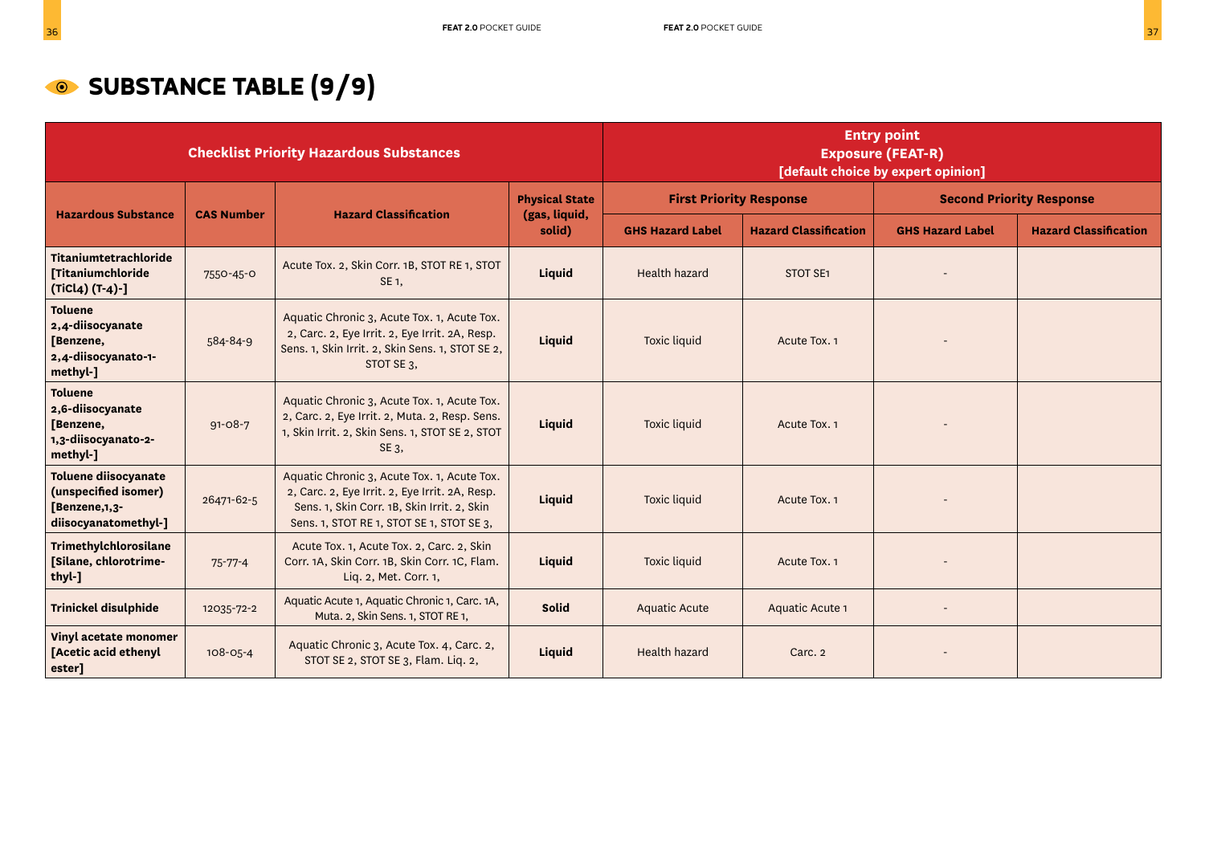# SUBSTANCE TABLE (9/9)

| Checklist Priority Hazardous Substances | | | | Entry point Exposure (FEAT-R) [default choice by expert opinion] | | | |
|---|---|---|---|---|---|---|---|
| Hazardous Substance | CAS Number | Hazard Classification | Physical State (gas, liquid, solid) | First Priority Response | | Second Priority Response | |
| | | | | GHS Hazard Label | Hazard Classification | GHS Hazard Label | Hazard Classification |
| **Titaniumtetrachloride [Titaniumchloride ($TiCl_4$) (T-4)-]** | 7550-45-0 | Acute Tox. 2, Skin Corr. 1B, STOT RE 1, STOT SE 1, | **Liquid** | Health hazard | STOT SE1 | - | |
| **Toluene 2,4-diisocyanate [Benzene, 2,4-diisocyanato-1-methyl-]** | 584-84-9 | Aquatic Chronic 3, Acute Tox. 1, Acute Tox. 2, Carc. 2, Eye Irrit. 2, Eye Irrit. 2A, Resp. Sens. 1, Skin Irrit. 2, Skin Sens. 1, STOT SE 2, STOT SE 3, | **Liquid** | Toxic liquid | Acute Tox. 1 | - | |
| **Toluene 2,6-diisocyanate [Benzene, 1,3-diisocyanato-2-methyl-]** | 91-08-7 | Aquatic Chronic 3, Acute Tox. 1, Acute Tox. 2, Carc. 2, Eye Irrit. 2, Muta. 2, Resp. Sens. 1, Skin Irrit. 2, Skin Sens. 1, STOT SE 2, STOT SE 3, | **Liquid** | Toxic liquid | Acute Tox. 1 | - | |
| **Toluene diisocyanate (unspecified isomer) [Benzene,1,3-diisocyanatomethyl-]** | 26471-62-5 | Aquatic Chronic 3, Acute Tox. 1, Acute Tox. 2, Carc. 2, Eye Irrit. 2, Eye Irrit. 2A, Resp. Sens. 1, Skin Corr. 1B, Skin Irrit. 2, Skin Sens. 1, STOT RE 1, STOT SE 1, STOT SE 3, | **Liquid** | Toxic liquid | Acute Tox. 1 | - | |
| **Trimethylchlorosilane [Silane, chlorotrimethyl-]** | 75-77-4 | Acute Tox. 1, Acute Tox. 2, Skin Corr. 1A, Skin Corr. 1B, Skin Corr. 1C, Flam. Liq. 2, Met. Corr. 1, | **Liquid** | Toxic liquid | Acute Tox. 1 | - | |
| **Trinickel disulphide** | 12035-72-2 | Aquatic Acute 1, Aquatic Chronic 1, Carc. 1A, Muta. 2, Skin Sens. 1, STOT RE 1, | **Solid** | Aquatic Acute | Aquatic Acute 1 | - | |
| **Vinyl acetate monomer [Acetic acid ethenyl ester]** | 108-05-4 | Aquatic Chronic 3, Acute Tox. 4, Carc. 2, STOT SE 2, STOT SE 3, Flam. Liq. 2, | **Liquid** | Health hazard | Carc. 2 | - | |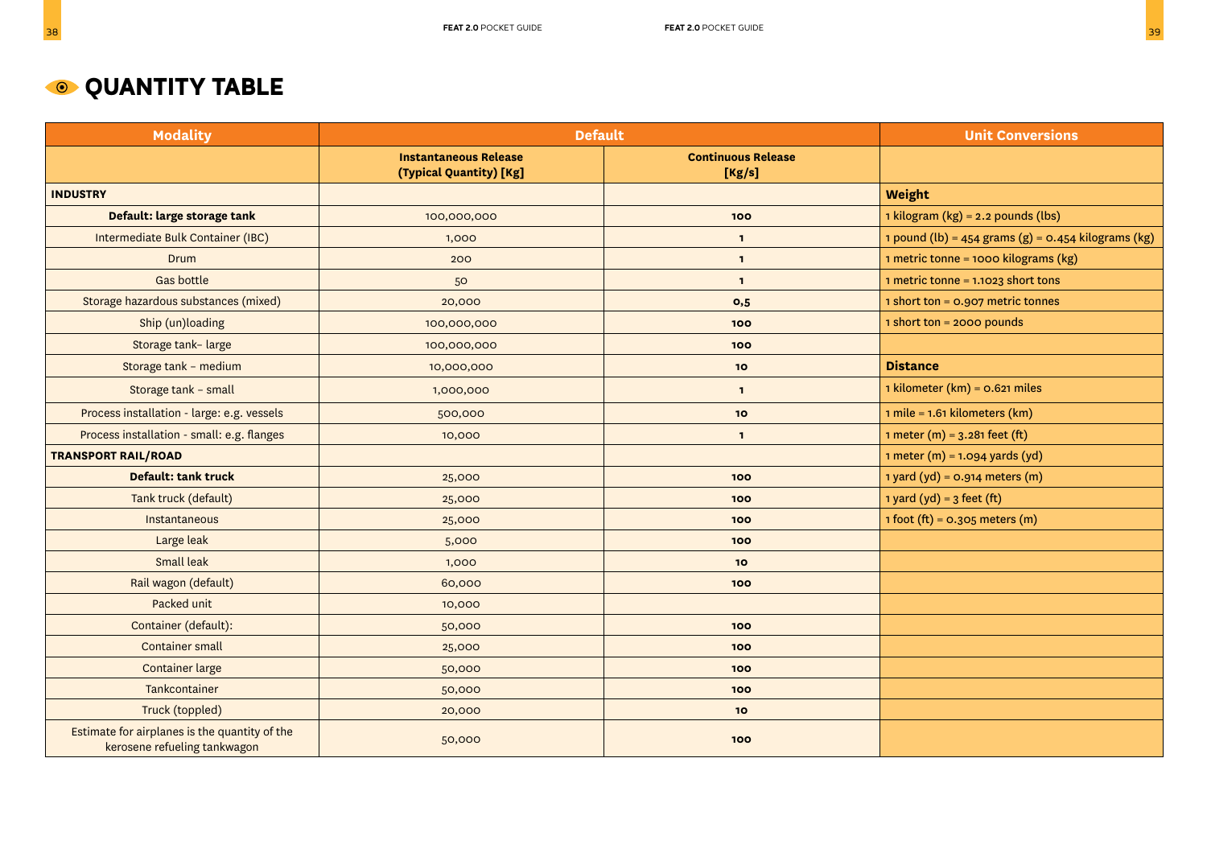# QUANTITY TABLE

| Modality | Default | | Unit Conversions |
|---|---|---|---|
| | **Instantaneous Release (Typical Quantity) [Kg]** | **Continuous Release [Kg/s]** | |
| **INDUSTRY** | | | **Weight** |
| **Default: large storage tank** | 100,000,000 | 100 | 1 kilogram (kg) = 2.2 pounds (lbs) |
| Intermediate Bulk Container (IBC) | 1,000 | 1 | 1 pound (lb) = 454 grams (g) = 0.454 kilograms (kg) |
| Drum | 200 | 1 | 1 metric tonne = 1000 kilograms (kg) |
| Gas bottle | 50 | 1 | 1 metric tonne = 1.1023 short tons |
| Storage hazardous substances (mixed) | 20,000 | 0,5 | 1 short ton = 0.907 metric tonnes |
| Ship (un)loading | 100,000,000 | 100 | 1 short ton = 2000 pounds |
| Storage tank– large | 100,000,000 | 100 | |
| Storage tank – medium | 10,000,000 | 10 | **Distance** |
| Storage tank – small | 1,000,000 | 1 | 1 kilometer (km) = 0.621 miles |
| Process installation - large: e.g. vessels | 500,000 | 10 | 1 mile = 1.61 kilometers (km) |
| Process installation - small: e.g. flanges | 10,000 | 1 | 1 meter (m) = 3.281 feet (ft) |
| **TRANSPORT RAIL/ROAD** | | | 1 meter (m) = 1.094 yards (yd) |
| **Default: tank truck** | 25,000 | 100 | 1 yard (yd) = 0.914 meters (m) |
| Tank truck (default) | 25,000 | 100 | 1 yard (yd) = 3 feet (ft) |
| Instantaneous | 25,000 | 100 | 1 foot (ft) = 0.305 meters (m) |
| Large leak | 5,000 | 100 | |
| Small leak | 1,000 | 10 | |
| Rail wagon (default) | 60,000 | 100 | |
| Packed unit | 10,000 | | |
| Container (default): | 50,000 | 100 | |
| Container small | 25,000 | 100 | |
| Container large | 50,000 | 100 | |
| Tankcontainer | 50,000 | 100 | |
| Truck (toppled) | 20,000 | 10 | |
| Estimate for airplanes is the quantity of the kerosene refueling tankwagon | 50,000 | 100 | |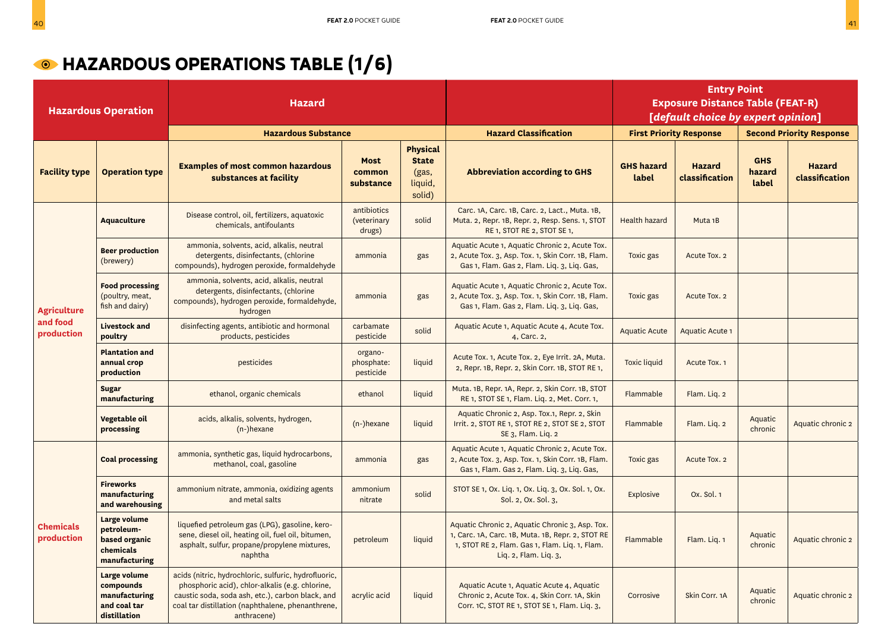# HAZARDOUS OPERATIONS TABLE (1/6)

| Hazardous Operation | | Hazard | | | | Entry Point Exposure Distance Table (FEAT-R) [*default choice by expert opinion*] | | | |
|---|---|---|---|---|---|---|---|---|---|
| | | Hazardous Substance | | | Hazard Classification | First Priority Response | | Second Priority Response | |
| Facility type | Operation type | Examples of most common hazardous substances at facility | Most common substance | Physical State (gas, liquid, solid) | Abbreviation according to GHS | GHS hazard label | Hazard classification | GHS hazard label | Hazard classification |
| **Agriculture and food production** | **Aquaculture** | Disease control, oil, fertilizers, aquatoxic chemicals, antifoulants | antibiotics (veterinary drugs) | solid | Carc. 1A, Carc. 1B, Carc. 2, Lact., Muta. 1B, Muta. 2, Repr. 1B, Repr. 2, Resp. Sens. 1, STOT RE 1, STOT RE 2, STOT SE 1, | Health hazard | Muta 1B | | |
| | **Beer production** (brewery) | ammonia, solvents, acid, alkalis, neutral detergents, disinfectants, (chlorine compounds), hydrogen peroxide, formaldehyde | ammonia | gas | Aquatic Acute 1, Aquatic Chronic 2, Acute Tox. 2, Acute Tox. 3, Asp. Tox. 1, Skin Corr. 1B, Flam. Gas 1, Flam. Gas 2, Flam. Liq. 3, Liq. Gas, | Toxic gas | Acute Tox. 2 | | |
| | **Food processing** (poultry, meat, fish and dairy) | ammonia, solvents, acid, alkalis, neutral detergents, disinfectants, (chlorine compounds), hydrogen peroxide, formaldehyde, hydrogen | ammonia | gas | Aquatic Acute 1, Aquatic Chronic 2, Acute Tox. 2, Acute Tox. 3, Asp. Tox. 1, Skin Corr. 1B, Flam. Gas 1, Flam. Gas 2, Flam. Liq. 3, Liq. Gas, | Toxic gas | Acute Tox. 2 | | |
| | **Livestock and poultry** | disinfecting agents, antibiotic and hormonal products, pesticides | carbamate pesticide | solid | Aquatic Acute 1, Aquatic Acute 4, Acute Tox. 4, Carc. 2, | Aquatic Acute | Aquatic Acute 1 | | |
| | **Plantation and annual crop production** | pesticides | organo-phosphate: pesticide | liquid | Acute Tox. 1, Acute Tox. 2, Eye Irrit. 2A, Muta. 2, Repr. 1B, Repr. 2, Skin Corr. 1B, STOT RE 1, | Toxic liquid | Acute Tox. 1 | | |
| | **Sugar manufacturing** | ethanol, organic chemicals | ethanol | liquid | Muta. 1B, Repr. 1A, Repr. 2, Skin Corr. 1B, STOT RE 1, STOT SE 1, Flam. Liq. 2, Met. Corr. 1, | Flammable | Flam. Liq. 2 | | |
| | **Vegetable oil processing** | acids, alkalis, solvents, hydrogen, (n-)hexane | (n-)hexane | liquid | Aquatic Chronic 2, Asp. Tox.1, Repr. 2, Skin Irrit. 2, STOT RE 1, STOT RE 2, STOT SE 2, STOT SE 3, Flam. Liq. 2 | Flammable | Flam. Liq. 2 | Aquatic chronic | Aquatic chronic 2 |
| **Chemicals production** | **Coal processing** | ammonia, synthetic gas, liquid hydrocarbons, methanol, coal, gasoline | ammonia | gas | Aquatic Acute 1, Aquatic Chronic 2, Acute Tox. 2, Acute Tox. 3, Asp. Tox. 1, Skin Corr. 1B, Flam. Gas 1, Flam. Gas 2, Flam. Liq. 3, Liq. Gas, | Toxic gas | Acute Tox. 2 | | |
| | **Fireworks manufacturing and warehousing** | ammonium nitrate, ammonia, oxidizing agents and metal salts | ammonium nitrate | solid | STOT SE 1, Ox. Liq. 1, Ox. Liq. 3, Ox. Sol. 1, Ox. Sol. 2, Ox. Sol. 3, | Explosive | Ox. Sol. 1 | | |
| | **Large volume petroleum-based organic chemicals manufacturing** | liquefied petroleum gas (LPG), gasoline, kerosene, diesel oil, heating oil, fuel oil, bitumen, asphalt, sulfur, propane/propylene mixtures, naphtha | petroleum | liquid | Aquatic Chronic 2, Aquatic Chronic 3, Asp. Tox. 1, Carc. 1A, Carc. 1B, Muta. 1B, Repr. 2, STOT RE 1, STOT RE 2, Flam. Gas 1, Flam. Liq. 1, Flam. Liq. 2, Flam. Liq. 3, | Flammable | Flam. Liq. 1 | Aquatic chronic | Aquatic chronic 2 |
| | **Large volume compounds manufacturing and coal tar distillation** | acids (nitric, hydrochloric, sulfuric, hydrofluoric, phosphoric acid), chlor-alkalis (e.g. chlorine, caustic soda, soda ash, etc.), carbon black, and coal tar distillation (naphthalene, phenanthrene, anthracene) | acrylic acid | liquid | Aquatic Acute 1, Aquatic Acute 4, Aquatic Chronic 2, Acute Tox. 4, Skin Corr. 1A, Skin Corr. 1C, STOT RE 1, STOT SE 1, Flam. Liq. 3, | Corrosive | Skin Corr. 1A | Aquatic chronic | Aquatic chronic 2 |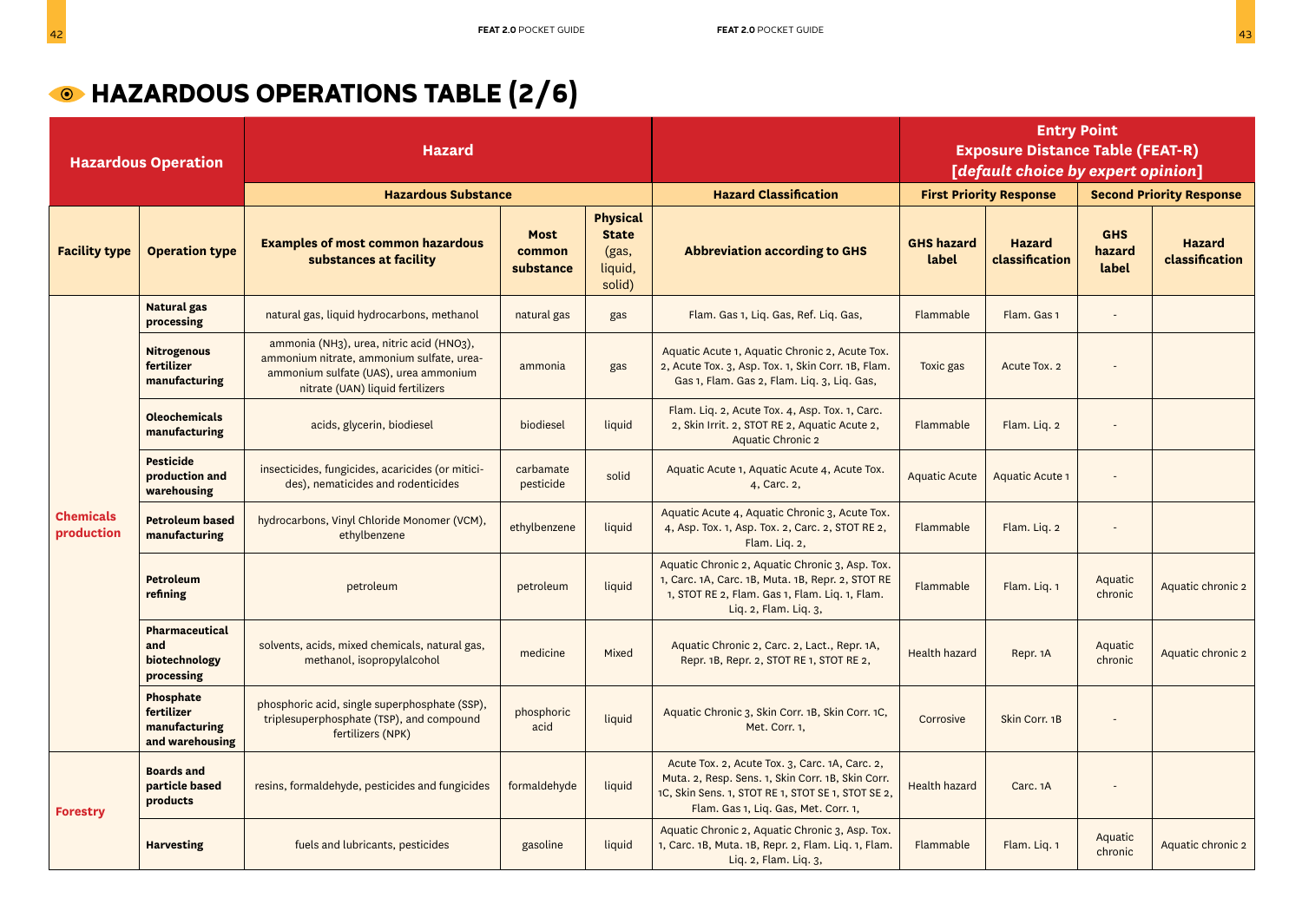# HAZARDOUS OPERATIONS TABLE (2/6)

| Hazardous Operation | | Hazard | | | | Entry Point Exposure Distance Table (FEAT-R) [*default choice by expert opinion*] | | | |
|---|---|---|---|---|---|---|---|---|---|
| | | Hazardous Substance | | | Hazard Classification | First Priority Response | | Second Priority Response | |
| **Facility type** | **Operation type** | **Examples of most common hazardous substances at facility** | **Most common substance** | **Physical State (gas, liquid, solid)** | **Abbreviation according to GHS** | **GHS hazard label** | **Hazard classification** | **GHS hazard label** | **Hazard classification** |
| **Chemicals production** | **Natural gas processing** | natural gas, liquid hydrocarbons, methanol | natural gas | gas | Flam. Gas 1, Liq. Gas, Ref. Liq. Gas, | Flammable | Flam. Gas 1 | - | |
| | **Nitrogenous fertilizer manufacturing** | ammonia ($NH_3$), urea, nitric acid ($HNO_3$), ammonium nitrate, ammonium sulfate, urea-ammonium sulfate (UAS), urea ammonium nitrate (UAN) liquid fertilizers | ammonia | gas | Aquatic Acute 1, Aquatic Chronic 2, Acute Tox. 2, Acute Tox. 3, Asp. Tox. 1, Skin Corr. 1B, Flam. Gas 1, Flam. Gas 2, Flam. Liq. 3, Liq. Gas, | Toxic gas | Acute Tox. 2 | - | |
| | **Oleochemicals manufacturing** | acids, glycerin, biodiesel | biodiesel | liquid | Flam. Liq. 2, Acute Tox. 4, Asp. Tox. 1, Carc. 2, Skin Irrit. 2, STOT RE 2, Aquatic Acute 2, Aquatic Chronic 2 | Flammable | Flam. Liq. 2 | - | |
| | **Pesticide production and warehousing** | insecticides, fungicides, acaricides (or miticides), nematicides and rodenticides | carbamate pesticide | solid | Aquatic Acute 1, Aquatic Acute 4, Acute Tox. 4, Carc. 2, | Aquatic Acute | Aquatic Acute 1 | - | |
| | **Petroleum based manufacturing** | hydrocarbons, Vinyl Chloride Monomer (VCM), ethylbenzene | ethylbenzene | liquid | Aquatic Acute 4, Aquatic Chronic 3, Acute Tox. 4, Asp. Tox. 1, Asp. Tox. 2, Carc. 2, STOT RE 2, Flam. Liq. 2, | Flammable | Flam. Liq. 2 | - | |
| | **Petroleum refining** | petroleum | petroleum | liquid | Aquatic Chronic 2, Aquatic Chronic 3, Asp. Tox. 1, Carc. 1A, Carc. 1B, Muta. 1B, Repr. 2, STOT RE 1, STOT RE 2, Flam. Gas 1, Flam. Liq. 1, Flam. Liq. 2, Flam. Liq. 3, | Flammable | Flam. Liq. 1 | Aquatic chronic | Aquatic chronic 2 |
| | **Pharmaceutical and biotechnology processing** | solvents, acids, mixed chemicals, natural gas, methanol, isopropylalcohol | medicine | Mixed | Aquatic Chronic 2, Carc. 2, Lact., Repr. 1A, Repr. 1B, Repr. 2, STOT RE 1, STOT RE 2, | Health hazard | Repr. 1A | Aquatic chronic | Aquatic chronic 2 |
| | **Phosphate fertilizer manufacturing and warehousing** | phosphoric acid, single superphosphate (SSP), triplesuperphosphate (TSP), and compound fertilizers (NPK) | phosphoric acid | liquid | Aquatic Chronic 3, Skin Corr. 1B, Skin Corr. 1C, Met. Corr. 1, | Corrosive | Skin Corr. 1B | - | |
| **Forestry** | **Boards and particle based products** | resins, formaldehyde, pesticides and fungicides | formaldehyde | liquid | Acute Tox. 2, Acute Tox. 3, Carc. 1A, Carc. 2, Muta. 2, Resp. Sens. 1, Skin Corr. 1B, Skin Corr. 1C, Skin Sens. 1, STOT RE 1, STOT SE 1, STOT SE 2, Flam. Gas 1, Liq. Gas, Met. Corr. 1, | Health hazard | Carc. 1A | - | |
| | **Harvesting** | fuels and lubricants, pesticides | gasoline | liquid | Aquatic Chronic 2, Aquatic Chronic 3, Asp. Tox. 1, Carc. 1B, Muta. 1B, Repr. 2, Flam. Liq. 1, Flam. Liq. 2, Flam. Liq. 3, | Flammable | Flam. Liq. 1 | Aquatic chronic | Aquatic chronic 2 |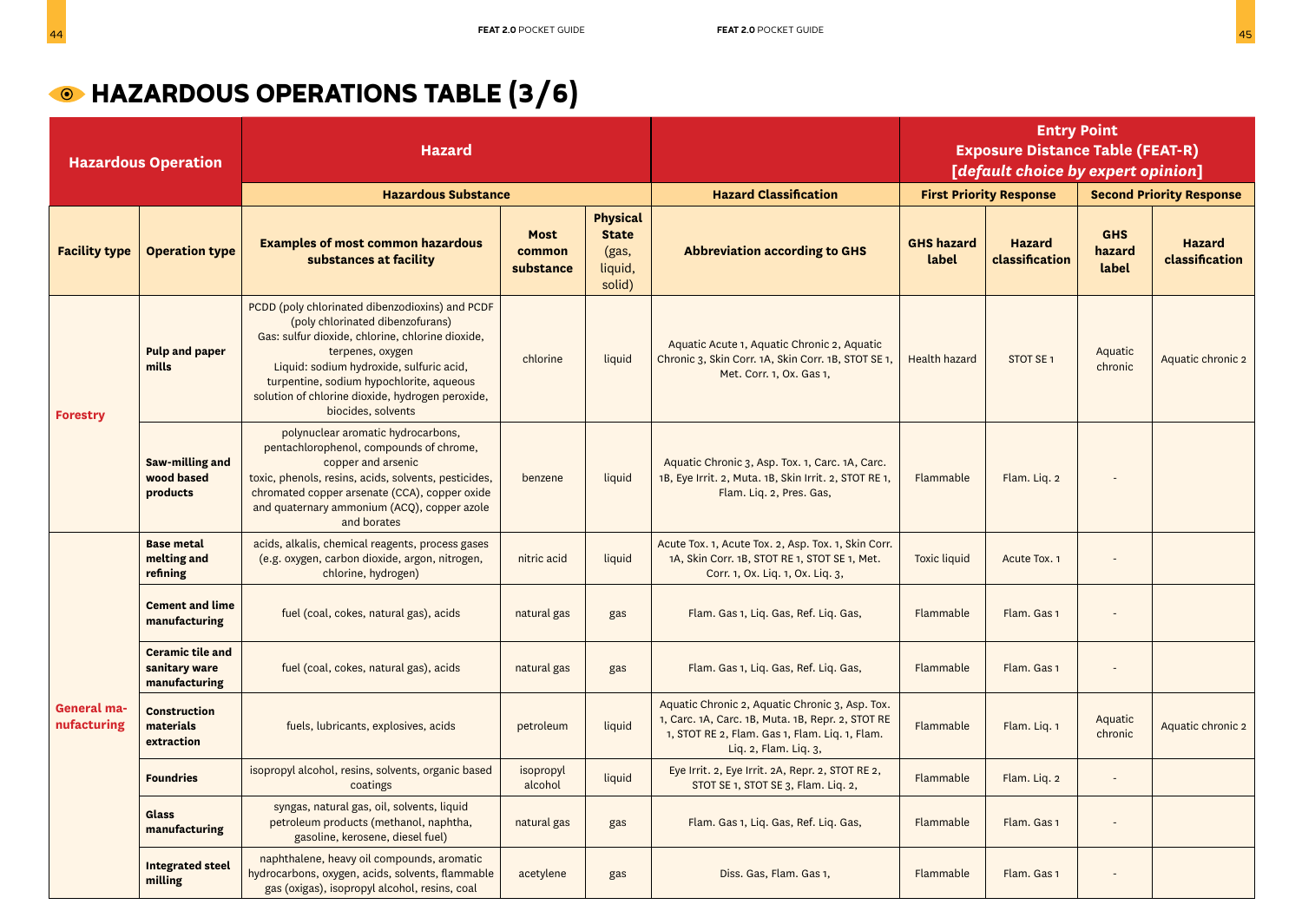# HAZARDOUS OPERATIONS TABLE (3/6)

| Hazardous Operation | | Hazard | | | | Entry Point Exposure Distance Table (FEAT-R) [*default choice by expert opinion*] | | | |
|---|---|---|---|---|---|---|---|---|---|
| | | Hazardous Substance | | | Hazard Classification | First Priority Response | | Second Priority Response | |
| Facility type | Operation type | Examples of most common hazardous substances at facility | Most common substance | Physical State (gas, liquid, solid) | Abbreviation according to GHS | GHS hazard label | Hazard classification | GHS hazard label | Hazard classification |
| **Forestry** | **Pulp and paper mills** | PCDD (poly chlorinated dibenzodioxins) and PCDF (poly chlorinated dibenzofurans) Gas: sulfur dioxide, chlorine, chlorine dioxide, terpenes, oxygen Liquid: sodium hydroxide, sulfuric acid, turpentine, sodium hypochlorite, aqueous solution of chlorine dioxide, hydrogen peroxide, biocides, solvents | chlorine | liquid | Aquatic Acute 1, Aquatic Chronic 2, Aquatic Chronic 3, Skin Corr. 1A, Skin Corr. 1B, STOT SE 1, Met. Corr. 1, Ox. Gas 1, | Health hazard | STOT SE 1 | Aquatic chronic | Aquatic chronic 2 |
| | **Saw-milling and wood based products** | polynuclear aromatic hydrocarbons, pentachlorophenol, compounds of chrome, copper and arsenic toxic, phenols, resins, acids, solvents, pesticides, chromated copper arsenate (CCA), copper oxide and quaternary ammonium (ACQ), copper azole and borates | benzene | liquid | Aquatic Chronic 3, Asp. Tox. 1, Carc. 1A, Carc. 1B, Eye Irrit. 2, Muta. 1B, Skin Irrit. 2, STOT RE 1, Flam. Liq. 2, Pres. Gas, | Flammable | Flam. Liq. 2 | - | |
| **General manufacturing** | **Base metal melting and refining** | acids, alkalis, chemical reagents, process gases (e.g. oxygen, carbon dioxide, argon, nitrogen, chlorine, hydrogen) | nitric acid | liquid | Acute Tox. 1, Acute Tox. 2, Asp. Tox. 1, Skin Corr. 1A, Skin Corr. 1B, STOT RE 1, STOT SE 1, Met. Corr. 1, Ox. Liq. 1, Ox. Liq. 3, | Toxic liquid | Acute Tox. 1 | - | |
| | **Cement and lime manufacturing** | fuel (coal, cokes, natural gas), acids | natural gas | gas | Flam. Gas 1, Liq. Gas, Ref. Liq. Gas, | Flammable | Flam. Gas 1 | - | |
| | **Ceramic tile and sanitary ware manufacturing** | fuel (coal, cokes, natural gas), acids | natural gas | gas | Flam. Gas 1, Liq. Gas, Ref. Liq. Gas, | Flammable | Flam. Gas 1 | - | |
| | **Construction materials extraction** | fuels, lubricants, explosives, acids | petroleum | liquid | Aquatic Chronic 2, Aquatic Chronic 3, Asp. Tox. 1, Carc. 1A, Carc. 1B, Muta. 1B, Repr. 2, STOT RE 1, STOT RE 2, Flam. Gas 1, Flam. Liq. 1, Flam. Liq. 2, Flam. Liq. 3, | Flammable | Flam. Liq. 1 | Aquatic chronic | Aquatic chronic 2 |
| | **Foundries** | isopropyl alcohol, resins, solvents, organic based coatings | isopropyl alcohol | liquid | Eye Irrit. 2, Eye Irrit. 2A, Repr. 2, STOT RE 2, STOT SE 1, STOT SE 3, Flam. Liq. 2, | Flammable | Flam. Liq. 2 | - | |
| | **Glass manufacturing** | syngas, natural gas, oil, solvents, liquid petroleum products (methanol, naphtha, gasoline, kerosene, diesel fuel) | natural gas | gas | Flam. Gas 1, Liq. Gas, Ref. Liq. Gas, | Flammable | Flam. Gas 1 | - | |
| | **Integrated steel milling** | naphthalene, heavy oil compounds, aromatic hydrocarbons, oxygen, acids, solvents, flammable gas (oxigas), isopropyl alcohol, resins, coal | acetylene | gas | Diss. Gas, Flam. Gas 1, | Flammable | Flam. Gas 1 | - | |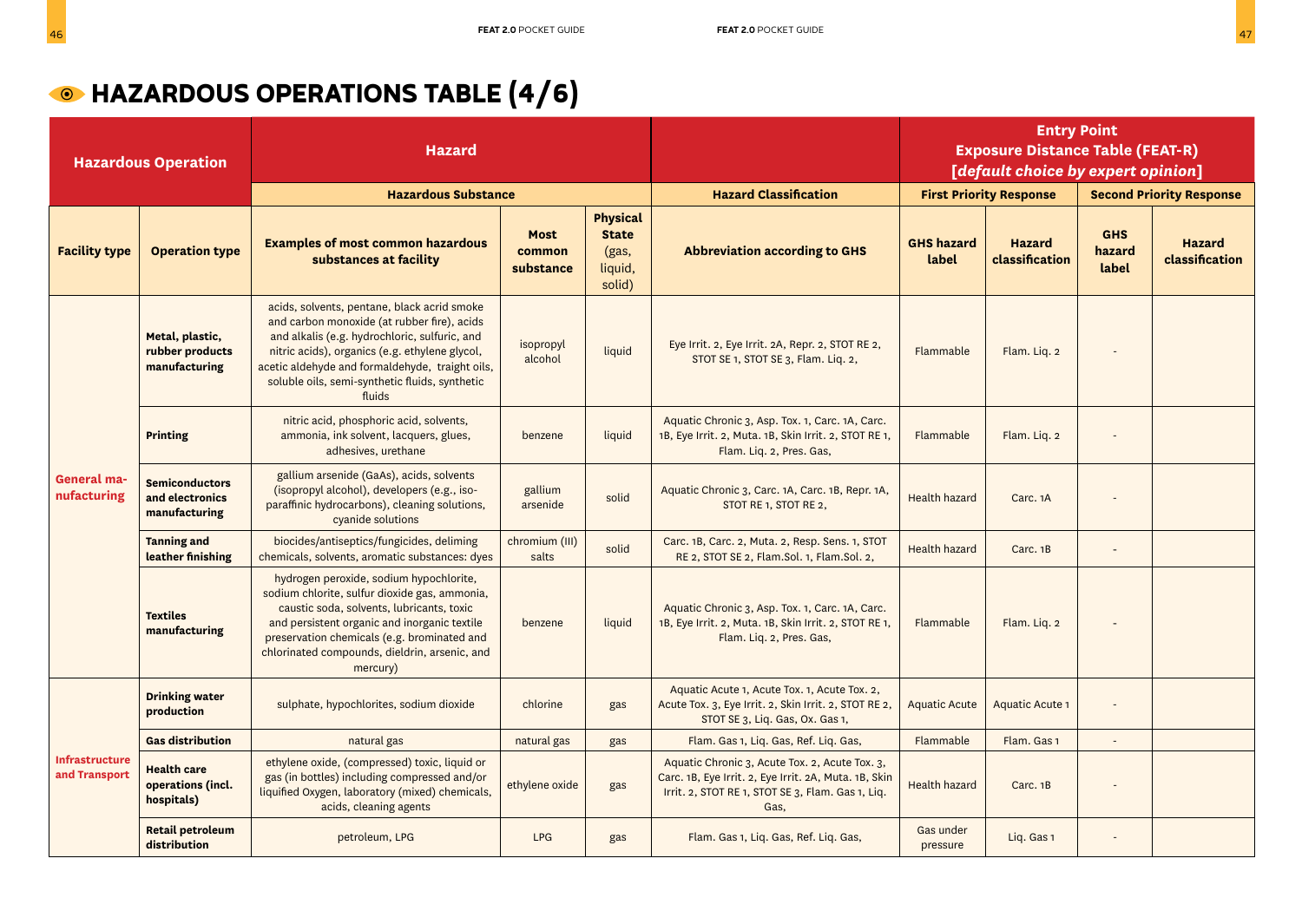# HAZARDOUS OPERATIONS TABLE (4/6)

| Hazardous Operation | | Hazard | | | | Entry Point Exposure Distance Table (FEAT-R) [*default choice by expert opinion*] | | | |
|---|---|---|---|---|---|---|---|---|---|
| | | Hazardous Substance | | | Hazard Classification | First Priority Response | | Second Priority Response | |
| Facility type | Operation type | Examples of most common hazardous substances at facility | Most common substance | Physical State (gas, liquid, solid) | Abbreviation according to GHS | GHS hazard label | Hazard classification | GHS hazard label | Hazard classification |
| General manufacturing | Metal, plastic, rubber products manufacturing | acids, solvents, pentane, black acrid smoke and carbon monoxide (at rubber fire), acids and alkalis (e.g. hydrochloric, sulfuric, and nitric acids), organics (e.g. ethylene glycol, acetic aldehyde and formaldehyde, traight oils, soluble oils, semi-synthetic fluids, synthetic fluids | isopropyl alcohol | liquid | Eye Irrit. 2, Eye Irrit. 2A, Repr. 2, STOT RE 2, STOT SE 1, STOT SE 3, Flam. Liq. 2, | Flammable | Flam. Liq. 2 | - | |
| | Printing | nitric acid, phosphoric acid, solvents, ammonia, ink solvent, lacquers, glues, adhesives, urethane | benzene | liquid | Aquatic Chronic 3, Asp. Tox. 1, Carc. 1A, Carc. 1B, Eye Irrit. 2, Muta. 1B, Skin Irrit. 2, STOT RE 1, Flam. Liq. 2, Pres. Gas, | Flammable | Flam. Liq. 2 | - | |
| | Semiconductors and electronics manufacturing | gallium arsenide (GaAs), acids, solvents (isopropyl alcohol), developers (e.g., iso-paraffinic hydrocarbons), cleaning solutions, cyanide solutions | gallium arsenide | solid | Aquatic Chronic 3, Carc. 1A, Carc. 1B, Repr. 1A, STOT RE 1, STOT RE 2, | Health hazard | Carc. 1A | - | |
| | Tanning and leather finishing | biocides/antiseptics/fungicides, deliming chemicals, solvents, aromatic substances: dyes | chromium (III) salts | solid | Carc. 1B, Carc. 2, Muta. 2, Resp. Sens. 1, STOT RE 2, STOT SE 2, Flam.Sol. 1, Flam.Sol. 2, | Health hazard | Carc. 1B | - | |
| | Textiles manufacturing | hydrogen peroxide, sodium hypochlorite, sodium chlorite, sulfur dioxide gas, ammonia, caustic soda, solvents, lubricants, toxic and persistent organic and inorganic textile preservation chemicals (e.g. brominated and chlorinated compounds, dieldrin, arsenic, and mercury) | benzene | liquid | Aquatic Chronic 3, Asp. Tox. 1, Carc. 1A, Carc. 1B, Eye Irrit. 2, Muta. 1B, Skin Irrit. 2, STOT RE 1, Flam. Liq. 2, Pres. Gas, | Flammable | Flam. Liq. 2 | - | |
| Infrastructure and Transport | Drinking water production | sulphate, hypochlorites, sodium dioxide | chlorine | gas | Aquatic Acute 1, Acute Tox. 1, Acute Tox. 2, Acute Tox. 3, Eye Irrit. 2, Skin Irrit. 2, STOT RE 2, STOT SE 3, Liq. Gas, Ox. Gas 1, | Aquatic Acute | Aquatic Acute 1 | - | |
| | Gas distribution | natural gas | natural gas | gas | Flam. Gas 1, Liq. Gas, Ref. Liq. Gas, | Flammable | Flam. Gas 1 | - | |
| | Health care operations (incl. hospitals) | ethylene oxide, (compressed) toxic, liquid or gas (in bottles) including compressed and/or liquified Oxygen, laboratory (mixed) chemicals, acids, cleaning agents | ethylene oxide | gas | Aquatic Chronic 3, Acute Tox. 2, Acute Tox. 3, Carc. 1B, Eye Irrit. 2, Eye Irrit. 2A, Muta. 1B, Skin Irrit. 2, STOT RE 1, STOT SE 3, Flam. Gas 1, Liq. Gas, | Health hazard | Carc. 1B | - | |
| | Retail petroleum distribution | petroleum, LPG | LPG | gas | Flam. Gas 1, Liq. Gas, Ref. Liq. Gas, | Gas under pressure | Liq. Gas 1 | - | |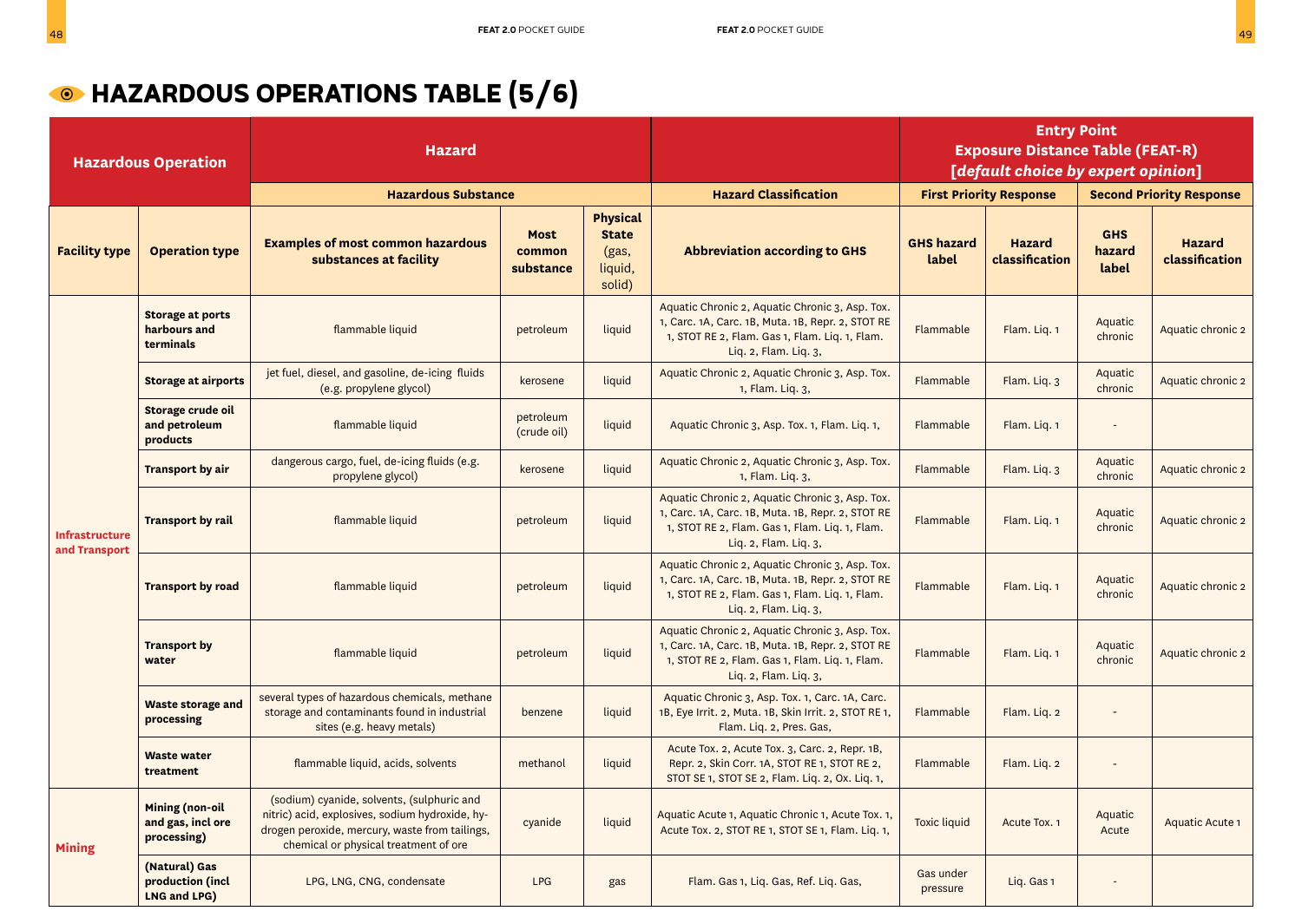# HAZARDOUS OPERATIONS TABLE (5/6)

| Hazardous Operation | | Hazard | | | | Entry Point Exposure Distance Table (FEAT-R) [*default choice by expert opinion*] | | | |
|---|---|---|---|---|---|---|---|---|---|
| | | Hazardous Substance | | | Hazard Classification | First Priority Response | | Second Priority Response | |
| Facility type | Operation type | Examples of most common hazardous substances at facility | Most common substance | Physical State (gas, liquid, solid) | Abbreviation according to GHS | GHS hazard label | Hazard classification | GHS hazard label | Hazard classification |
| Infrastructure and Transport | Storage at ports harbours and terminals | flammable liquid | petroleum | liquid | Aquatic Chronic 2, Aquatic Chronic 3, Asp. Tox. 1, Carc. 1A, Carc. 1B, Muta. 1B, Repr. 2, STOT RE 1, STOT RE 2, Flam. Gas 1, Flam. Liq. 1, Flam. Liq. 2, Flam. Liq. 3, | Flammable | Flam. Liq. 1 | Aquatic chronic | Aquatic chronic 2 |
| | Storage at airports | jet fuel, diesel, and gasoline, de-icing fluids (e.g. propylene glycol) | kerosene | liquid | Aquatic Chronic 2, Aquatic Chronic 3, Asp. Tox. 1, Flam. Liq. 3, | Flammable | Flam. Liq. 3 | Aquatic chronic | Aquatic chronic 2 |
| | Storage crude oil and petroleum products | flammable liquid | petroleum (crude oil) | liquid | Aquatic Chronic 3, Asp. Tox. 1, Flam. Liq. 1, | Flammable | Flam. Liq. 1 | - | |
| | Transport by air | dangerous cargo, fuel, de-icing fluids (e.g. propylene glycol) | kerosene | liquid | Aquatic Chronic 2, Aquatic Chronic 3, Asp. Tox. 1, Flam. Liq. 3, | Flammable | Flam. Liq. 3 | Aquatic chronic | Aquatic chronic 2 |
| | Transport by rail | flammable liquid | petroleum | liquid | Aquatic Chronic 2, Aquatic Chronic 3, Asp. Tox. 1, Carc. 1A, Carc. 1B, Muta. 1B, Repr. 2, STOT RE 1, STOT RE 2, Flam. Gas 1, Flam. Liq. 1, Flam. Liq. 2, Flam. Liq. 3, | Flammable | Flam. Liq. 1 | Aquatic chronic | Aquatic chronic 2 |
| | Transport by road | flammable liquid | petroleum | liquid | Aquatic Chronic 2, Aquatic Chronic 3, Asp. Tox. 1, Carc. 1A, Carc. 1B, Muta. 1B, Repr. 2, STOT RE 1, STOT RE 2, Flam. Gas 1, Flam. Liq. 1, Flam. Liq. 2, Flam. Liq. 3, | Flammable | Flam. Liq. 1 | Aquatic chronic | Aquatic chronic 2 |
| | Transport by water | flammable liquid | petroleum | liquid | Aquatic Chronic 2, Aquatic Chronic 3, Asp. Tox. 1, Carc. 1A, Carc. 1B, Muta. 1B, Repr. 2, STOT RE 1, STOT RE 2, Flam. Gas 1, Flam. Liq. 1, Flam. Liq. 2, Flam. Liq. 3, | Flammable | Flam. Liq. 1 | Aquatic chronic | Aquatic chronic 2 |
| | Waste storage and processing | several types of hazardous chemicals, methane storage and contaminants found in industrial sites (e.g. heavy metals) | benzene | liquid | Aquatic Chronic 3, Asp. Tox. 1, Carc. 1A, Carc. 1B, Eye Irrit. 2, Muta. 1B, Skin Irrit. 2, STOT RE 1, Flam. Liq. 2, Pres. Gas, | Flammable | Flam. Liq. 2 | - | |
| | Waste water treatment | flammable liquid, acids, solvents | methanol | liquid | Acute Tox. 2, Acute Tox. 3, Carc. 2, Repr. 1B, Repr. 2, Skin Corr. 1A, STOT RE 1, STOT RE 2, STOT SE 1, STOT SE 2, Flam. Liq. 2, Ox. Liq. 1, | Flammable | Flam. Liq. 2 | - | |
| Mining | Mining (non-oil and gas, incl ore processing) | (sodium) cyanide, solvents, (sulphuric and nitric) acid, explosives, sodium hydroxide, hydrogen peroxide, mercury, waste from tailings, chemical or physical treatment of ore | cyanide | liquid | Aquatic Acute 1, Aquatic Chronic 1, Acute Tox. 1, Acute Tox. 2, STOT RE 1, STOT SE 1, Flam. Liq. 1, | Toxic liquid | Acute Tox. 1 | Aquatic Acute | Aquatic Acute 1 |
| | (Natural) Gas production (incl LNG and LPG) | LPG, LNG, CNG, condensate | LPG | gas | Flam. Gas 1, Liq. Gas, Ref. Liq. Gas, | Gas under pressure | Liq. Gas 1 | - | |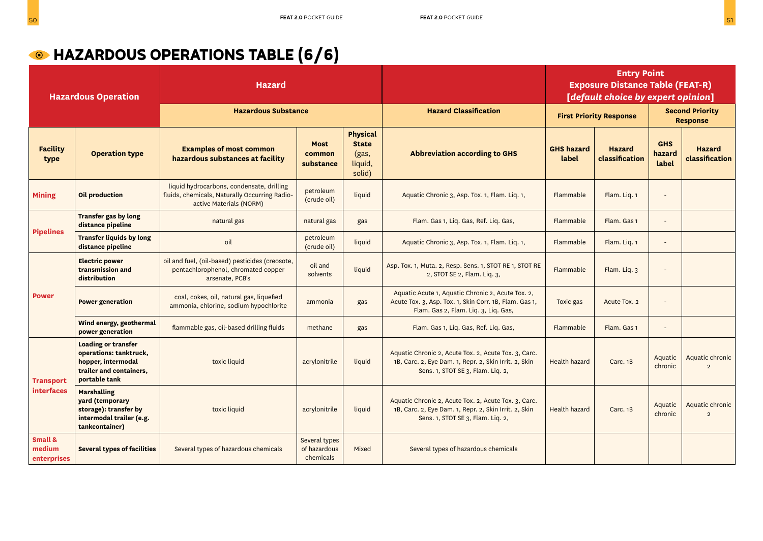# HAZARDOUS OPERATIONS TABLE (6/6)

| Hazardous Operation | | Hazard | | | | Entry Point Exposure Distance Table (FEAT-R) *[default choice by expert opinion]* | | | |
|---|---|---|---|---|---|---|---|---|---|
| | | Hazardous Substance | | | Hazard Classification | First Priority Response | | Second Priority Response | |
| **Facility type** | **Operation type** | **Examples of most common hazardous substances at facility** | **Most common substance** | **Physical State (gas, liquid, solid)** | **Abbreviation according to GHS** | **GHS hazard label** | **Hazard classification** | **GHS hazard label** | **Hazard classification** |
| **Mining** | **Oil production** | liquid hydrocarbons, condensate, drilling fluids, chemicals, Naturally Occurring Radio-active Materials (NORM) | petroleum (crude oil) | liquid | Aquatic Chronic 3, Asp. Tox. 1, Flam. Liq. 1, | Flammable | Flam. Liq. 1 | - | |
| **Pipelines** | **Transfer gas by long distance pipeline** | natural gas | natural gas | gas | Flam. Gas 1, Liq. Gas, Ref. Liq. Gas, | Flammable | Flam. Gas 1 | - | |
| | **Transfer liquids by long distance pipeline** | oil | petroleum (crude oil) | liquid | Aquatic Chronic 3, Asp. Tox. 1, Flam. Liq. 1, | Flammable | Flam. Liq. 1 | - | |
| **Power** | **Electric power transmission and distribution** | oil and fuel, (oil-based) pesticides (creosote, pentachlorophenol, chromated copper arsenate, PCB's | oil and solvents | liquid | Asp. Tox. 1, Muta. 2, Resp. Sens. 1, STOT RE 1, STOT RE 2, STOT SE 2, Flam. Liq. 3, | Flammable | Flam. Liq. 3 | - | |
| | **Power generation** | coal, cokes, oil, natural gas, liquefied ammonia, chlorine, sodium hypochlorite | ammonia | gas | Aquatic Acute 1, Aquatic Chronic 2, Acute Tox. 2, Acute Tox. 3, Asp. Tox. 1, Skin Corr. 1B, Flam. Gas 1, Flam. Gas 2, Flam. Liq. 3, Liq. Gas, | Toxic gas | Acute Tox. 2 | - | |
| | **Wind energy, geothermal power generation** | flammable gas, oil-based drilling fluids | methane | gas | Flam. Gas 1, Liq. Gas, Ref. Liq. Gas, | Flammable | Flam. Gas 1 | - | |
| **Transport interfaces** | **Loading or transfer operations: tanktruck, hopper, intermodal trailer and containers, portable tank** | toxic liquid | acrylonitrile | liquid | Aquatic Chronic 2, Acute Tox. 2, Acute Tox. 3, Carc. 1B, Carc. 2, Eye Dam. 1, Repr. 2, Skin Irrit. 2, Skin Sens. 1, STOT SE 3, Flam. Liq. 2, | Health hazard | Carc. 1B | Aquatic chronic | Aquatic chronic 2 |
| | **Marshalling yard (temporary storage): transfer by intermodal trailer (e.g. tankcontainer)** | toxic liquid | acrylonitrile | liquid | Aquatic Chronic 2, Acute Tox. 2, Acute Tox. 3, Carc. 1B, Carc. 2, Eye Dam. 1, Repr. 2, Skin Irrit. 2, Skin Sens. 1, STOT SE 3, Flam. Liq. 2, | Health hazard | Carc. 1B | Aquatic chronic | Aquatic chronic 2 |
| **Small & medium enterprises** | **Several types of facilities** | Several types of hazardous chemicals | Several types of hazardous chemicals | Mixed | Several types of hazardous chemicals | | | | |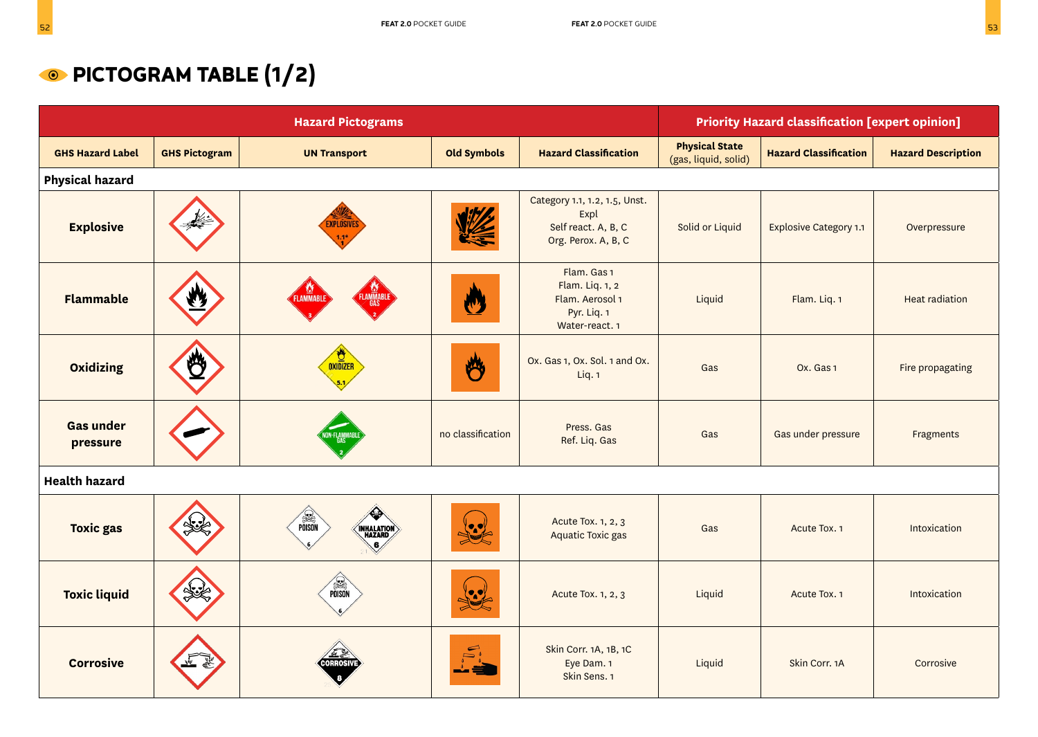# PICTOGRAM TABLE (1/2)

| Hazard Pictograms | | | | | Priority Hazard classification [expert opinion] | | |
|---|---|---|---|---|---|---|---|
| **GHS Hazard Label** | **GHS Pictogram** | **UN Transport** | **Old Symbols** | **Hazard Classification** | **Physical State** (gas, liquid, solid) | **Hazard Classification** | **Hazard Description** |
| **Physical hazard** | | | | | | | |
| **Explosive** | | EXPLOSIVES 1.1* 1 | | Category 1.1, 1.2, 1.5, Unst. Expl<br>Self react. A, B, C<br>Org. Perox. A, B, C | Solid or Liquid | Explosive Category 1.1 | Overpressure |
| **Flammable** | | FLAMMABLE 3; FLAMMABLE GAS 2 | | Flam. Gas 1<br>Flam. Liq. 1, 2<br>Flam. Aerosol 1<br>Pyr. Liq. 1<br>Water-react. 1 | Liquid | Flam. Liq. 1 | Heat radiation |
| **Oxidizing** | | OXIDIZER 5.1 | | Ox. Gas 1, Ox. Sol. 1 and Ox. Liq. 1 | Gas | Ox. Gas 1 | Fire propagating |
| **Gas under pressure** | | NON-FLAMMABLE GAS 2 | no classification | Press. Gas<br>Ref. Liq. Gas | Gas | Gas under pressure | Fragments |
| **Health hazard** | | | | | | | |
| **Toxic gas** | | POISON 6; INHALATION HAZARD 6 | | Acute Tox. 1, 2, 3<br>Aquatic Toxic gas | Gas | Acute Tox. 1 | Intoxication |
| **Toxic liquid** | | POISON 6 | | Acute Tox. 1, 2, 3 | Liquid | Acute Tox. 1 | Intoxication |
| **Corrosive** | | CORROSIVE 8 | | Skin Corr. 1A, 1B, 1C<br>Eye Dam. 1<br>Skin Sens. 1 | Liquid | Skin Corr. 1A | Corrosive |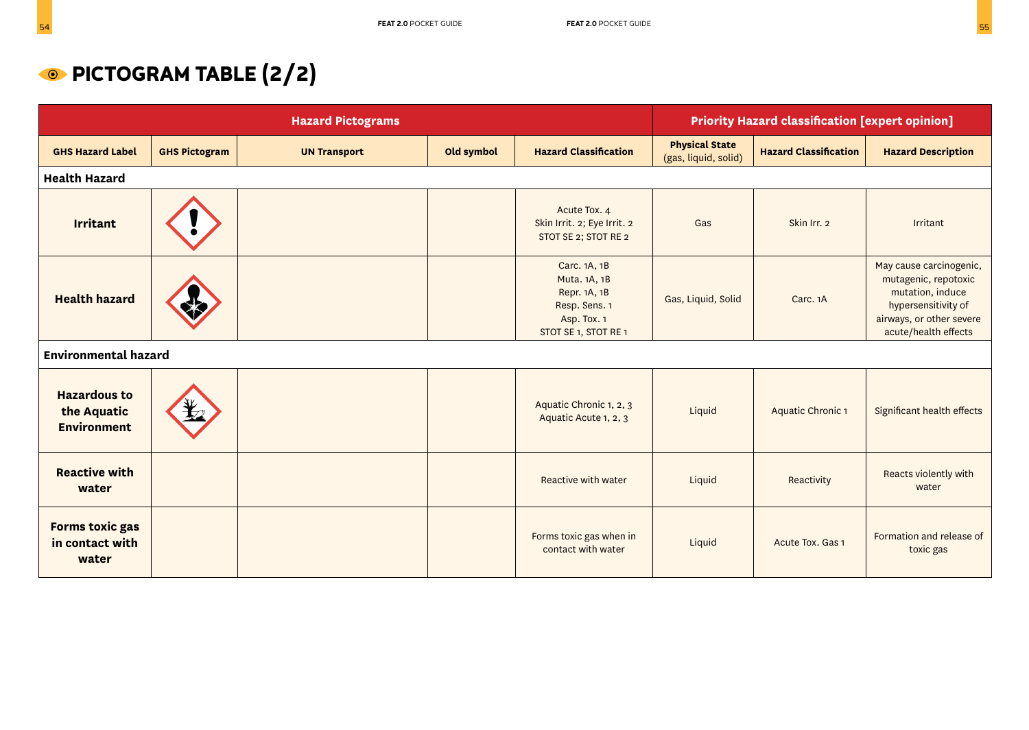# PICTOGRAM TABLE (2/2)

| Hazard Pictograms | | | | | Priority Hazard classification [expert opinion] | | |
|---|---|---|---|---|---|---|---|
| **GHS Hazard Label** | **GHS Pictogram** | **UN Transport** | **Old symbol** | **Hazard Classification** | **Physical State** (gas, liquid, solid) | **Hazard Classification** | **Hazard Description** |
| **Health Hazard** | | | | | | | |
| **Irritant** | | | | Acute Tox. 4<br>Skin Irrit. 2; Eye Irrit. 2<br>STOT SE 2; STOT RE 2 | Gas | Skin Irr. 2 | Irritant |
| **Health hazard** | | | | Carc. 1A, 1B<br>Muta. 1A, 1B<br>Repr. 1A, 1B<br>Resp. Sens. 1<br>Asp. Tox. 1<br>STOT SE 1, STOT RE 1 | Gas, Liquid, Solid | Carc. 1A | May cause carcinogenic, mutagenic, repotoxic mutation, induce hypersensitivity of airways, or other severe acute/health effects |
| **Environmental hazard** | | | | | | | |
| **Hazardous to the Aquatic Environment** | | | | Aquatic Chronic 1, 2, 3<br>Aquatic Acute 1, 2, 3 | Liquid | Aquatic Chronic 1 | Significant health effects |
| **Reactive with water** | | | | Reactive with water | Liquid | Reactivity | Reacts violently with water |
| **Forms toxic gas in contact with water** | | | | Forms toxic gas when in contact with water | Liquid | Acute Tox. Gas 1 | Formation and release of toxic gas |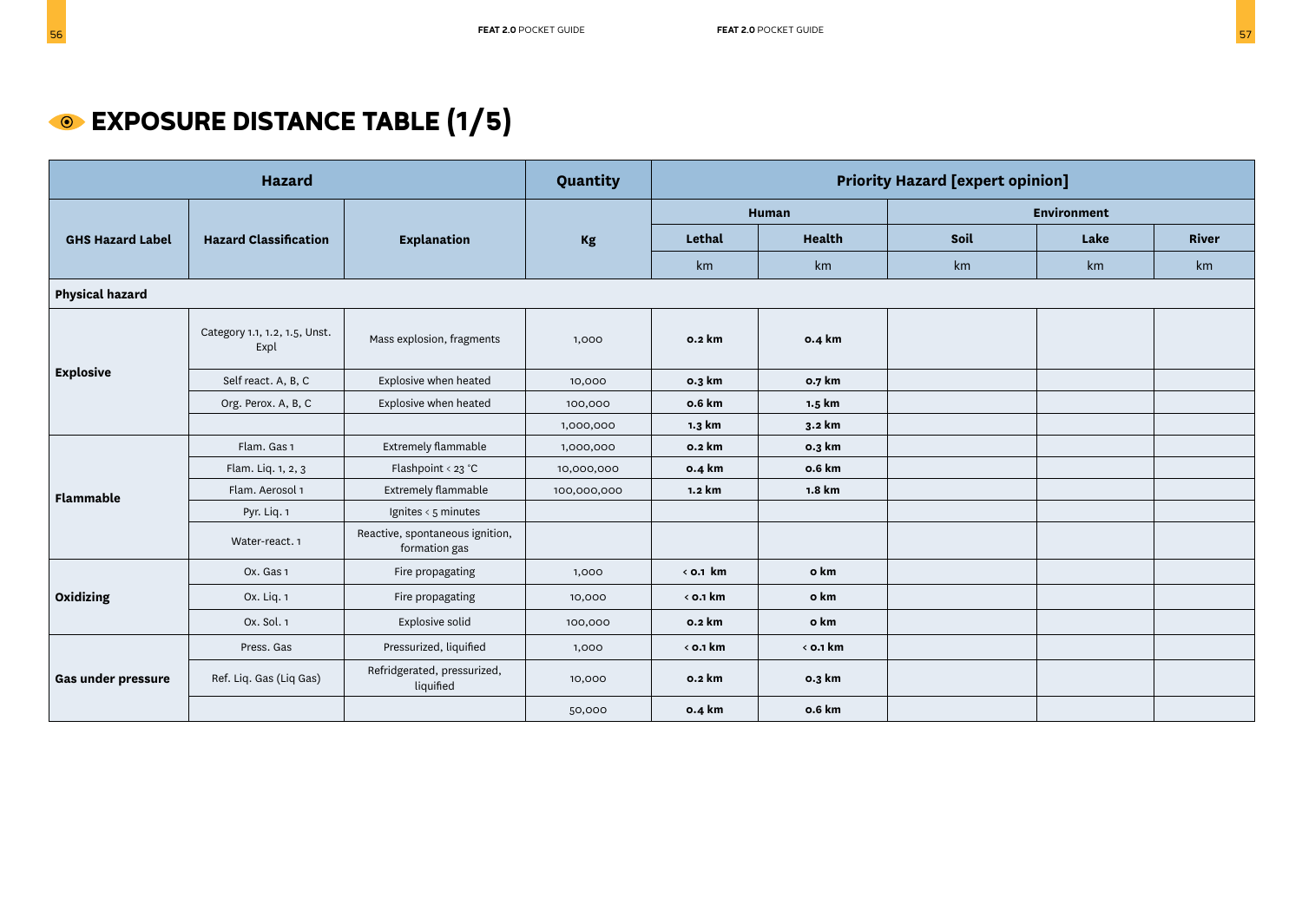# EXPOSURE DISTANCE TABLE (1/5)

| Hazard | | | Quantity | Priority Hazard [expert opinion] | | | | |
|---|---|---|---|---|---|---|---|---|
| | | | | Human | | Environment | | |
| GHS Hazard Label | Hazard Classification | Explanation | Kg | Lethal | Health | Soil | Lake | River |
| | | | | km | km | km | km | km |
| **Physical hazard** | | | | | | | | |
| **Explosive** | Category 1.1, 1.2, 1.5, Unst. Expl | Mass explosion, fragments | 1,000 | **0.2 km** | **0.4 km** | | | |
| | Self react. A, B, C | Explosive when heated | 10,000 | **0.3 km** | **0.7 km** | | | |
| | Org. Perox. A, B, C | Explosive when heated | 100,000 | **0.6 km** | **1.5 km** | | | |
| | | | 1,000,000 | **1.3 km** | **3.2 km** | | | |
| **Flammable** | Flam. Gas 1 | Extremely flammable | 1,000,000 | **0.2 km** | **0.3 km** | | | |
| | Flam. Liq. 1, 2, 3 | Flashpoint < 23 °C | 10,000,000 | **0.4 km** | **0.6 km** | | | |
| | Flam. Aerosol 1 | Extremely flammable | 100,000,000 | **1.2 km** | **1.8 km** | | | |
| | Pyr. Liq. 1 | Ignites < 5 minutes | | | | | | |
| | Water-react. 1 | Reactive, spontaneous ignition, formation gas | | | | | | |
| **Oxidizing** | Ox. Gas 1 | Fire propagating | 1,000 | **< 0.1 km** | **0 km** | | | |
| | Ox. Liq. 1 | Fire propagating | 10,000 | **< 0.1 km** | **0 km** | | | |
| | Ox. Sol. 1 | Explosive solid | 100,000 | **0.2 km** | **0 km** | | | |
| **Gas under pressure** | Press. Gas | Pressurized, liquified | 1,000 | **< 0.1 km** | **< 0.1 km** | | | |
| | Ref. Liq. Gas (Liq Gas) | Refridgerated, pressurized, liquified | 10,000 | **0.2 km** | **0.3 km** | | | |
| | | | 50,000 | **0.4 km** | **0.6 km** | | | |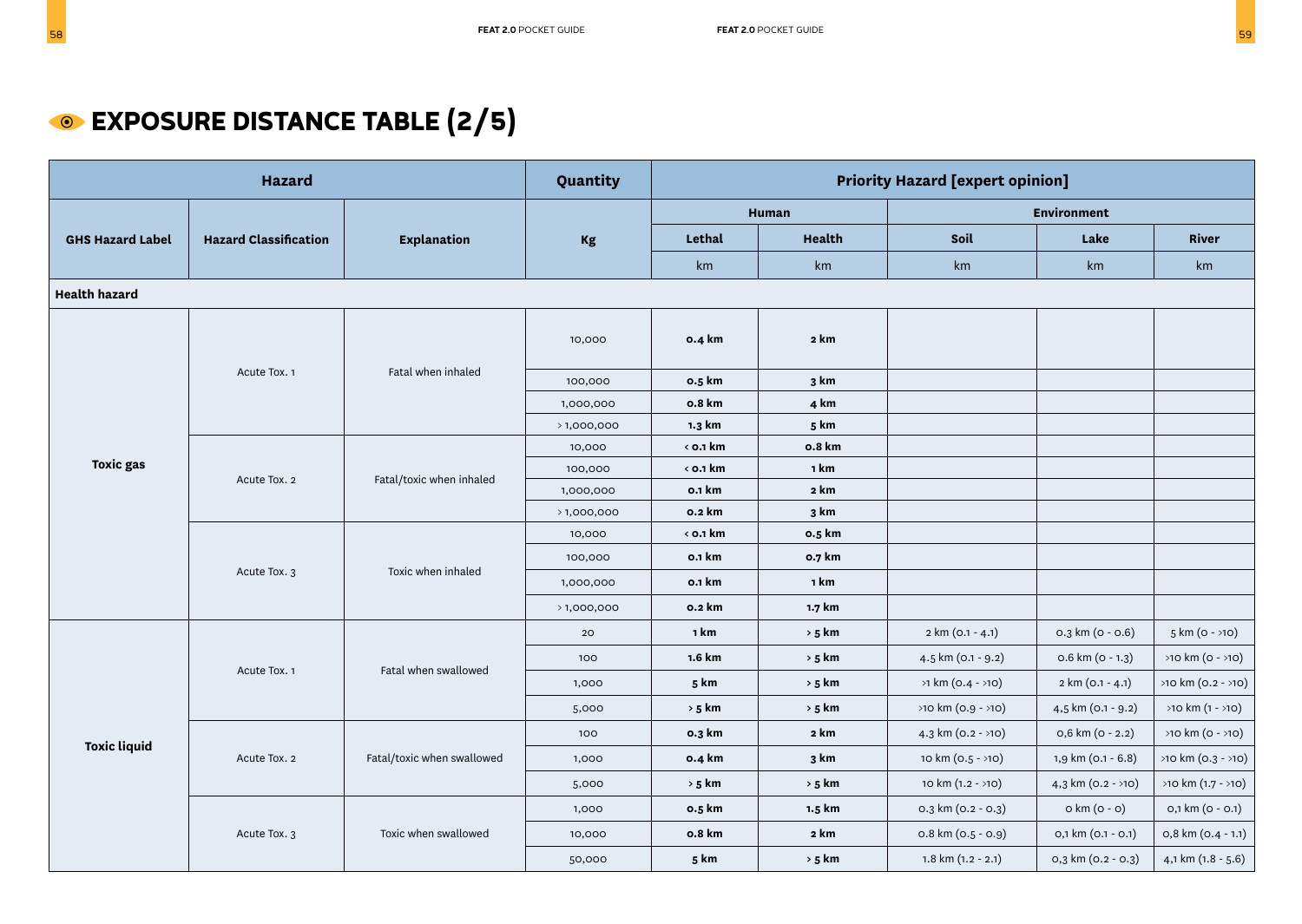# EXPOSURE DISTANCE TABLE (2/5)

| Hazard | | | Quantity | Priority Hazard [expert opinion] | | | | |
|---|---|---|---|---|---|---|---|---|
| | | | | Human | | Environment | | |
| GHS Hazard Label | Hazard Classification | Explanation | Kg | Lethal | Health | Soil | Lake | River |
| | | | | km | km | km | km | km |
| **Health hazard** | | | | | | | | |
| **Toxic gas** | Acute Tox. 1 | Fatal when inhaled | 10,000 | **0.4 km** | **2 km** | | | |
| | | | 100,000 | **0.5 km** | **3 km** | | | |
| | | | 1,000,000 | **0.8 km** | **4 km** | | | |
| | | | > 1,000,000 | **1.3 km** | **5 km** | | | |
| | Acute Tox. 2 | Fatal/toxic when inhaled | 10,000 | **< 0.1 km** | **0.8 km** | | | |
| | | | 100,000 | **< 0.1 km** | **1 km** | | | |
| | | | 1,000,000 | **0.1 km** | **2 km** | | | |
| | | | > 1,000,000 | **0.2 km** | **3 km** | | | |
| | Acute Tox. 3 | Toxic when inhaled | 10,000 | **< 0.1 km** | **0.5 km** | | | |
| | | | 100,000 | **0.1 km** | **0.7 km** | | | |
| | | | 1,000,000 | **0.1 km** | **1 km** | | | |
| | | | > 1,000,000 | **0.2 km** | **1.7 km** | | | |
| **Toxic liquid** | Acute Tox. 1 | Fatal when swallowed | 20 | **1 km** | **> 5 km** | 2 km (0.1 - 4.1) | 0.3 km (0 - 0.6) | 5 km (0 - >10) |
| | | | 100 | **1.6 km** | **> 5 km** | 4.5 km (0.1 - 9.2) | 0.6 km (0 - 1.3) | >10 km (0 - >10) |
| | | | 1,000 | **5 km** | **> 5 km** | >1 km (0.4 - >10) | 2 km (0.1 - 4.1) | >10 km (0.2 - >10) |
| | | | 5,000 | **> 5 km** | **> 5 km** | >10 km (0.9 - >10) | 4,5 km (0.1 - 9.2) | >10 km (1 - >10) |
| | Acute Tox. 2 | Fatal/toxic when swallowed | 100 | **0.3 km** | **2 km** | 4.3 km (0.2 - >10) | 0,6 km (0 - 2.2) | >10 km (0 - >10) |
| | | | 1,000 | **0.4 km** | **3 km** | 10 km (0.5 - >10) | 1,9 km (0.1 - 6.8) | >10 km (0.3 - >10) |
| | | | 5,000 | **> 5 km** | **> 5 km** | 10 km (1.2 - >10) | 4,3 km (0.2 - >10) | >10 km (1.7 - >10) |
| | Acute Tox. 3 | Toxic when swallowed | 1,000 | **0.5 km** | **1.5 km** | 0.3 km (0.2 - 0.3) | 0 km (0 - 0) | 0,1 km (0 - 0.1) |
| | | | 10,000 | **0.8 km** | **2 km** | 0.8 km (0.5 - 0.9) | 0,1 km (0.1 - 0.1) | 0,8 km (0.4 - 1.1) |
| | | | 50,000 | **5 km** | **> 5 km** | 1.8 km (1.2 - 2.1) | 0,3 km (0.2 - 0.3) | 4,1 km (1.8 - 5.6) |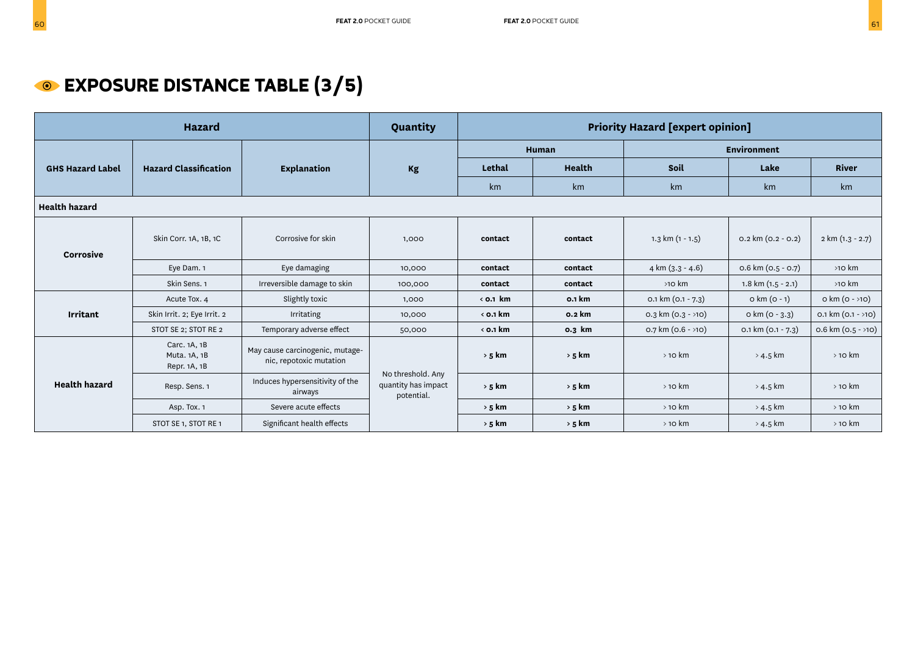# EXPOSURE DISTANCE TABLE (3/5)

| Hazard | | | Quantity | Priority Hazard [expert opinion] | | | | |
|---|---|---|---|---|---|---|---|---|
| | | | | Human | | Environment | | |
| GHS Hazard Label | Hazard Classification | Explanation | Kg | Lethal | Health | Soil | Lake | River |
| | | | | km | km | km | km | km |
| **Health hazard** | | | | | | | | |
| **Corrosive** | Skin Corr. 1A, 1B, 1C | Corrosive for skin | 1,000 | **contact** | **contact** | 1.3 km (1 - 1.5) | 0.2 km (0.2 - 0.2) | 2 km (1.3 - 2.7) |
| | Eye Dam. 1 | Eye damaging | 10,000 | **contact** | **contact** | 4 km (3.3 - 4.6) | 0.6 km (0.5 - 0.7) | >10 km |
| | Skin Sens. 1 | Irreversible damage to skin | 100,000 | **contact** | **contact** | >10 km | 1.8 km (1.5 - 2.1) | >10 km |
| **Irritant** | Acute Tox. 4 | Slightly toxic | 1,000 | **< 0.1 km** | **0.1 km** | 0.1 km (0.1 - 7.3) | 0 km (0 - 1) | 0 km (0 - >10) |
| | Skin Irrit. 2; Eye Irrit. 2 | Irritating | 10,000 | **< 0.1 km** | **0.2 km** | 0.3 km (0.3 - >10) | 0 km (0 - 3.3) | 0.1 km (0.1 - >10) |
| | STOT SE 2; STOT RE 2 | Temporary adverse effect | 50,000 | **< 0.1 km** | **0.3 km** | 0.7 km (0.6 - >10) | 0.1 km (0.1 - 7.3) | 0.6 km (0.5 - >10) |
| **Health hazard** | Carc. 1A, 1B<br>Muta. 1A, 1B<br>Repr. 1A, 1B | May cause carcinogenic, mutagenic, repotoxic mutation | No threshold. Any quantity has impact potential. | **> 5 km** | **> 5 km** | > 10 km | > 4.5 km | > 10 km |
| | Resp. Sens. 1 | Induces hypersensitivity of the airways | | **> 5 km** | **> 5 km** | > 10 km | > 4.5 km | > 10 km |
| | Asp. Tox. 1 | Severe acute effects | | **> 5 km** | **> 5 km** | > 10 km | > 4.5 km | > 10 km |
| | STOT SE 1, STOT RE 1 | Significant health effects | | **> 5 km** | **> 5 km** | > 10 km | > 4.5 km | > 10 km |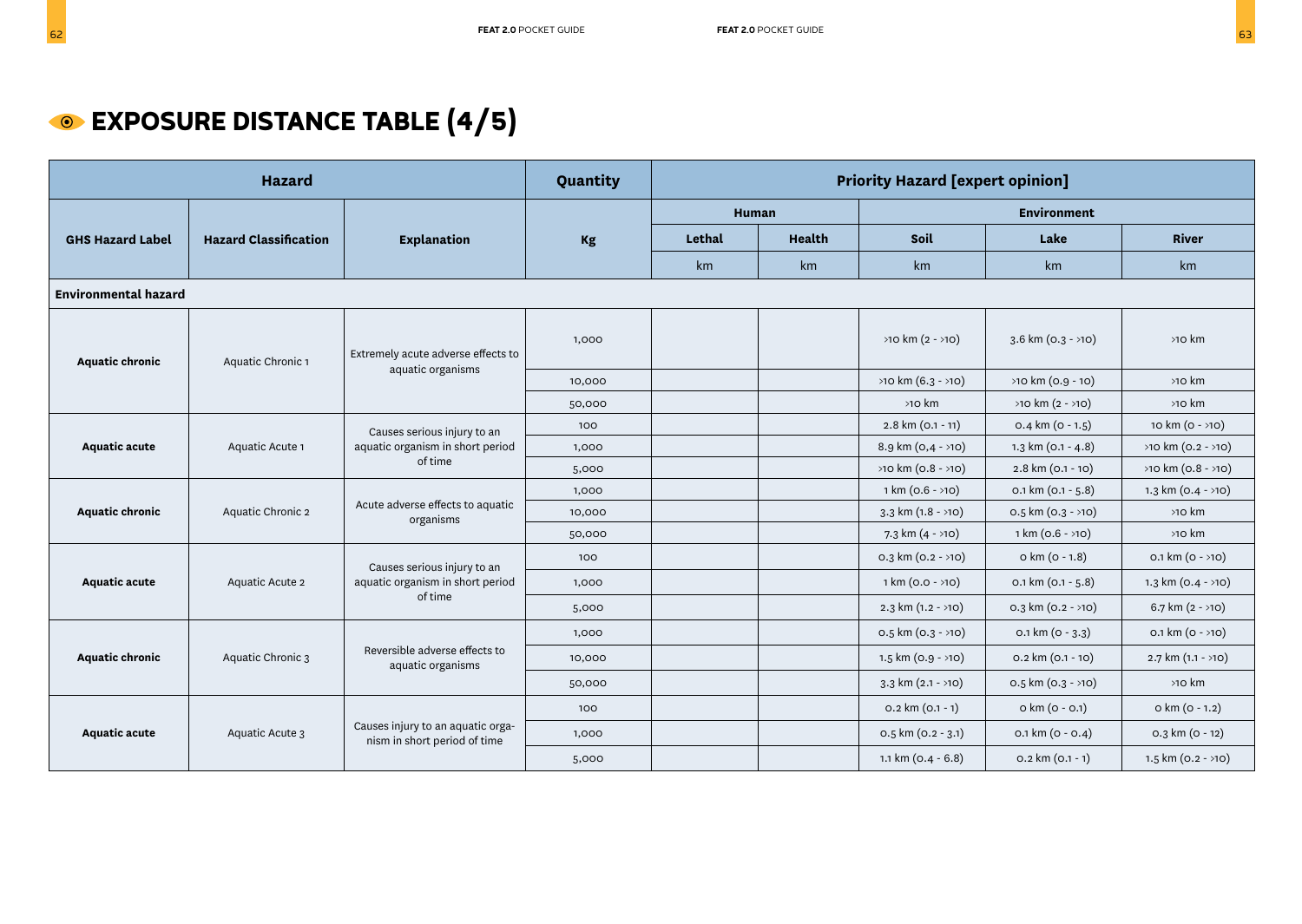# EXPOSURE DISTANCE TABLE (4/5)

| Hazard | | | Quantity | Priority Hazard [expert opinion] | | | | |
|---|---|---|---|---|---|---|---|---|
| GHS Hazard Label | Hazard Classification | Explanation | Kg | Human | | Environment | | |
| | | | | Lethal | Health | Soil | Lake | River |
| | | | | km | km | km | km | km |
| **Environmental hazard** | | | | | | | | |
| **Aquatic chronic** | Aquatic Chronic 1 | Extremely acute adverse effects to aquatic organisms | 1,000 | | | >10 km (2 - >10) | 3.6 km (0.3 - >10) | >10 km |
| | | | 10,000 | | | >10 km (6.3 - >10) | >10 km (0.9 - 10) | >10 km |
| | | | 50,000 | | | >10 km | >10 km (2 - >10) | >10 km |
| **Aquatic acute** | Aquatic Acute 1 | Causes serious injury to an aquatic organism in short period of time | 100 | | | 2.8 km (0.1 - 11) | 0.4 km (0 - 1.5) | 10 km (0 - >10) |
| | | | 1,000 | | | 8.9 km (0,4 - >10) | 1.3 km (0.1 - 4.8) | >10 km (0.2 - >10) |
| | | | 5,000 | | | >10 km (0.8 - >10) | 2.8 km (0.1 - 10) | >10 km (0.8 - >10) |
| **Aquatic chronic** | Aquatic Chronic 2 | Acute adverse effects to aquatic organisms | 1,000 | | | 1 km (0.6 - >10) | 0.1 km (0.1 - 5.8) | 1.3 km (0.4 - >10) |
| | | | 10,000 | | | 3.3 km (1.8 - >10) | 0.5 km (0.3 - >10) | >10 km |
| | | | 50,000 | | | 7.3 km (4 - >10) | 1 km (0.6 - >10) | >10 km |
| **Aquatic acute** | Aquatic Acute 2 | Causes serious injury to an aquatic organism in short period of time | 100 | | | 0.3 km (0.2 - >10) | 0 km (0 - 1.8) | 0.1 km (0 - >10) |
| | | | 1,000 | | | 1 km (0.0 - >10) | 0.1 km (0.1 - 5.8) | 1.3 km (0.4 - >10) |
| | | | 5,000 | | | 2.3 km (1.2 - >10) | 0.3 km (0.2 - >10) | 6.7 km (2 - >10) |
| **Aquatic chronic** | Aquatic Chronic 3 | Reversible adverse effects to aquatic organisms | 1,000 | | | 0.5 km (0.3 - >10) | 0.1 km (0 - 3.3) | 0.1 km (0 - >10) |
| | | | 10,000 | | | 1.5 km (0.9 - >10) | 0.2 km (0.1 - 10) | 2.7 km (1.1 - >10) |
| | | | 50,000 | | | 3.3 km (2.1 - >10) | 0.5 km (0.3 - >10) | >10 km |
| **Aquatic acute** | Aquatic Acute 3 | Causes injury to an aquatic organism in short period of time | 100 | | | 0.2 km (0.1 - 1) | 0 km (0 - 0.1) | 0 km (0 - 1.2) |
| | | | 1,000 | | | 0.5 km (0.2 - 3.1) | 0.1 km (0 - 0.4) | 0.3 km (0 - 12) |
| | | | 5,000 | | | 1.1 km (0.4 - 6.8) | 0.2 km (0.1 - 1) | 1.5 km (0.2 - >10) |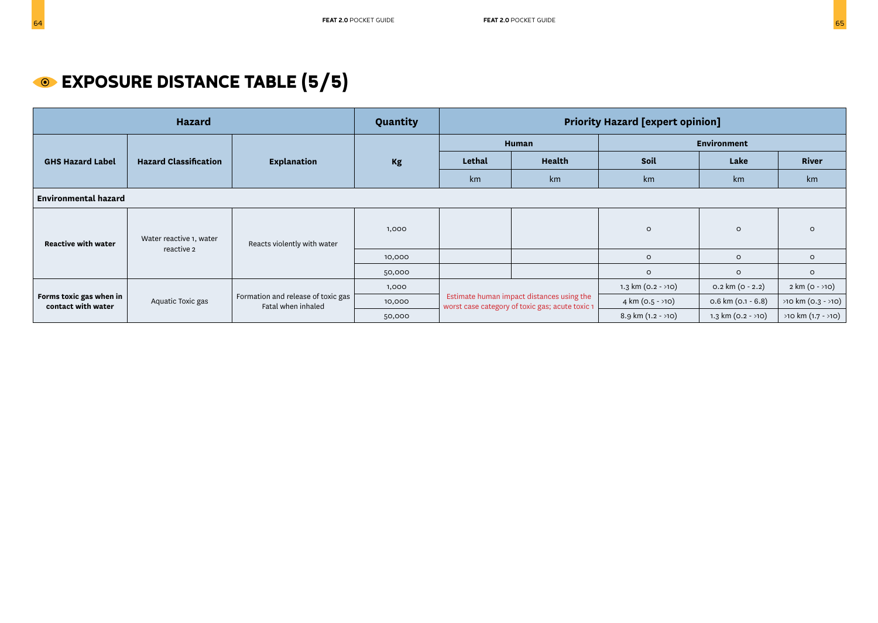# EXPOSURE DISTANCE TABLE (5/5)

| Hazard | | | Quantity | Priority Hazard [expert opinion] | | | | |
|---|---|---|---|---|---|---|---|---|
| | | | | Human | | Environment | | |
| GHS Hazard Label | Hazard Classification | Explanation | Kg | Lethal | Health | Soil | Lake | River |
| | | | | km | km | km | km | km |
| **Environmental hazard** | | | | | | | | |
| **Reactive with water** | Water reactive 1, water reactive 2 | Reacts violently with water | 1,000 | | | 0 | 0 | 0 |
| | | | 10,000 | | | 0 | 0 | 0 |
| | | | 50,000 | | | 0 | 0 | 0 |
| **Forms toxic gas when in contact with water** | Aquatic Toxic gas | Formation and release of toxic gas Fatal when inhaled | 1,000 | Estimate human impact distances using the worst case category of toxic gas; acute toxic 1 | | 1.3 km (0.2 - >10) | 0.2 km (0 - 2.2) | 2 km (0 - >10) |
| | | | 10,000 | | | 4 km (0.5 - >10) | 0.6 km (0.1 - 6.8) | >10 km (0.3 - >10) |
| | | | 50,000 | | | 8.9 km (1.2 - >10) | 1.3 km (0.2 - >10) | >10 km (1.7 - >10) |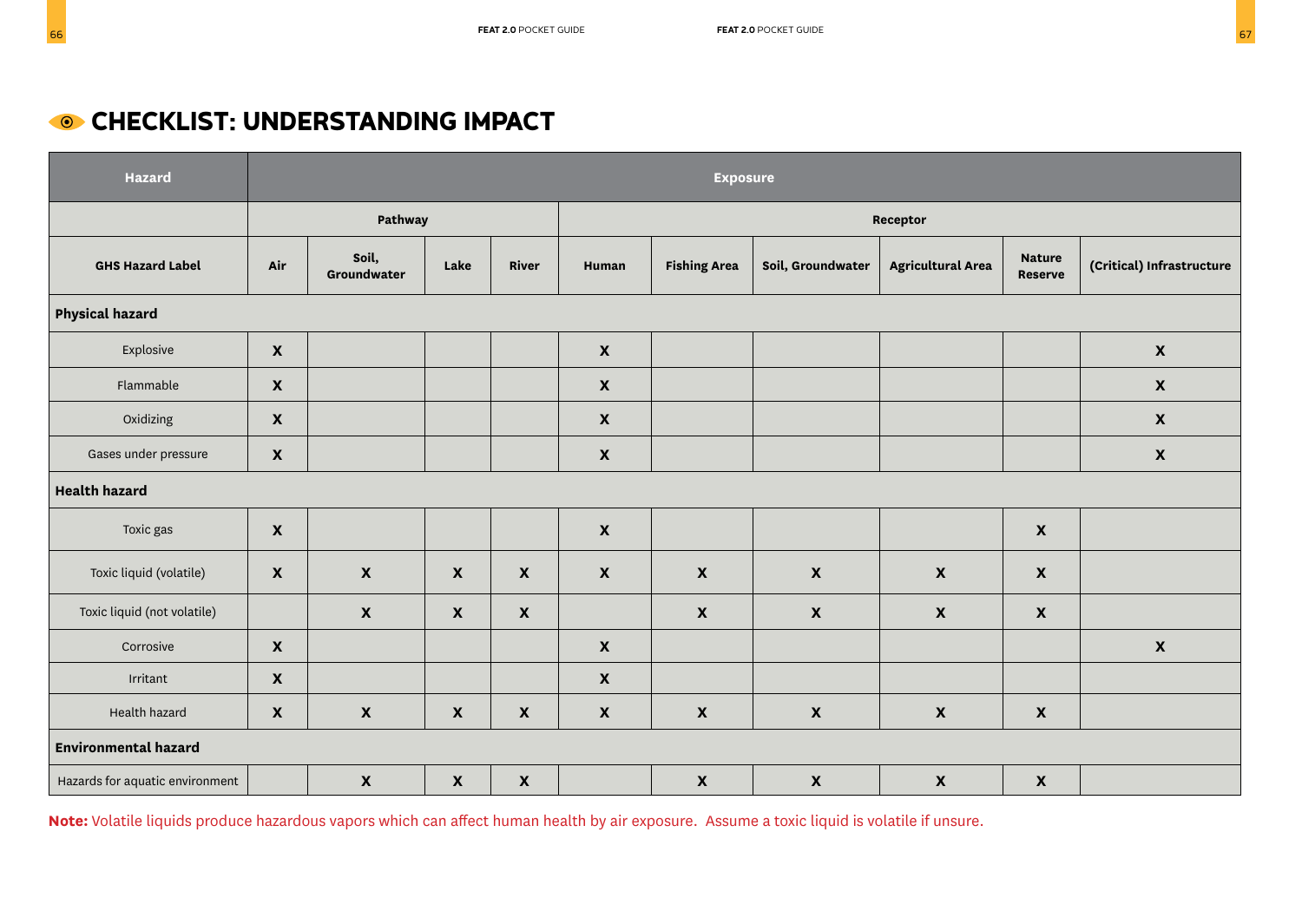## CHECKLIST: UNDERSTANDING IMPACT

| Hazard | Exposure | | | | | | | | | |
|---|---|---|---|---|---|---|---|---|---|---|
| | Pathway | | | | Receptor | | | | | |
| GHS Hazard Label | Air | Soil, Groundwater | Lake | River | Human | Fishing Area | Soil, Groundwater | Agricultural Area | Nature Reserve | (Critical) Infrastructure |
| **Physical hazard** | | | | | | | | | | |
| Explosive | X | | | | X | | | | | X |
| Flammable | X | | | | X | | | | | X |
| Oxidizing | X | | | | X | | | | | X |
| Gases under pressure | X | | | | X | | | | | X |
| **Health hazard** | | | | | | | | | | |
| Toxic gas | X | | | | X | | | | X | |
| Toxic liquid (volatile) | X | X | X | X | X | X | X | X | X | |
| Toxic liquid (not volatile) | | X | X | X | | X | X | X | X | |
| Corrosive | X | | | | X | | | | | X |
| Irritant | X | | | | X | | | | | |
| Health hazard | X | X | X | X | X | X | X | X | X | |
| **Environmental hazard** | | | | | | | | | | |
| Hazards for aquatic environment | | X | X | X | | X | X | X | X | |

**Note:** Volatile liquids produce hazardous vapors which can affect human health by air exposure. Assume a toxic liquid is volatile if unsure.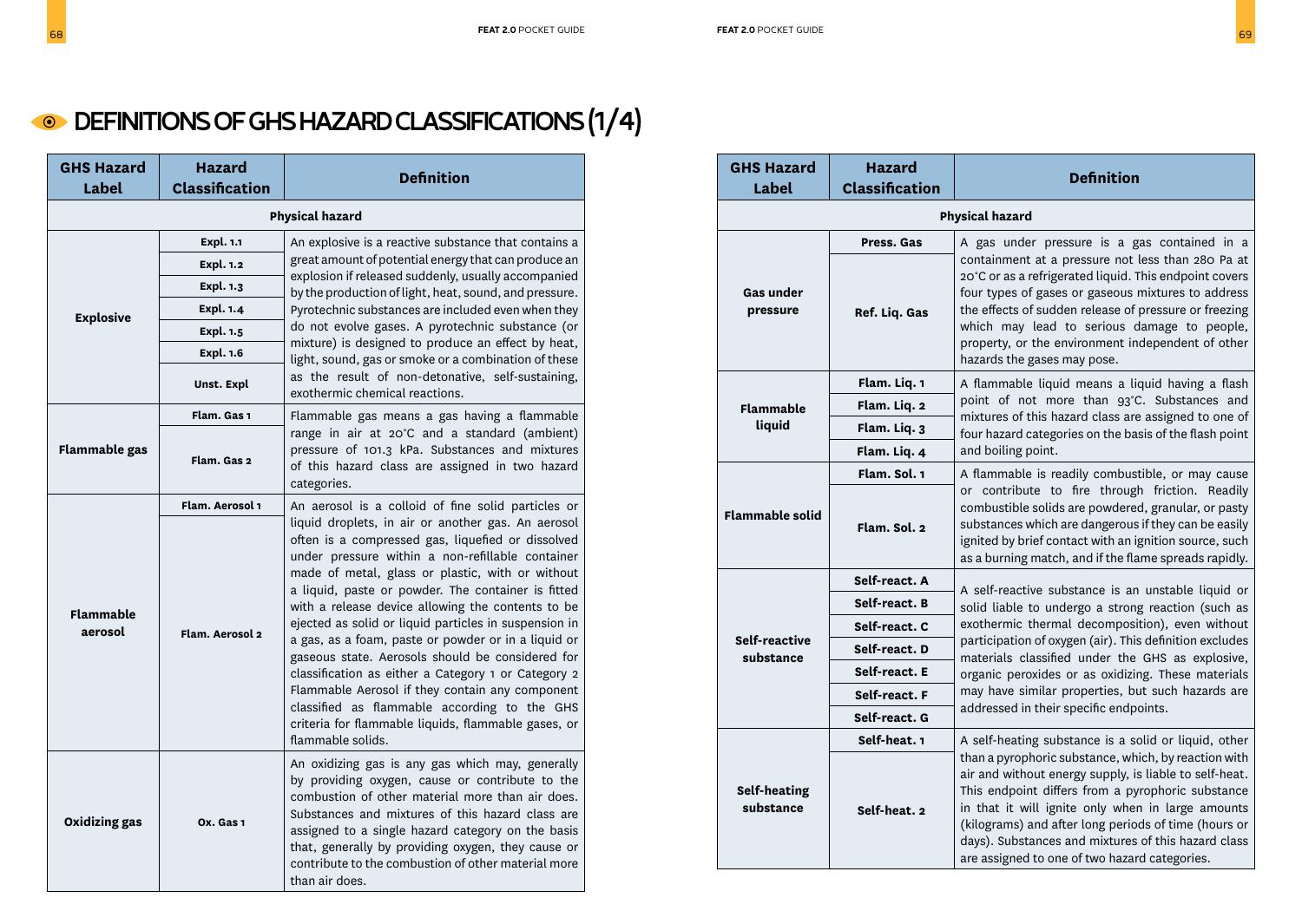# DEFINITIONS OF GHS HAZARD CLASSIFICATIONS (1/4)

| GHS Hazard Label | Hazard Classification | Definition |
|---|---|---|
| **Physical hazard** | | |
| Explosive | Expl. 1.1 | An explosive is a reactive substance that contains a great amount of potential energy that can produce an explosion if released suddenly, usually accompanied by the production of light, heat, sound, and pressure. Pyrotechnic substances are included even when they do not evolve gases. A pyrotechnic substance (or mixture) is designed to produce an effect by heat, light, sound, gas or smoke or a combination of these as the result of non-detonative, self-sustaining, exothermic chemical reactions. |
| | Expl. 1.2 | |
| | Expl. 1.3 | |
| | Expl. 1.4 | |
| | Expl. 1.5 | |
| | Expl. 1.6 | |
| | Unst. Expl | |
| Flammable gas | Flam. Gas 1 | Flammable gas means a gas having a flammable range in air at 20°C and a standard (ambient) pressure of 101.3 kPa. Substances and mixtures of this hazard class are assigned in two hazard categories. |
| | Flam. Gas 2 | |
| Flammable aerosol | Flam. Aerosol 1 | An aerosol is a colloid of fine solid particles or liquid droplets, in air or another gas. An aerosol often is a compressed gas, liquefied or dissolved under pressure within a non-refillable container made of metal, glass or plastic, with or without a liquid, paste or powder. The container is fitted with a release device allowing the contents to be ejected as solid or liquid particles in suspension in a gas, as a foam, paste or powder or in a liquid or gaseous state. Aerosols should be considered for classification as either a Category 1 or Category 2 Flammable Aerosol if they contain any component classified as flammable according to the GHS criteria for flammable liquids, flammable gases, or flammable solids. |
| | Flam. Aerosol 2 | |
| Oxidizing gas | Ox. Gas 1 | An oxidizing gas is any gas which may, generally by providing oxygen, cause or contribute to the combustion of other material more than air does. Substances and mixtures of this hazard class are assigned to a single hazard category on the basis that, generally by providing oxygen, they cause or contribute to the combustion of other material more than air does. |

| GHS Hazard Label | Hazard Classification | Definition |
|---|---|---|
| **Physical hazard** | | |
| Gas under pressure | Press. Gas | A gas under pressure is a gas contained in a containment at a pressure not less than 280 Pa at 20°C or as a refrigerated liquid. This endpoint covers four types of gases or gaseous mixtures to address the effects of sudden release of pressure or freezing which may lead to serious damage to people, property, or the environment independent of other hazards the gases may pose. |
| | Ref. Liq. Gas | |
| Flammable liquid | Flam. Liq. 1 | A flammable liquid means a liquid having a flash point of not more than 93°C. Substances and mixtures of this hazard class are assigned to one of four hazard categories on the basis of the flash point and boiling point. |
| | Flam. Liq. 2 | |
| | Flam. Liq. 3 | |
| | Flam. Liq. 4 | |
| Flammable solid | Flam. Sol. 1 | A flammable is readily combustible, or may cause or contribute to fire through friction. Readily combustible solids are powdered, granular, or pasty substances which are dangerous if they can be easily ignited by brief contact with an ignition source, such as a burning match, and if the flame spreads rapidly. |
| | Flam. Sol. 2 | |
| Self-reactive substance | Self-react. A | A self-reactive substance is an unstable liquid or solid liable to undergo a strong reaction (such as exothermic thermal decomposition), even without participation of oxygen (air). This definition excludes materials classified under the GHS as explosive, organic peroxides or as oxidizing. These materials may have similar properties, but such hazards are addressed in their specific endpoints. |
| | Self-react. B | |
| | Self-react. C | |
| | Self-react. D | |
| | Self-react. E | |
| | Self-react. F | |
| | Self-react. G | |
| Self-heating substance | Self-heat. 1 | A self-heating substance is a solid or liquid, other than a pyrophoric substance, which, by reaction with air and without energy supply, is liable to self-heat. This endpoint differs from a pyrophoric substance in that it will ignite only when in large amounts (kilograms) and after long periods of time (hours or days). Substances and mixtures of this hazard class are assigned to one of two hazard categories. |
| | Self-heat. 2 | |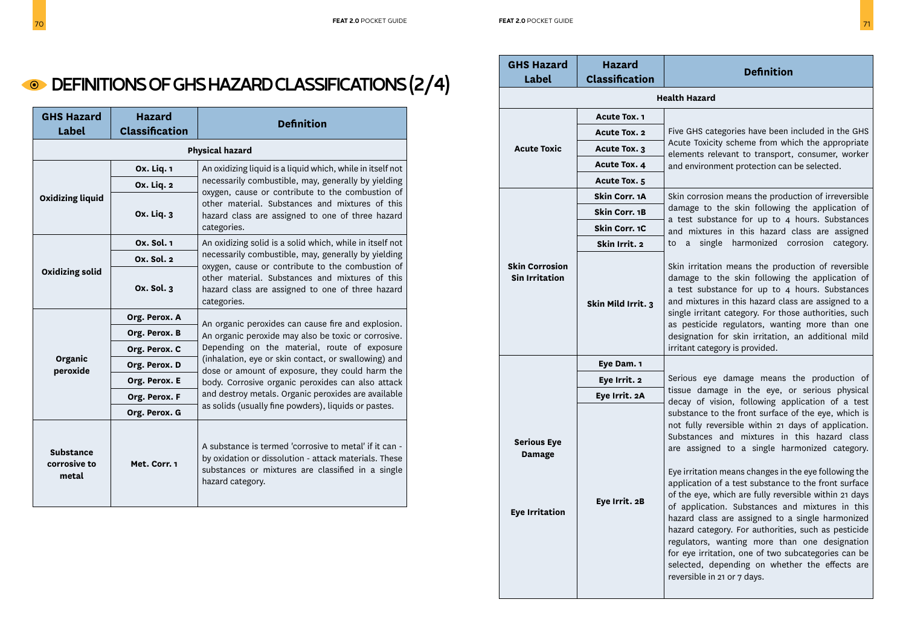# DEFINITIONS OF GHS HAZARD CLASSIFICATIONS (2/4)

| GHS Hazard Label | Hazard Classification | Definition |
|---|---|---|
| **Physical hazard** | | |
| Oxidizing liquid | Ox. Liq. 1 | An oxidizing liquid is a liquid which, while in itself not necessarily combustible, may, generally by yielding oxygen, cause or contribute to the combustion of other material. Substances and mixtures of this hazard class are assigned to one of three hazard categories. |
| | Ox. Liq. 2 | |
| | Ox. Liq. 3 | |
| Oxidizing solid | Ox. Sol. 1 | An oxidizing solid is a solid which, while in itself not necessarily combustible, may, generally by yielding oxygen, cause or contribute to the combustion of other material. Substances and mixtures of this hazard class are assigned to one of three hazard categories. |
| | Ox. Sol. 2 | |
| | Ox. Sol. 3 | |
| Organic peroxide | Org. Perox. A | An organic peroxides can cause fire and explosion. An organic peroxide may also be toxic or corrosive. Depending on the material, route of exposure (inhalation, eye or skin contact, or swallowing) and dose or amount of exposure, they could harm the body. Corrosive organic peroxides can also attack and destroy metals. Organic peroxides are available as solids (usually fine powders), liquids or pastes. |
| | Org. Perox. B | |
| | Org. Perox. C | |
| | Org. Perox. D | |
| | Org. Perox. E | |
| | Org. Perox. F | |
| | Org. Perox. G | |
| Substance corrosive to metal | Met. Corr. 1 | A substance is termed 'corrosive to metal' if it can - by oxidation or dissolution - attack materials. These substances or mixtures are classified in a single hazard category. |

| GHS Hazard Label | Hazard Classification | Definition |
|---|---|---|
| **Health Hazard** | | |
| Acute Toxic | Acute Tox. 1 | Five GHS categories have been included in the GHS Acute Toxicity scheme from which the appropriate elements relevant to transport, consumer, worker and environment protection can be selected. |
| | Acute Tox. 2 | |
| | Acute Tox. 3 | |
| | Acute Tox. 4 | |
| | Acute Tox. 5 | |
| Skin Corrosion Sin Irritation | Skin Corr. 1A | Skin corrosion means the production of irreversible damage to the skin following the application of a test substance for up to 4 hours. Substances and mixtures in this hazard class are assigned to a single harmonized corrosion category. |
| | Skin Corr. 1B | |
| | Skin Corr. 1C | |
| | Skin Irrit. 2 | |
| | Skin Mild Irrit. 3 | Skin irritation means the production of reversible damage to the skin following the application of a test substance for up to 4 hours. Substances and mixtures in this hazard class are assigned to a single irritant category. For those authorities, such as pesticide regulators, wanting more than one designation for skin irritation, an additional mild irritant category is provided. |
| Serious Eye Damage | Eye Dam. 1 | Serious eye damage means the production of tissue damage in the eye, or serious physical decay of vision, following application of a test substance to the front surface of the eye, which is not fully reversible within 21 days of application. Substances and mixtures in this hazard class are assigned to a single harmonized category. |
| | Eye Irrit. 2 | |
| | Eye Irrit. 2A | |
| Eye Irritation | Eye Irrit. 2B | Eye irritation means changes in the eye following the application of a test substance to the front surface of the eye, which are fully reversible within 21 days of application. Substances and mixtures in this hazard class are assigned to a single harmonized hazard category. For authorities, such as pesticide regulators, wanting more than one designation for eye irritation, one of two subcategories can be selected, depending on whether the effects are reversible in 21 or 7 days. |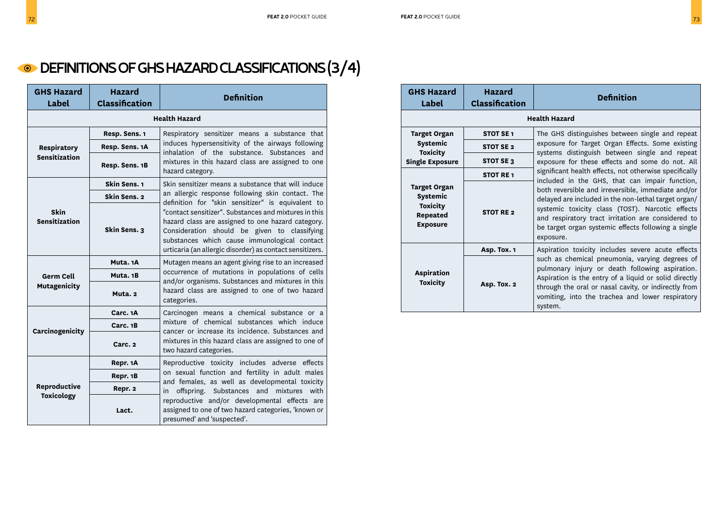# DEFINITIONS OF GHS HAZARD CLASSIFICATIONS (3/4)

| GHS Hazard Label | Hazard Classification | Definition |
|---|---|---|
| **Health Hazard** | | |
| **Respiratory Sensitization** | **Resp. Sens. 1** | Respiratory sensitizer means a substance that induces hypersensitivity of the airways following inhalation of the substance. Substances and mixtures in this hazard class are assigned to one hazard category. |
| | **Resp. Sens. 1A** | |
| | **Resp. Sens. 1B** | |
| **Skin Sensitization** | **Skin Sens. 1** | Skin sensitizer means a substance that will induce an allergic response following skin contact. The definition for "skin sensitizer" is equivalent to "contact sensitizer". Substances and mixtures in this hazard class are assigned to one hazard category. Consideration should be given to classifying substances which cause immunological contact urticaria (an allergic disorder) as contact sensitizers. |
| | **Skin Sens. 2** | |
| | **Skin Sens. 3** | |
| **Germ Cell Mutagenicity** | **Muta. 1A** | Mutagen means an agent giving rise to an increased occurrence of mutations in populations of cells and/or organisms. Substances and mixtures in this hazard class are assigned to one of two hazard categories. |
| | **Muta. 1B** | |
| | **Muta. 2** | |
| **Carcinogenicity** | **Carc. 1A** | Carcinogen means a chemical substance or a mixture of chemical substances which induce cancer or increase its incidence. Substances and mixtures in this hazard class are assigned to one of two hazard categories. |
| | **Carc. 1B** | |
| | **Carc. 2** | |
| **Reproductive Toxicology** | **Repr. 1A** | Reproductive toxicity includes adverse effects on sexual function and fertility in adult males and females, as well as developmental toxicity in offspring. Substances and mixtures with reproductive and/or developmental effects are assigned to one of two hazard categories, 'known or presumed' and 'suspected'. |
| | **Repr. 1B** | |
| | **Repr. 2** | |
| | **Lact.** | |

| GHS Hazard Label | Hazard Classification | Definition |
|---|---|---|
| **Health Hazard** | | |
| **Target Organ Systemic Toxicity Single Exposure** | **STOT SE 1** | The GHS distinguishes between single and repeat exposure for Target Organ Effects. Some existing systems distinguish between single and repeat exposure for these effects and some do not. All significant health effects, not otherwise specifically included in the GHS, that can impair function, both reversible and irreversible, immediate and/or delayed are included in the non-lethal target organ/systemic toxicity class (TOST). Narcotic effects and respiratory tract irritation are considered to be target organ systemic effects following a single exposure. |
| | **STOT SE 2** | |
| | **STOT SE 3** | |
| **Target Organ Systemic Toxicity Repeated Exposure** | **STOT RE 1** | |
| | **STOT RE 2** | |
| **Aspiration Toxicity** | **Asp. Tox. 1** | Aspiration toxicity includes severe acute effects such as chemical pneumonia, varying degrees of pulmonary injury or death following aspiration. Aspiration is the entry of a liquid or solid directly through the oral or nasal cavity, or indirectly from vomiting, into the trachea and lower respiratory system. |
| | **Asp. Tox. 2** | |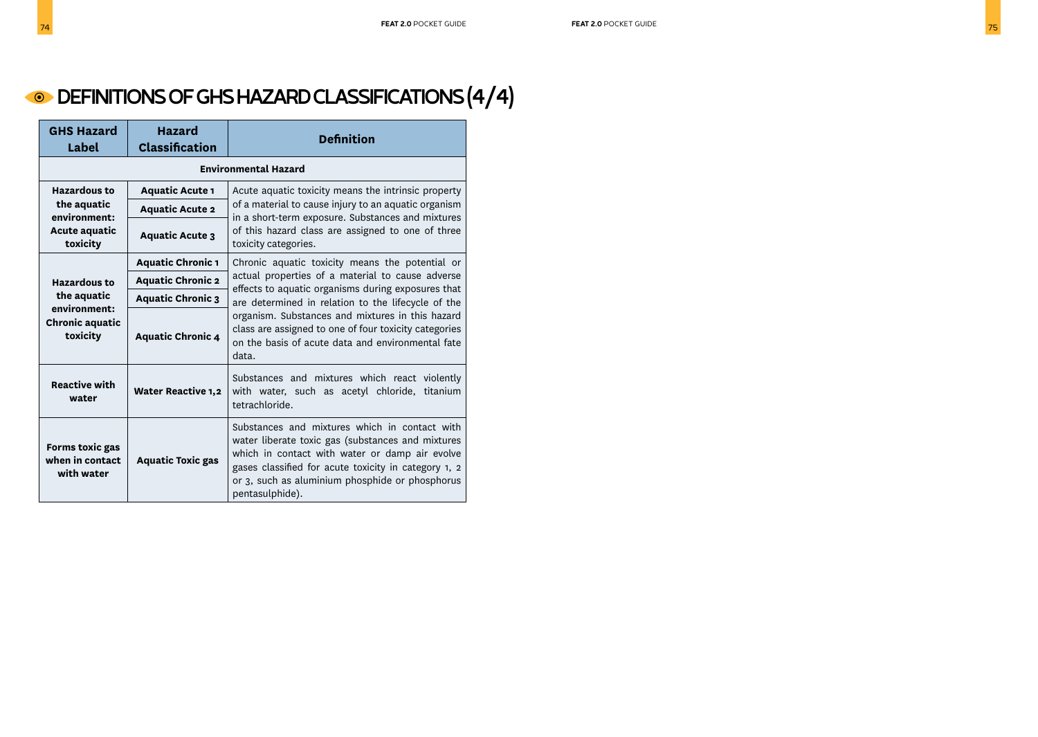# DEFINITIONS OF GHS HAZARD CLASSIFICATIONS (4/4)

| GHS Hazard Label | Hazard Classification | Definition |
|---|---|---|
| **Environmental Hazard** | | |
| **Hazardous to the aquatic environment: Acute aquatic toxicity** | **Aquatic Acute 1** | Acute aquatic toxicity means the intrinsic property of a material to cause injury to an aquatic organism in a short-term exposure. Substances and mixtures of this hazard class are assigned to one of three toxicity categories. |
| | **Aquatic Acute 2** | |
| | **Aquatic Acute 3** | |
| **Hazardous to the aquatic environment: Chronic aquatic toxicity** | **Aquatic Chronic 1** | Chronic aquatic toxicity means the potential or actual properties of a material to cause adverse effects to aquatic organisms during exposures that are determined in relation to the lifecycle of the organism. Substances and mixtures in this hazard class are assigned to one of four toxicity categories on the basis of acute data and environmental fate data. |
| | **Aquatic Chronic 2** | |
| | **Aquatic Chronic 3** | |
| | **Aquatic Chronic 4** | |
| **Reactive with water** | **Water Reactive 1,2** | Substances and mixtures which react violently with water, such as acetyl chloride, titanium tetrachloride. |
| **Forms toxic gas when in contact with water** | **Aquatic Toxic gas** | Substances and mixtures which in contact with water liberate toxic gas (substances and mixtures which in contact with water or damp air evolve gases classified for acute toxicity in category 1, 2 or 3, such as aluminium phosphide or phosphorus pentasulphide). |